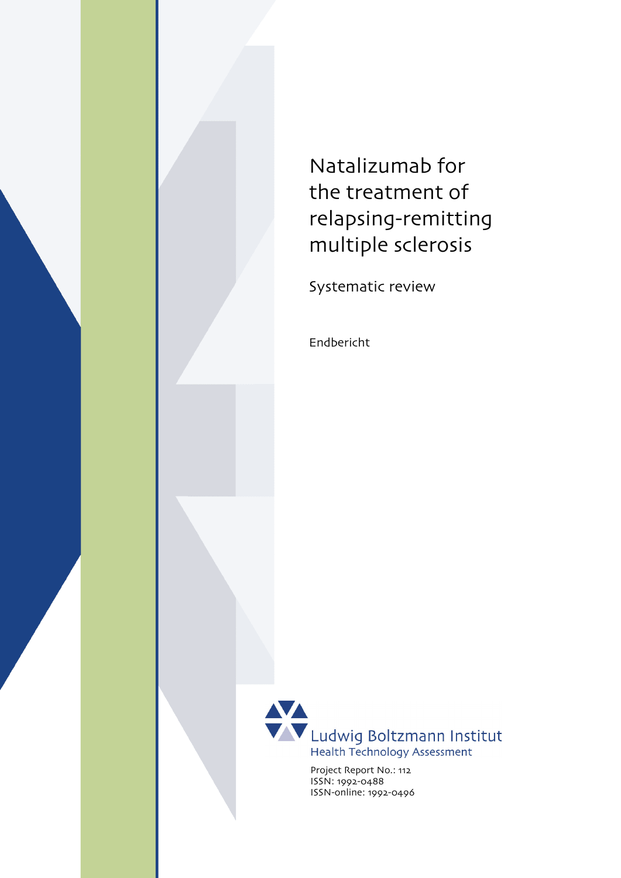# Natalizumab for the treatment of relapsing-remitting multiple sclerosis

Systematic review

Endbericht

Ludwig Boltzmann Institut
Health Technology Assessment

Project Report No.: 112
ISSN: 1992-0488
ISSN-online: 1992-0496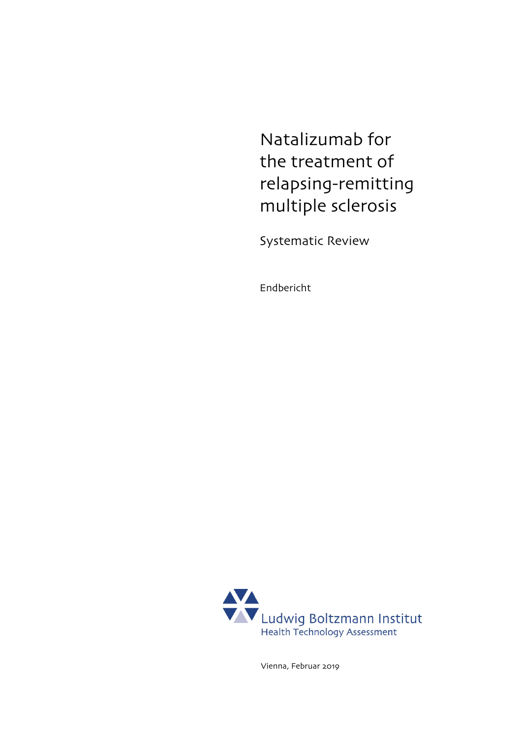# Natalizumab for the treatment of relapsing-remitting multiple sclerosis

Systematic Review

Endbericht

Ludwig Boltzmann Institut
Health Technology Assessment

Vienna, Februar 2019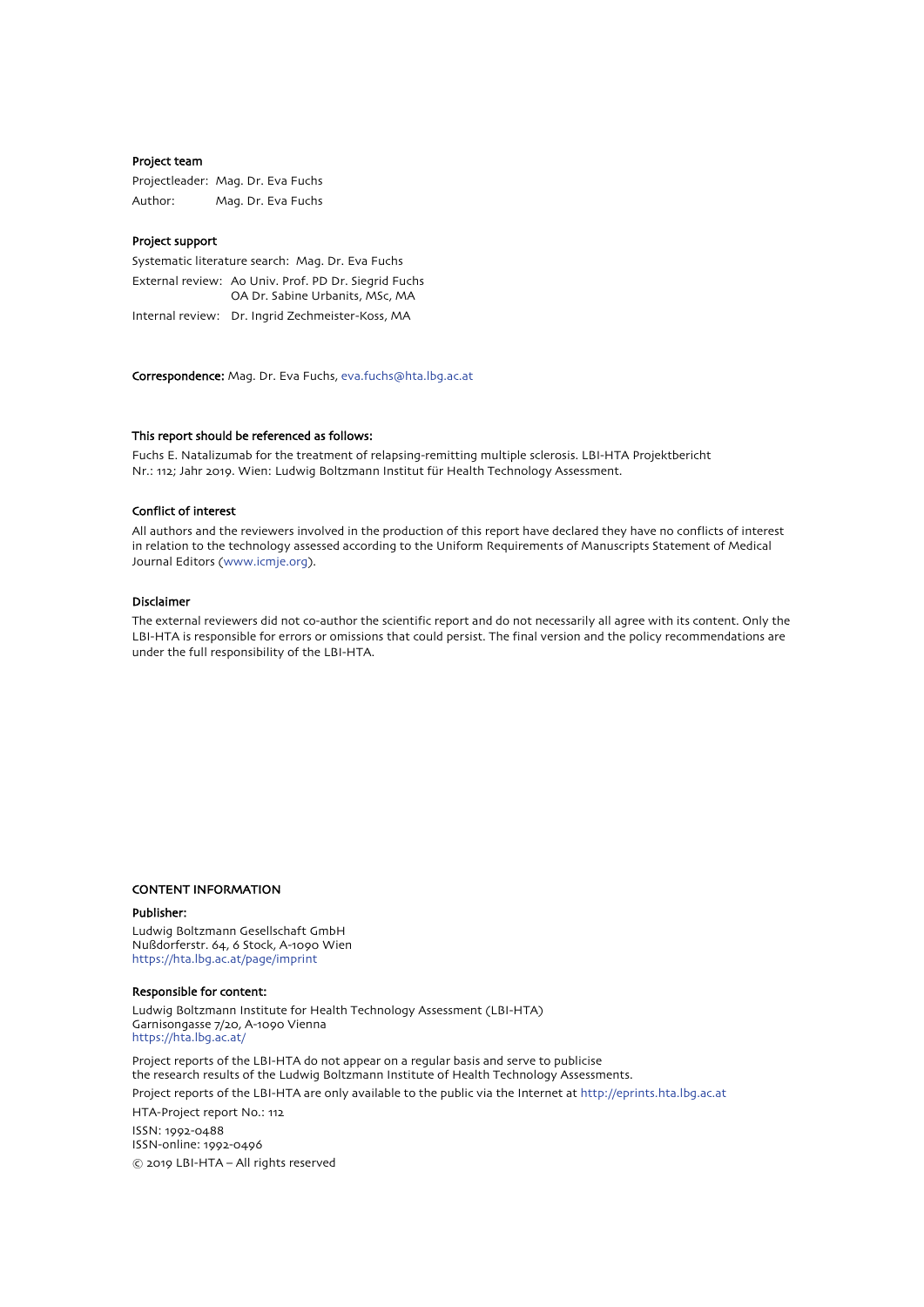**Project team**

Projectleader: Mag. Dr. Eva Fuchs

Author: Mag. Dr. Eva Fuchs

**Project support**

Systematic literature search: Mag. Dr. Eva Fuchs

External review: Ao Univ. Prof. PD Dr. Siegrid Fuchs
OA Dr. Sabine Urbanits, MSc, MA

Internal review: Dr. Ingrid Zechmeister-Koss, MA

**Correspondence:** Mag. Dr. Eva Fuchs, eva.fuchs@hta.lbg.ac.at

**This report should be referenced as follows:**

Fuchs E. Natalizumab for the treatment of relapsing-remitting multiple sclerosis. LBI-HTA Projektbericht Nr.: 112; Jahr 2019. Wien: Ludwig Boltzmann Institut für Health Technology Assessment.

**Conflict of interest**

All authors and the reviewers involved in the production of this report have declared they have no conflicts of interest in relation to the technology assessed according to the Uniform Requirements of Manuscripts Statement of Medical Journal Editors (www.icmje.org).

**Disclaimer**

The external reviewers did not co-author the scientific report and do not necessarily all agree with its content. Only the LBI-HTA is responsible for errors or omissions that could persist. The final version and the policy recommendations are under the full responsibility of the LBI-HTA.

**CONTENT INFORMATION**

**Publisher:**

Ludwig Boltzmann Gesellschaft GmbH
Nußdorferstr. 64, 6 Stock, A-1090 Wien
https://hta.lbg.ac.at/page/imprint

**Responsible for content:**

Ludwig Boltzmann Institute for Health Technology Assessment (LBI-HTA)
Garnisongasse 7/20, A-1090 Vienna
https://hta.lbg.ac.at/

Project reports of the LBI-HTA do not appear on a regular basis and serve to publicise the research results of the Ludwig Boltzmann Institute of Health Technology Assessments.

Project reports of the LBI-HTA are only available to the public via the Internet at http://eprints.hta.lbg.ac.at

HTA-Project report No.: 112

ISSN: 1992-0488
ISSN-online: 1992-0496

© 2019 LBI-HTA – All rights reserved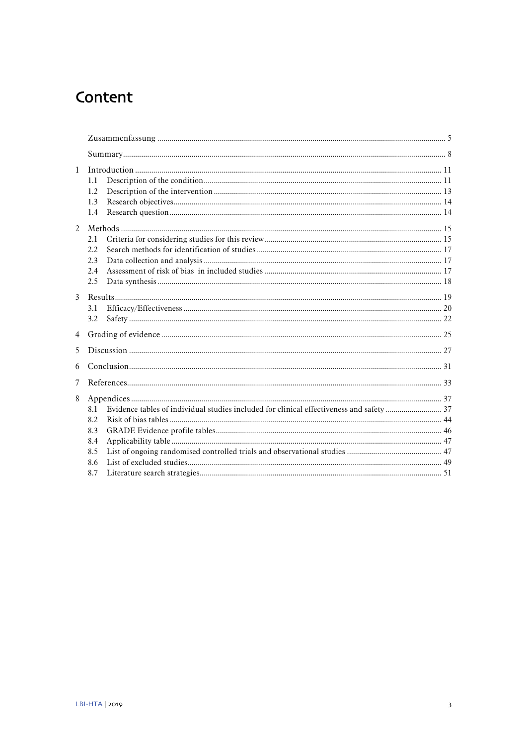# Content

| | | |
|---|---|---|
| | Zusammenfassung | 5 |
| | Summary | 8 |
| 1 | Introduction | 11 |
| | 1.1 Description of the condition | 11 |
| | 1.2 Description of the intervention | 13 |
| | 1.3 Research objectives | 14 |
| | 1.4 Research question | 14 |
| 2 | Methods | 15 |
| | 2.1 Criteria for considering studies for this review | 15 |
| | 2.2 Search methods for identification of studies | 17 |
| | 2.3 Data collection and analysis | 17 |
| | 2.4 Assessment of risk of bias in included studies | 17 |
| | 2.5 Data synthesis | 18 |
| 3 | Results | 19 |
| | 3.1 Efficacy/Effectiveness | 20 |
| | 3.2 Safety | 22 |
| 4 | Grading of evidence | 25 |
| 5 | Discussion | 27 |
| 6 | Conclusion | 31 |
| 7 | References | 33 |
| 8 | Appendices | 37 |
| | 8.1 Evidence tables of individual studies included for clinical effectiveness and safety | 37 |
| | 8.2 Risk of bias tables | 44 |
| | 8.3 GRADE Evidence profile tables | 46 |
| | 8.4 Applicability table | 47 |
| | 8.5 List of ongoing randomised controlled trials and observational studies | 47 |
| | 8.6 List of excluded studies | 49 |
| | 8.7 Literature search strategies | 51 |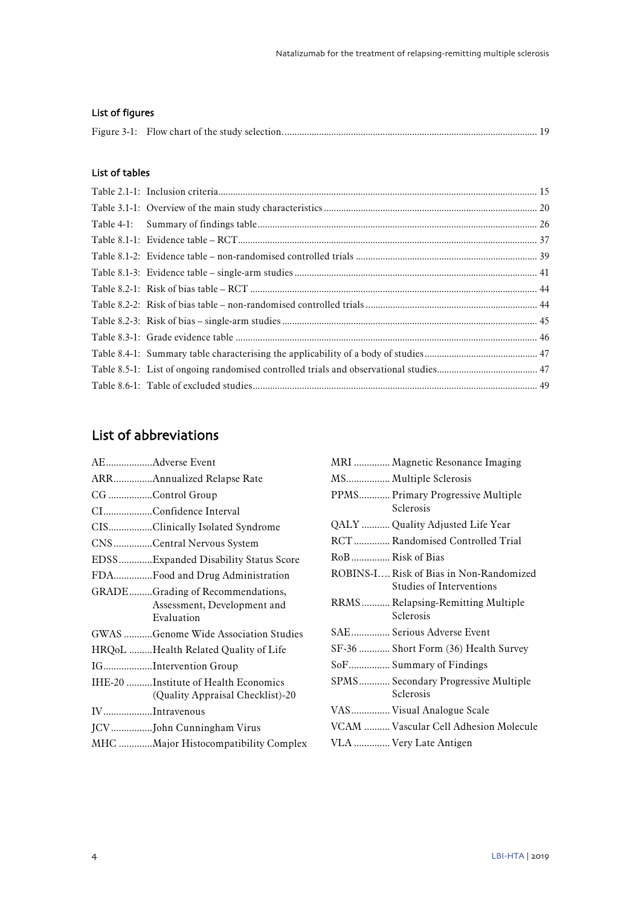### List of figures

Figure 3-1: Flow chart of the study selection. ..... 19

### List of tables

Table 2.1-1: Inclusion criteria ..... 15

Table 3.1-1: Overview of the main study characteristics ..... 20

Table 4-1: Summary of findings table ..... 26

Table 8.1-1: Evidence table – RCT ..... 37

Table 8.1-2: Evidence table – non-randomised controlled trials ..... 39

Table 8.1-3: Evidence table – single-arm studies ..... 41

Table 8.2-1: Risk of bias table – RCT ..... 44

Table 8.2-2: Risk of bias table – non-randomised controlled trials ..... 44

Table 8.2-3: Risk of bias – single-arm studies ..... 45

Table 8.3-1: Grade evidence table ..... 46

Table 8.4-1: Summary table characterising the applicability of a body of studies ..... 47

Table 8.5-1: List of ongoing randomised controlled trials and observational studies ..... 47

Table 8.6-1: Table of excluded studies ..... 49

## List of abbreviations

AE ..... Adverse Event
ARR ..... Annualized Relapse Rate
CG ..... Control Group
CI ..... Confidence Interval
CIS ..... Clinically Isolated Syndrome
CNS ..... Central Nervous System
EDSS ..... Expanded Disability Status Score
FDA ..... Food and Drug Administration
GRADE ..... Grading of Recommendations, Assessment, Development and Evaluation
GWAS ..... Genome Wide Association Studies
HRQoL ..... Health Related Quality of Life
IG ..... Intervention Group
IHE-20 ..... Institute of Health Economics (Quality Appraisal Checklist)-20
IV ..... Intravenous
JCV ..... John Cunningham Virus
MHC ..... Major Histocompatibility Complex
MRI ..... Magnetic Resonance Imaging
MS ..... Multiple Sclerosis
PPMS ..... Primary Progressive Multiple Sclerosis
QALY ..... Quality Adjusted Life Year
RCT ..... Randomised Controlled Trial
RoB ..... Risk of Bias
ROBINS-I ..... Risk of Bias in Non-Randomized Studies of Interventions
RRMS ..... Relapsing-Remitting Multiple Sclerosis
SAE ..... Serious Adverse Event
SF-36 ..... Short Form (36) Health Survey
SoF ..... Summary of Findings
SPMS ..... Secondary Progressive Multiple Sclerosis
VAS ..... Visual Analogue Scale
VCAM ..... Vascular Cell Adhesion Molecule
VLA ..... Very Late Antigen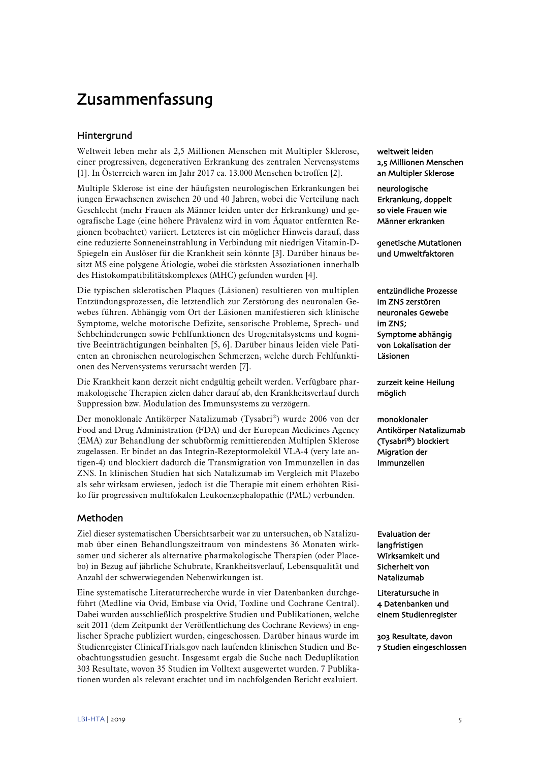# Zusammenfassung

## Hintergrund

Weltweit leben mehr als 2,5 Millionen Menschen mit Multipler Sklerose, einer progressiven, degenerativen Erkrankung des zentralen Nervensystems [1]. In Österreich waren im Jahr 2017 ca. 13.000 Menschen betroffen [2].

weltweit leiden 2,5 Millionen Menschen an Multipler Sklerose

Multiple Sklerose ist eine der häufigsten neurologischen Erkrankungen bei jungen Erwachsenen zwischen 20 und 40 Jahren, wobei die Verteilung nach Geschlecht (mehr Frauen als Männer leiden unter der Erkrankung) und geografische Lage (eine höhere Prävalenz wird in vom Äquator entfernten Regionen beobachtet) variiert. Letzteres ist ein möglicher Hinweis darauf, dass eine reduzierte Sonneneinstrahlung in Verbindung mit niedrigen Vitamin-D-Spiegeln ein Auslöser für die Krankheit sein könnte [3]. Darüber hinaus besitzt MS eine polygene Ätiologie, wobei die stärksten Assoziationen innerhalb des Histokompatibilitätskomplexes (MHC) gefunden wurden [4].

neurologische Erkrankung, doppelt so viele Frauen wie Männer erkranken

genetische Mutationen und Umweltfaktoren

Die typischen sklerotischen Plaques (Läsionen) resultieren von multiplen Entzündungsprozessen, die letztendlich zur Zerstörung des neuronalen Gewebes führen. Abhängig vom Ort der Läsionen manifestieren sich klinische Symptome, welche motorische Defizite, sensorische Probleme, Sprech- und Sehbehinderungen sowie Fehlfunktionen des Urogenitalsystems und kognitive Beeinträchtigungen beinhalten [5, 6]. Darüber hinaus leiden viele Patienten an chronischen neurologischen Schmerzen, welche durch Fehlfunktionen des Nervensystems verursacht werden [7].

entzündliche Prozesse im ZNS zerstören neuronales Gewebe im ZNS; Symptome abhängig von Lokalisation der Läsionen

Die Krankheit kann derzeit nicht endgültig geheilt werden. Verfügbare pharmakologische Therapien zielen daher darauf ab, den Krankheitsverlauf durch Suppression bzw. Modulation des Immunsystems zu verzögern.

zurzeit keine Heilung möglich

Der monoklonale Antikörper Natalizumab (Tysabri®) wurde 2006 von der Food and Drug Administration (FDA) und der European Medicines Agency (EMA) zur Behandlung der schubförmig remittierenden Multiplen Sklerose zugelassen. Er bindet an das Integrin-Rezeptormolekül VLA-4 (very late antigen-4) und blockiert dadurch die Transmigration von Immunzellen in das ZNS. In klinischen Studien hat sich Natalizumab im Vergleich mit Plazebo als sehr wirksam erwiesen, jedoch ist die Therapie mit einem erhöhten Risiko für progressiven multifokalen Leukoenzephalopathie (PML) verbunden.

monoklonaler Antikörper Natalizumab (Tysabri®) blockiert Migration der Immunzellen

## Methoden

Ziel dieser systematischen Übersichtsarbeit war zu untersuchen, ob Natalizumab über einen Behandlungszeitraum von mindestens 36 Monaten wirksamer und sicherer als alternative pharmakologische Therapien (oder Placebo) in Bezug auf jährliche Schubrate, Krankheitsverlauf, Lebensqualität und Anzahl der schwerwiegenden Nebenwirkungen ist.

Evaluation der langfristigen Wirksamkeit und Sicherheit von Natalizumab

Eine systematische Literaturrecherche wurde in vier Datenbanken durchgeführt (Medline via Ovid, Embase via Ovid, Toxline und Cochrane Central). Dabei wurden ausschließlich prospektive Studien und Publikationen, welche seit 2011 (dem Zeitpunkt der Veröffentlichung des Cochrane Reviews) in englischer Sprache publiziert wurden, eingeschossen. Darüber hinaus wurde im Studienregister ClinicalTrials.gov nach laufenden klinischen Studien und Beobachtungsstudien gesucht. Insgesamt ergab die Suche nach Deduplikation 303 Resultate, wovon 35 Studien im Volltext ausgewertet wurden. 7 Publikationen wurden als relevant erachtet und im nachfolgenden Bericht evaluiert.

Literatursuche in 4 Datenbanken und einem Studienregister

303 Resultate, davon 7 Studien eingeschlossen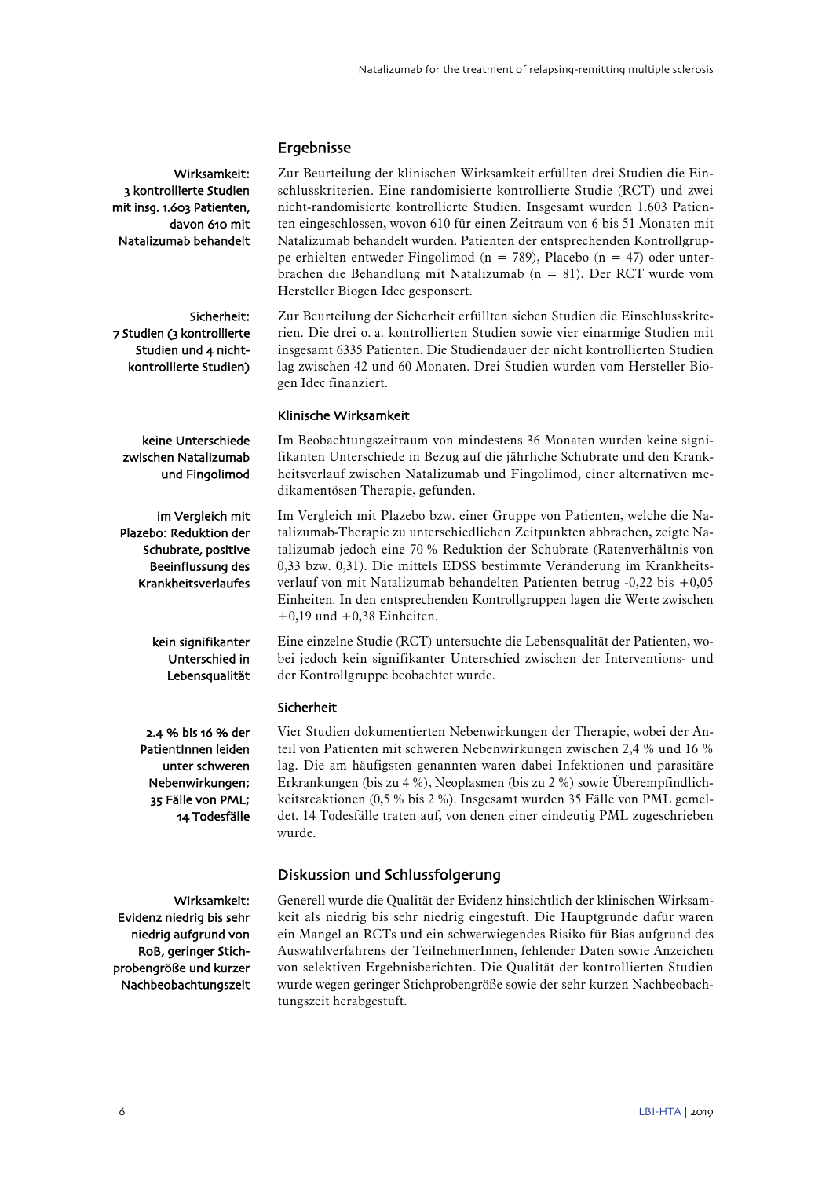## Ergebnisse

**Wirksamkeit: 3 kontrollierte Studien mit insg. 1.603 Patienten, davon 610 mit Natalizumab behandelt**

Zur Beurteilung der klinischen Wirksamkeit erfüllten drei Studien die Einschlusskriterien. Eine randomisierte kontrollierte Studie (RCT) und zwei nicht-randomisierte kontrollierte Studien. Insgesamt wurden 1.603 Patienten eingeschlossen, wovon 610 für einen Zeitraum von 6 bis 51 Monaten mit Natalizumab behandelt wurden. Patienten der entsprechenden Kontrollgruppe erhielten entweder Fingolimod (n = 789), Placebo (n = 47) oder unterbrachen die Behandlung mit Natalizumab (n = 81). Der RCT wurde vom Hersteller Biogen Idec gesponsert.

**Sicherheit: 7 Studien (3 kontrollierte Studien und 4 nicht-kontrollierte Studien)**

Zur Beurteilung der Sicherheit erfüllten sieben Studien die Einschlusskriterien. Die drei o. a. kontrollierten Studien sowie vier einarmige Studien mit insgesamt 6335 Patienten. Die Studiendauer der nicht kontrollierten Studien lag zwischen 42 und 60 Monaten. Drei Studien wurden vom Hersteller Biogen Idec finanziert.

### Klinische Wirksamkeit

**keine Unterschiede zwischen Natalizumab und Fingolimod**

Im Beobachtungszeitraum von mindestens 36 Monaten wurden keine signifikanten Unterschiede in Bezug auf die jährliche Schubrate und den Krankheitsverlauf zwischen Natalizumab und Fingolimod, einer alternativen medikamentösen Therapie, gefunden.

**im Vergleich mit Plazebo: Reduktion der Schubrate, positive Beeinflussung des Krankheitsverlaufes**

Im Vergleich mit Plazebo bzw. einer Gruppe von Patienten, welche die Natalizumab-Therapie zu unterschiedlichen Zeitpunkten abbrachen, zeigte Natalizumab jedoch eine 70 % Reduktion der Schubrate (Ratenverhältnis von 0,33 bzw. 0,31). Die mittels EDSS bestimmte Veränderung im Krankheitsverlauf von mit Natalizumab behandelten Patienten betrug -0,22 bis +0,05 Einheiten. In den entsprechenden Kontrollgruppen lagen die Werte zwischen +0,19 und +0,38 Einheiten.

**kein signifikanter Unterschied in Lebensqualität**

Eine einzelne Studie (RCT) untersuchte die Lebensqualität der Patienten, wobei jedoch kein signifikanter Unterschied zwischen der Interventions- und der Kontrollgruppe beobachtet wurde.

### Sicherheit

**2.4 % bis 16 % der PatientInnen leiden unter schweren Nebenwirkungen; 35 Fälle von PML; 14 Todesfälle**

Vier Studien dokumentierten Nebenwirkungen der Therapie, wobei der Anteil von Patienten mit schweren Nebenwirkungen zwischen 2,4 % und 16 % lag. Die am häufigsten genannten waren dabei Infektionen und parasitäre Erkrankungen (bis zu 4 %), Neoplasmen (bis zu 2 %) sowie Überempfindlichkeitsreaktionen (0,5 % bis 2 %). Insgesamt wurden 35 Fälle von PML gemeldet. 14 Todesfälle traten auf, von denen einer eindeutig PML zugeschrieben wurde.

## Diskussion und Schlussfolgerung

**Wirksamkeit: Evidenz niedrig bis sehr niedrig aufgrund von RoB, geringer Stichprobengröße und kurzer Nachbeobachtungszeit**

Generell wurde die Qualität der Evidenz hinsichtlich der klinischen Wirksamkeit als niedrig bis sehr niedrig eingestuft. Die Hauptgründe dafür waren ein Mangel an RCTs und ein schwerwiegendes Risiko für Bias aufgrund des Auswahlverfahrens der TeilnehmerInnen, fehlender Daten sowie Anzeichen von selektiven Ergebnisberichten. Die Qualität der kontrollierten Studien wurde wegen geringer Stichprobengröße sowie der sehr kurzen Nachbeobachtungszeit herabgestuft.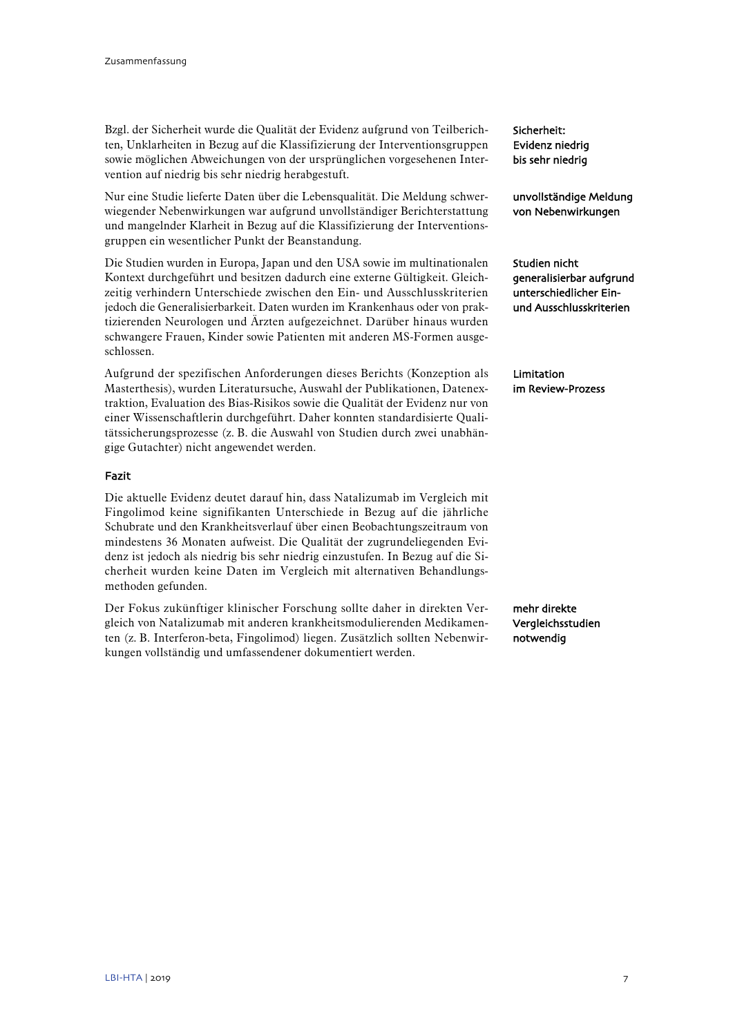Bzgl. der Sicherheit wurde die Qualität der Evidenz aufgrund von Teilberichten, Unklarheiten in Bezug auf die Klassifizierung der Interventionsgruppen sowie möglichen Abweichungen von der ursprünglichen vorgesehenen Intervention auf niedrig bis sehr niedrig herabgestuft.

**Sicherheit: Evidenz niedrig bis sehr niedrig**

Nur eine Studie lieferte Daten über die Lebensqualität. Die Meldung schwerwiegender Nebenwirkungen war aufgrund unvollständiger Berichterstattung und mangelnder Klarheit in Bezug auf die Klassifizierung der Interventionsgruppen ein wesentlicher Punkt der Beanstandung.

**unvollständige Meldung von Nebenwirkungen**

Die Studien wurden in Europa, Japan und den USA sowie im multinationalen Kontext durchgeführt und besitzen dadurch eine externe Gültigkeit. Gleichzeitig verhindern Unterschiede zwischen den Ein- und Ausschlusskriterien jedoch die Generalisierbarkeit. Daten wurden im Krankenhaus oder von praktizierenden Neurologen und Ärzten aufgezeichnet. Darüber hinaus wurden schwangere Frauen, Kinder sowie Patienten mit anderen MS-Formen ausgeschlossen.

**Studien nicht generalisierbar aufgrund unterschiedlicher Ein- und Ausschlusskriterien**

Aufgrund der spezifischen Anforderungen dieses Berichts (Konzeption als Masterthesis), wurden Literatursuche, Auswahl der Publikationen, Datenextraktion, Evaluation des Bias-Risikos sowie die Qualität der Evidenz nur von einer Wissenschaftlerin durchgeführt. Daher konnten standardisierte Qualitätssicherungsprozesse (z. B. die Auswahl von Studien durch zwei unabhängige Gutachter) nicht angewendet werden.

**Limitation im Review-Prozess**

## Fazit

Die aktuelle Evidenz deutet darauf hin, dass Natalizumab im Vergleich mit Fingolimod keine signifikanten Unterschiede in Bezug auf die jährliche Schubrate und den Krankheitsverlauf über einen Beobachtungszeitraum von mindestens 36 Monaten aufweist. Die Qualität der zugrundeliegenden Evidenz ist jedoch als niedrig bis sehr niedrig einzustufen. In Bezug auf die Sicherheit wurden keine Daten im Vergleich mit alternativen Behandlungsmethoden gefunden.

Der Fokus zukünftiger klinischer Forschung sollte daher in direkten Vergleich von Natalizumab mit anderen krankheitsmodulierenden Medikamenten (z. B. Interferon-beta, Fingolimod) liegen. Zusätzlich sollten Nebenwirkungen vollständig und umfassendener dokumentiert werden.

**mehr direkte Vergleichsstudien notwendig**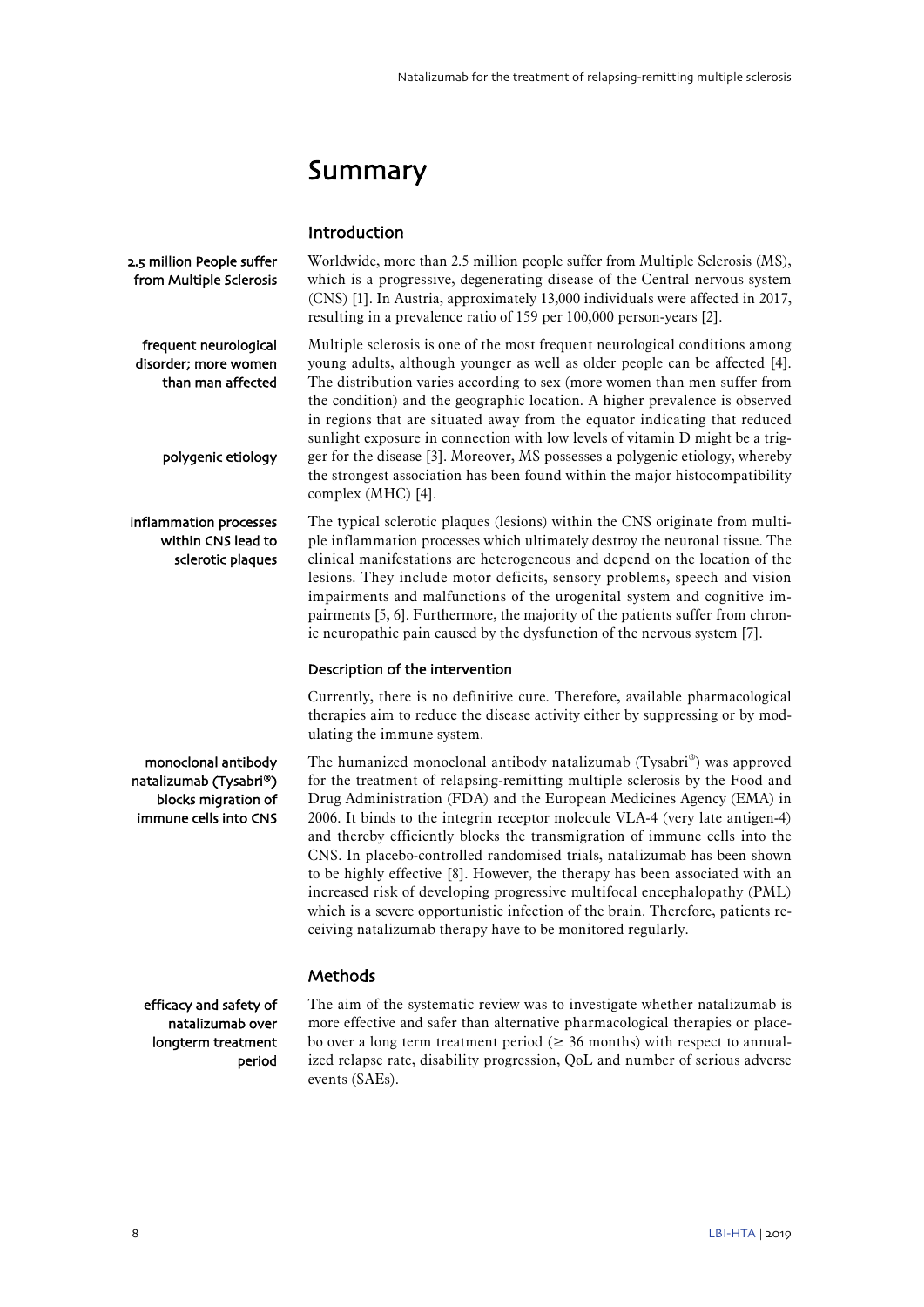# Summary

## Introduction

2.5 million People suffer from Multiple Sclerosis

Worldwide, more than 2.5 million people suffer from Multiple Sclerosis (MS), which is a progressive, degenerating disease of the Central nervous system (CNS) [1]. In Austria, approximately 13,000 individuals were affected in 2017, resulting in a prevalence ratio of 159 per 100,000 person-years [2].

frequent neurological disorder; more women than man affected

Multiple sclerosis is one of the most frequent neurological conditions among young adults, although younger as well as older people can be affected [4]. The distribution varies according to sex (more women than men suffer from the condition) and the geographic location. A higher prevalence is observed in regions that are situated away from the equator indicating that reduced sunlight exposure in connection with low levels of vitamin D might be a trigger for the disease [3]. Moreover, MS possesses a polygenic etiology, whereby the strongest association has been found within the major histocompatibility complex (MHC) [4].

polygenic etiology

inflammation processes within CNS lead to sclerotic plaques

The typical sclerotic plaques (lesions) within the CNS originate from multiple inflammation processes which ultimately destroy the neuronal tissue. The clinical manifestations are heterogeneous and depend on the location of the lesions. They include motor deficits, sensory problems, speech and vision impairments and malfunctions of the urogenital system and cognitive impairments [5, 6]. Furthermore, the majority of the patients suffer from chronic neuropathic pain caused by the dysfunction of the nervous system [7].

### Description of the intervention

Currently, there is no definitive cure. Therefore, available pharmacological therapies aim to reduce the disease activity either by suppressing or by modulating the immune system.

monoclonal antibody natalizumab (Tysabri®) blocks migration of immune cells into CNS

The humanized monoclonal antibody natalizumab (Tysabri®) was approved for the treatment of relapsing-remitting multiple sclerosis by the Food and Drug Administration (FDA) and the European Medicines Agency (EMA) in 2006. It binds to the integrin receptor molecule VLA-4 (very late antigen-4) and thereby efficiently blocks the transmigration of immune cells into the CNS. In placebo-controlled randomised trials, natalizumab has been shown to be highly effective [8]. However, the therapy has been associated with an increased risk of developing progressive multifocal encephalopathy (PML) which is a severe opportunistic infection of the brain. Therefore, patients receiving natalizumab therapy have to be monitored regularly.

## Methods

efficacy and safety of natalizumab over longterm treatment period

The aim of the systematic review was to investigate whether natalizumab is more effective and safer than alternative pharmacological therapies or placebo over a long term treatment period ($\geq$ 36 months) with respect to annualized relapse rate, disability progression, QoL and number of serious adverse events (SAEs).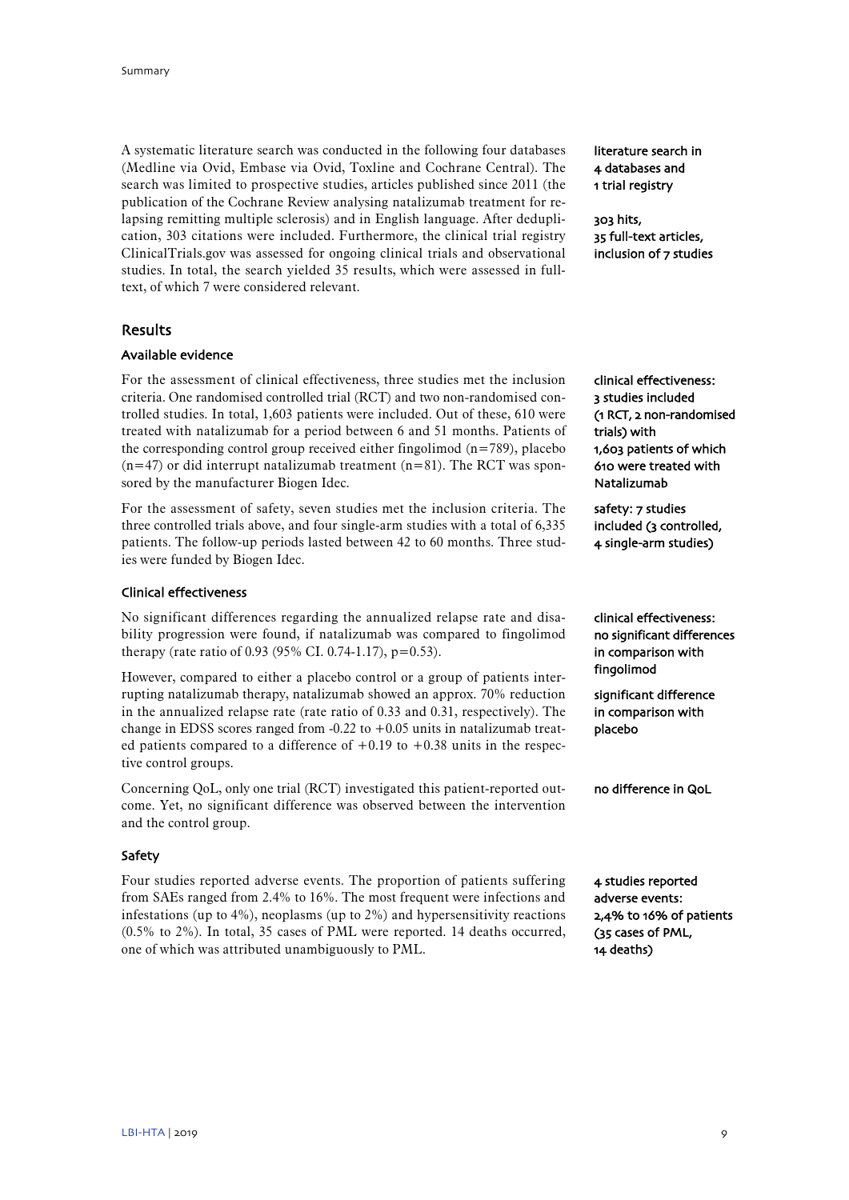A systematic literature search was conducted in the following four databases (Medline via Ovid, Embase via Ovid, Toxline and Cochrane Central). The search was limited to prospective studies, articles published since 2011 (the publication of the Cochrane Review analysing natalizumab treatment for relapsing remitting multiple sclerosis) and in English language. After deduplication, 303 citations were included. Furthermore, the clinical trial registry ClinicalTrials.gov was assessed for ongoing clinical trials and observational studies. In total, the search yielded 35 results, which were assessed in full-text, of which 7 were considered relevant.

**literature search in 4 databases and 1 trial registry**

**303 hits, 35 full-text articles, inclusion of 7 studies**

## Results

### Available evidence

For the assessment of clinical effectiveness, three studies met the inclusion criteria. One randomised controlled trial (RCT) and two non-randomised controlled studies. In total, 1,603 patients were included. Out of these, 610 were treated with natalizumab for a period between 6 and 51 months. Patients of the corresponding control group received either fingolimod (n=789), placebo (n=47) or did interrupt natalizumab treatment (n=81). The RCT was sponsored by the manufacturer Biogen Idec.

**clinical effectiveness: 3 studies included (1 RCT, 2 non-randomised trials) with 1,603 patients of which 610 were treated with Natalizumab**

For the assessment of safety, seven studies met the inclusion criteria. The three controlled trials above, and four single-arm studies with a total of 6,335 patients. The follow-up periods lasted between 42 to 60 months. Three studies were funded by Biogen Idec.

**safety: 7 studies included (3 controlled, 4 single-arm studies)**

### Clinical effectiveness

No significant differences regarding the annualized relapse rate and disability progression were found, if natalizumab was compared to fingolimod therapy (rate ratio of 0.93 (95% CI. 0.74-1.17), p=0.53).

**clinical effectiveness: no significant differences in comparison with fingolimod**

However, compared to either a placebo control or a group of patients interrupting natalizumab therapy, natalizumab showed an approx. 70% reduction in the annualized relapse rate (rate ratio of 0.33 and 0.31, respectively). The change in EDSS scores ranged from -0.22 to +0.05 units in natalizumab treated patients compared to a difference of +0.19 to +0.38 units in the respective control groups.

**significant difference in comparison with placebo**

Concerning QoL, only one trial (RCT) investigated this patient-reported outcome. Yet, no significant difference was observed between the intervention and the control group.

**no difference in QoL**

### Safety

Four studies reported adverse events. The proportion of patients suffering from SAEs ranged from 2.4% to 16%. The most frequent were infections and infestations (up to 4%), neoplasms (up to 2%) and hypersensitivity reactions (0.5% to 2%). In total, 35 cases of PML were reported. 14 deaths occurred, one of which was attributed unambiguously to PML.

**4 studies reported adverse events: 2,4% to 16% of patients (35 cases of PML, 14 deaths)**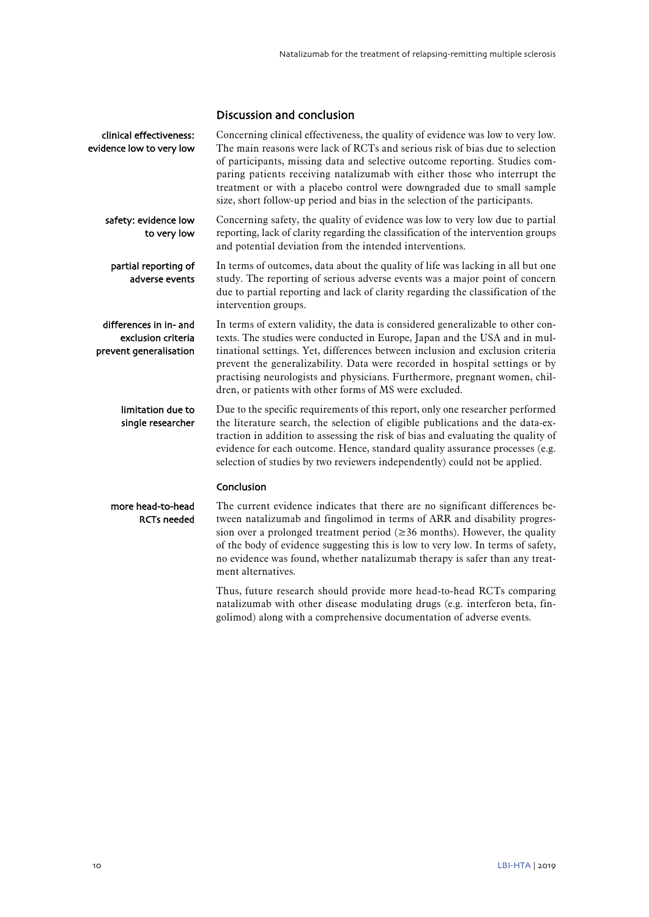## Discussion and conclusion

clinical effectiveness: evidence low to very low

Concerning clinical effectiveness, the quality of evidence was low to very low. The main reasons were lack of RCTs and serious risk of bias due to selection of participants, missing data and selective outcome reporting. Studies comparing patients receiving natalizumab with either those who interrupt the treatment or with a placebo control were downgraded due to small sample size, short follow-up period and bias in the selection of the participants.

safety: evidence low to very low

Concerning safety, the quality of evidence was low to very low due to partial reporting, lack of clarity regarding the classification of the intervention groups and potential deviation from the intended interventions.

partial reporting of adverse events

In terms of outcomes, data about the quality of life was lacking in all but one study. The reporting of serious adverse events was a major point of concern due to partial reporting and lack of clarity regarding the classification of the intervention groups.

differences in in- and exclusion criteria prevent generalisation

In terms of extern validity, the data is considered generalizable to other contexts. The studies were conducted in Europe, Japan and the USA and in multinational settings. Yet, differences between inclusion and exclusion criteria prevent the generalizability. Data were recorded in hospital settings or by practising neurologists and physicians. Furthermore, pregnant women, children, or patients with other forms of MS were excluded.

limitation due to single researcher

Due to the specific requirements of this report, only one researcher performed the literature search, the selection of eligible publications and the data-extraction in addition to assessing the risk of bias and evaluating the quality of evidence for each outcome. Hence, standard quality assurance processes (e.g. selection of studies by two reviewers independently) could not be applied.

### Conclusion

more head-to-head RCTs needed

The current evidence indicates that there are no significant differences between natalizumab and fingolimod in terms of ARR and disability progression over a prolonged treatment period (≥36 months). However, the quality of the body of evidence suggesting this is low to very low. In terms of safety, no evidence was found, whether natalizumab therapy is safer than any treatment alternatives.

Thus, future research should provide more head-to-head RCTs comparing natalizumab with other disease modulating drugs (e.g. interferon beta, fingolimod) along with a comprehensive documentation of adverse events.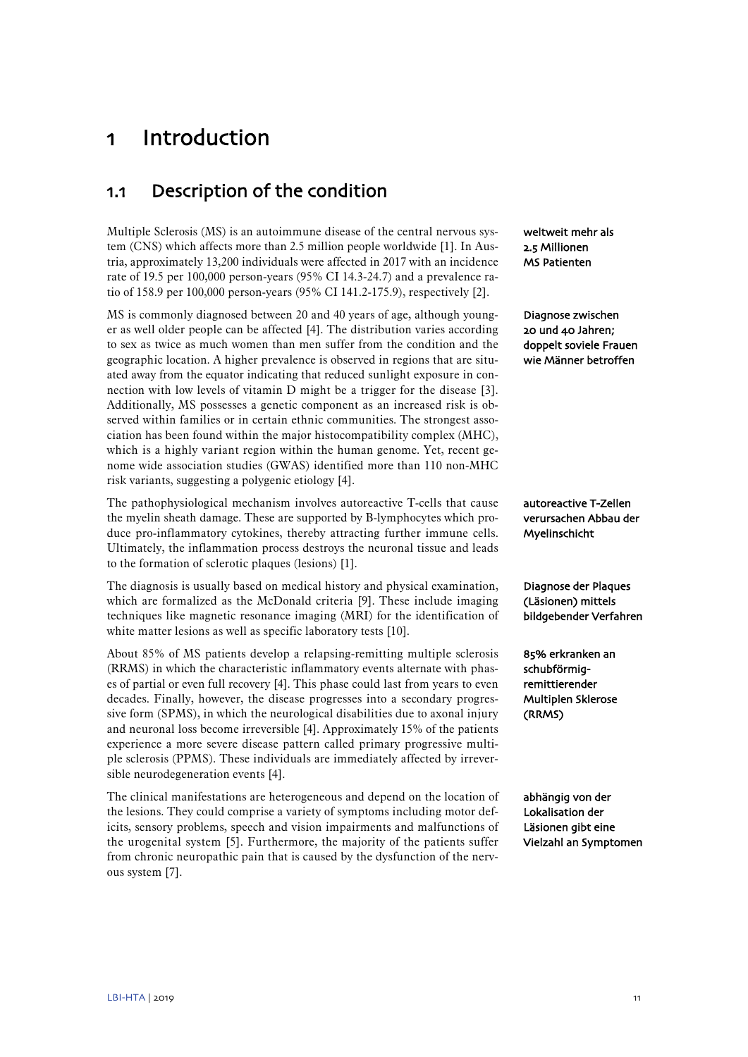# 1 Introduction

## 1.1 Description of the condition

Multiple Sclerosis (MS) is an autoimmune disease of the central nervous system (CNS) which affects more than 2.5 million people worldwide [1]. In Austria, approximately 13,200 individuals were affected in 2017 with an incidence rate of 19.5 per 100,000 person-years (95% CI 14.3-24.7) and a prevalence ratio of 158.9 per 100,000 person-years (95% CI 141.2-175.9), respectively [2].

**weltweit mehr als 2.5 Millionen MS Patienten**

MS is commonly diagnosed between 20 and 40 years of age, although younger as well older people can be affected [4]. The distribution varies according to sex as twice as much women than men suffer from the condition and the geographic location. A higher prevalence is observed in regions that are situated away from the equator indicating that reduced sunlight exposure in connection with low levels of vitamin D might be a trigger for the disease [3]. Additionally, MS possesses a genetic component as an increased risk is observed within families or in certain ethnic communities. The strongest association has been found within the major histocompatibility complex (MHC), which is a highly variant region within the human genome. Yet, recent genome wide association studies (GWAS) identified more than 110 non-MHC risk variants, suggesting a polygenic etiology [4].

**Diagnose zwischen 20 und 40 Jahren; doppelt soviele Frauen wie Männer betroffen**

The pathophysiological mechanism involves autoreactive T-cells that cause the myelin sheath damage. These are supported by B-lymphocytes which produce pro-inflammatory cytokines, thereby attracting further immune cells. Ultimately, the inflammation process destroys the neuronal tissue and leads to the formation of sclerotic plaques (lesions) [1].

**autoreactive T-Zellen verursachen Abbau der Myelinschicht**

The diagnosis is usually based on medical history and physical examination, which are formalized as the McDonald criteria [9]. These include imaging techniques like magnetic resonance imaging (MRI) for the identification of white matter lesions as well as specific laboratory tests [10].

**Diagnose der Plaques (Läsionen) mittels bildgebender Verfahren**

About 85% of MS patients develop a relapsing-remitting multiple sclerosis (RRMS) in which the characteristic inflammatory events alternate with phases of partial or even full recovery [4]. This phase could last from years to even decades. Finally, however, the disease progresses into a secondary progressive form (SPMS), in which the neurological disabilities due to axonal injury and neuronal loss become irreversible [4]. Approximately 15% of the patients experience a more severe disease pattern called primary progressive multiple sclerosis (PPMS). These individuals are immediately affected by irreversible neurodegeneration events [4].

**85% erkranken an schubförmig-remittierender Multiplen Sklerose (RRMS)**

The clinical manifestations are heterogeneous and depend on the location of the lesions. They could comprise a variety of symptoms including motor deficits, sensory problems, speech and vision impairments and malfunctions of the urogenital system [5]. Furthermore, the majority of the patients suffer from chronic neuropathic pain that is caused by the dysfunction of the nervous system [7].

**abhängig von der Lokalisation der Läsionen gibt eine Vielzahl an Symptomen**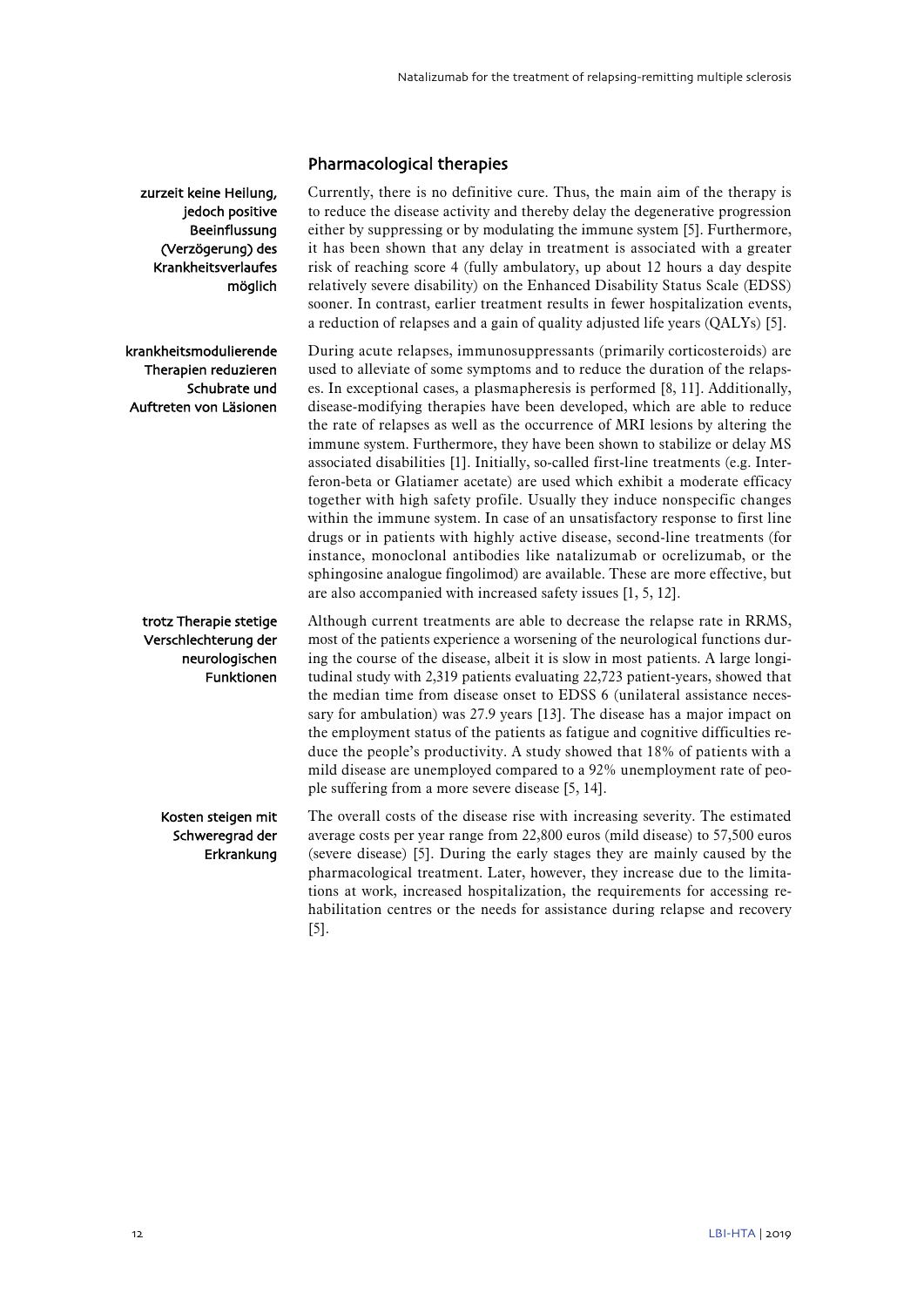## Pharmacological therapies

zurzeit keine Heilung, jedoch positive Beeinflussung (Verzögerung) des Krankheitsverlaufes möglich

Currently, there is no definitive cure. Thus, the main aim of the therapy is to reduce the disease activity and thereby delay the degenerative progression either by suppressing or by modulating the immune system [5]. Furthermore, it has been shown that any delay in treatment is associated with a greater risk of reaching score 4 (fully ambulatory, up about 12 hours a day despite relatively severe disability) on the Enhanced Disability Status Scale (EDSS) sooner. In contrast, earlier treatment results in fewer hospitalization events, a reduction of relapses and a gain of quality adjusted life years (QALYs) [5].

krankheitsmodulierende Therapien reduzieren Schubrate und Auftreten von Läsionen

During acute relapses, immunosuppressants (primarily corticosteroids) are used to alleviate of some symptoms and to reduce the duration of the relapses. In exceptional cases, a plasmapheresis is performed [8, 11]. Additionally, disease-modifying therapies have been developed, which are able to reduce the rate of relapses as well as the occurrence of MRI lesions by altering the immune system. Furthermore, they have been shown to stabilize or delay MS associated disabilities [1]. Initially, so-called first-line treatments (e.g. Interferon-beta or Glatiamer acetate) are used which exhibit a moderate efficacy together with high safety profile. Usually they induce nonspecific changes within the immune system. In case of an unsatisfactory response to first line drugs or in patients with highly active disease, second-line treatments (for instance, monoclonal antibodies like natalizumab or ocrelizumab, or the sphingosine analogue fingolimod) are available. These are more effective, but are also accompanied with increased safety issues [1, 5, 12].

trotz Therapie stetige Verschlechterung der neurologischen Funktionen

Although current treatments are able to decrease the relapse rate in RRMS, most of the patients experience a worsening of the neurological functions during the course of the disease, albeit it is slow in most patients. A large longitudinal study with 2,319 patients evaluating 22,723 patient-years, showed that the median time from disease onset to EDSS 6 (unilateral assistance necessary for ambulation) was 27.9 years [13]. The disease has a major impact on the employment status of the patients as fatigue and cognitive difficulties reduce the people's productivity. A study showed that 18% of patients with a mild disease are unemployed compared to a 92% unemployment rate of people suffering from a more severe disease [5, 14].

Kosten steigen mit Schweregrad der Erkrankung

The overall costs of the disease rise with increasing severity. The estimated average costs per year range from 22,800 euros (mild disease) to 57,500 euros (severe disease) [5]. During the early stages they are mainly caused by the pharmacological treatment. Later, however, they increase due to the limitations at work, increased hospitalization, the requirements for accessing rehabilitation centres or the needs for assistance during relapse and recovery [5].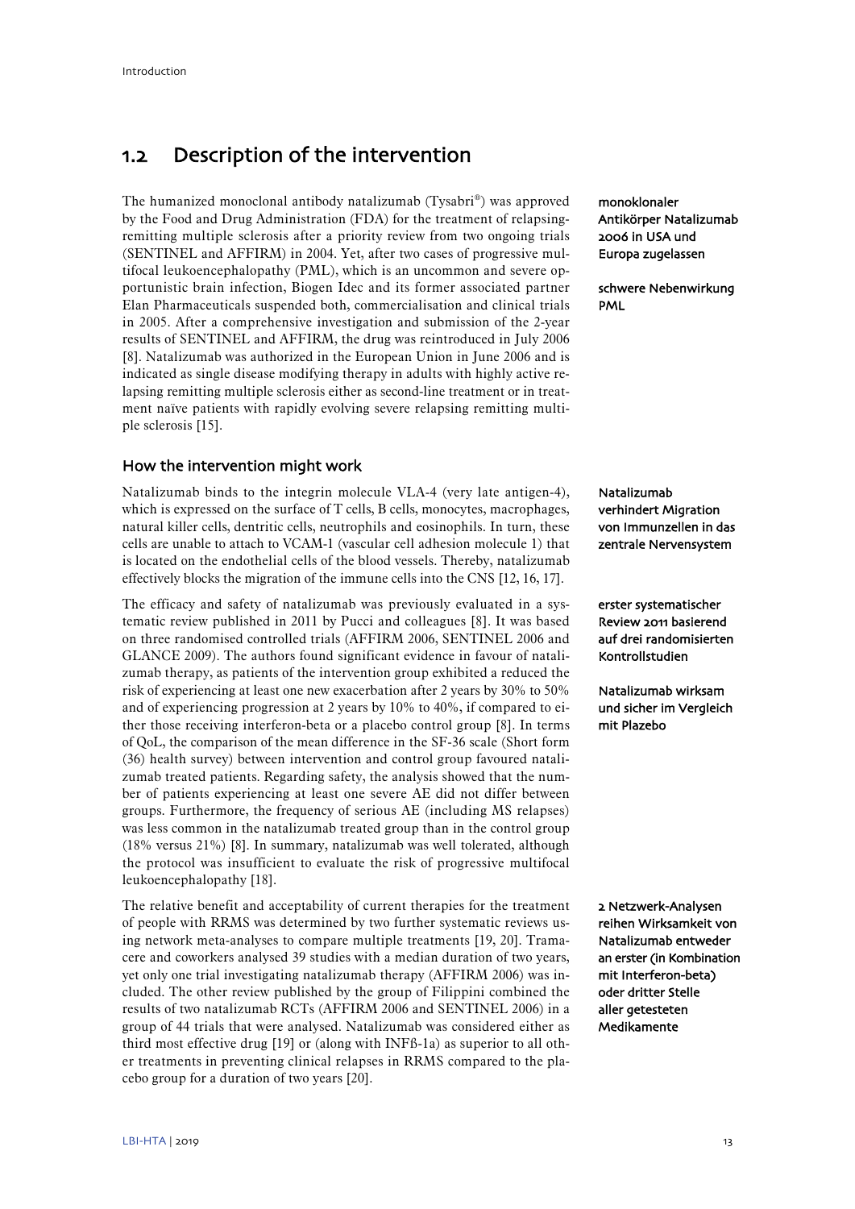## 1.2 Description of the intervention

The humanized monoclonal antibody natalizumab (Tysabri®) was approved by the Food and Drug Administration (FDA) for the treatment of relapsing-remitting multiple sclerosis after a priority review from two ongoing trials (SENTINEL and AFFIRM) in 2004. Yet, after two cases of progressive multifocal leukoencephalopathy (PML), which is an uncommon and severe opportunistic brain infection, Biogen Idec and its former associated partner Elan Pharmaceuticals suspended both, commercialisation and clinical trials in 2005. After a comprehensive investigation and submission of the 2-year results of SENTINEL and AFFIRM, the drug was reintroduced in July 2006 [8]. Natalizumab was authorized in the European Union in June 2006 and is indicated as single disease modifying therapy in adults with highly active relapsing remitting multiple sclerosis either as second-line treatment or in treatment naïve patients with rapidly evolving severe relapsing remitting multiple sclerosis [15].

**monoklonaler Antikörper Natalizumab 2006 in USA und Europa zugelassen**

**schwere Nebenwirkung PML**

### How the intervention might work

Natalizumab binds to the integrin molecule VLA-4 (very late antigen-4), which is expressed on the surface of T cells, B cells, monocytes, macrophages, natural killer cells, dentritic cells, neutrophils and eosinophils. In turn, these cells are unable to attach to VCAM-1 (vascular cell adhesion molecule 1) that is located on the endothelial cells of the blood vessels. Thereby, natalizumab effectively blocks the migration of the immune cells into the CNS [12, 16, 17].

**Natalizumab verhindert Migration von Immunzellen in das zentrale Nervensystem**

The efficacy and safety of natalizumab was previously evaluated in a systematic review published in 2011 by Pucci and colleagues [8]. It was based on three randomised controlled trials (AFFIRM 2006, SENTINEL 2006 and GLANCE 2009). The authors found significant evidence in favour of natalizumab therapy, as patients of the intervention group exhibited a reduced the risk of experiencing at least one new exacerbation after 2 years by 30% to 50% and of experiencing progression at 2 years by 10% to 40%, if compared to either those receiving interferon-beta or a placebo control group [8]. In terms of QoL, the comparison of the mean difference in the SF-36 scale (Short form (36) health survey) between intervention and control group favoured natalizumab treated patients. Regarding safety, the analysis showed that the number of patients experiencing at least one severe AE did not differ between groups. Furthermore, the frequency of serious AE (including MS relapses) was less common in the natalizumab treated group than in the control group (18% versus 21%) [8]. In summary, natalizumab was well tolerated, although the protocol was insufficient to evaluate the risk of progressive multifocal leukoencephalopathy [18].

**erster systematischer Review 2011 basierend auf drei randomisierten Kontrollstudien**

**Natalizumab wirksam und sicher im Vergleich mit Plazebo**

The relative benefit and acceptability of current therapies for the treatment of people with RRMS was determined by two further systematic reviews using network meta-analyses to compare multiple treatments [19, 20]. Tramacere and coworkers analysed 39 studies with a median duration of two years, yet only one trial investigating natalizumab therapy (AFFIRM 2006) was included. The other review published by the group of Filippini combined the results of two natalizumab RCTs (AFFIRM 2006 and SENTINEL 2006) in a group of 44 trials that were analysed. Natalizumab was considered either as third most effective drug [19] or (along with INFß-1a) as superior to all other treatments in preventing clinical relapses in RRMS compared to the placebo group for a duration of two years [20].

**2 Netzwerk-Analysen reihen Wirksamkeit von Natalizumab entweder an erster (in Kombination mit Interferon-beta) oder dritter Stelle aller getesteten Medikamente**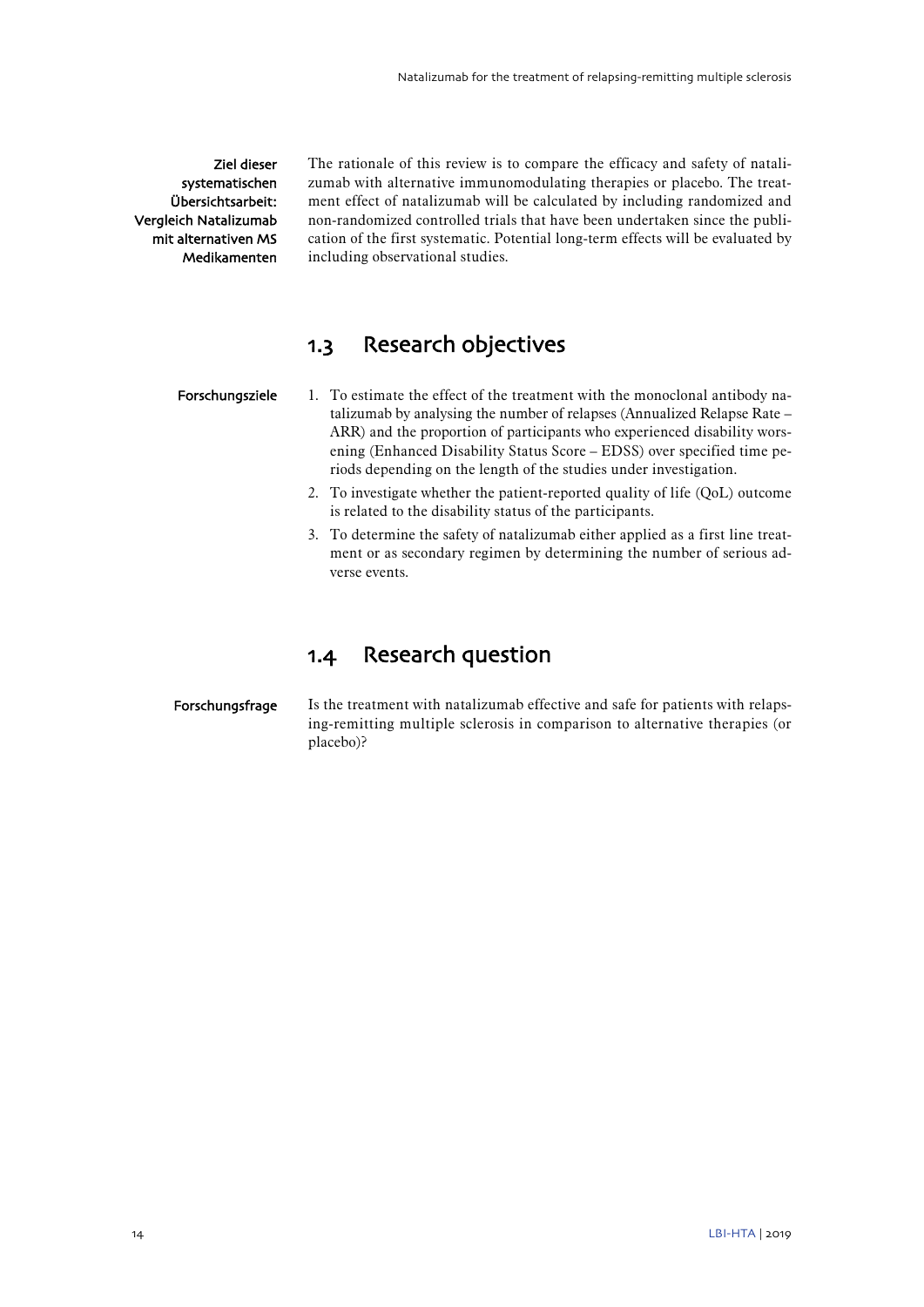Ziel dieser systematischen Übersichtsarbeit: Vergleich Natalizumab mit alternativen MS Medikamenten

The rationale of this review is to compare the efficacy and safety of natalizumab with alternative immunomodulating therapies or placebo. The treatment effect of natalizumab will be calculated by including randomized and non-randomized controlled trials that have been undertaken since the publication of the first systematic. Potential long-term effects will be evaluated by including observational studies.

## 1.3 Research objectives

Forschungsziele

1. To estimate the effect of the treatment with the monoclonal antibody natalizumab by analysing the number of relapses (Annualized Relapse Rate – ARR) and the proportion of participants who experienced disability worsening (Enhanced Disability Status Score – EDSS) over specified time periods depending on the length of the studies under investigation.
2. To investigate whether the patient-reported quality of life (QoL) outcome is related to the disability status of the participants.
3. To determine the safety of natalizumab either applied as a first line treatment or as secondary regimen by determining the number of serious adverse events.

## 1.4 Research question

Forschungsfrage

Is the treatment with natalizumab effective and safe for patients with relapsing-remitting multiple sclerosis in comparison to alternative therapies (or placebo)?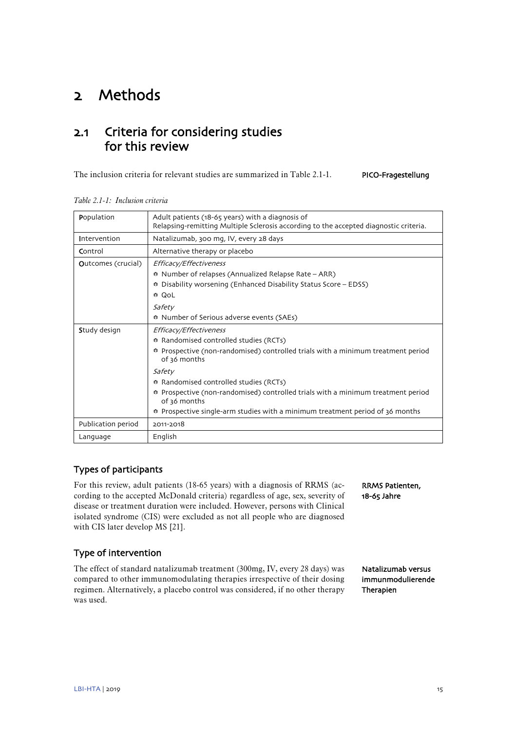# 2 Methods

## 2.1 Criteria for considering studies for this review

The inclusion criteria for relevant studies are summarized in Table 2.1-1.

**PICO-Fragestellung**

*Table 2.1-1: Inclusion criteria*

| | |
|---|---|
| **P**opulation | Adult patients (18-65 years) with a diagnosis of Relapsing-remitting Multiple Sclerosis according to the accepted diagnostic criteria. |
| **I**ntervention | Natalizumab, 300 mg, IV, every 28 days |
| **C**ontrol | Alternative therapy or placebo |
| **O**utcomes (crucial) | *Efficacy/Effectiveness*<br>• Number of relapses (Annualized Relapse Rate – ARR)<br>• Disability worsening (Enhanced Disability Status Score – EDSS)<br>• QoL<br>*Safety*<br>• Number of Serious adverse events (SAEs) |
| **S**tudy design | *Efficacy/Effectiveness*<br>• Randomised controlled studies (RCTs)<br>• Prospective (non-randomised) controlled trials with a minimum treatment period of 36 months<br>*Safety*<br>• Randomised controlled studies (RCTs)<br>• Prospective (non-randomised) controlled trials with a minimum treatment period of 36 months<br>• Prospective single-arm studies with a minimum treatment period of 36 months |
| Publication period | 2011-2018 |
| Language | English |

### Types of participants

For this review, adult patients (18-65 years) with a diagnosis of RRMS (according to the accepted McDonald criteria) regardless of age, sex, severity of disease or treatment duration were included. However, persons with Clinical isolated syndrome (CIS) were excluded as not all people who are diagnosed with CIS later develop MS [21].

**RRMS Patienten, 18-65 Jahre**

### Type of intervention

The effect of standard natalizumab treatment (300mg, IV, every 28 days) was compared to other immunomodulating therapies irrespective of their dosing regimen. Alternatively, a placebo control was considered, if no other therapy was used.

**Natalizumab versus immunmodulierende Therapien**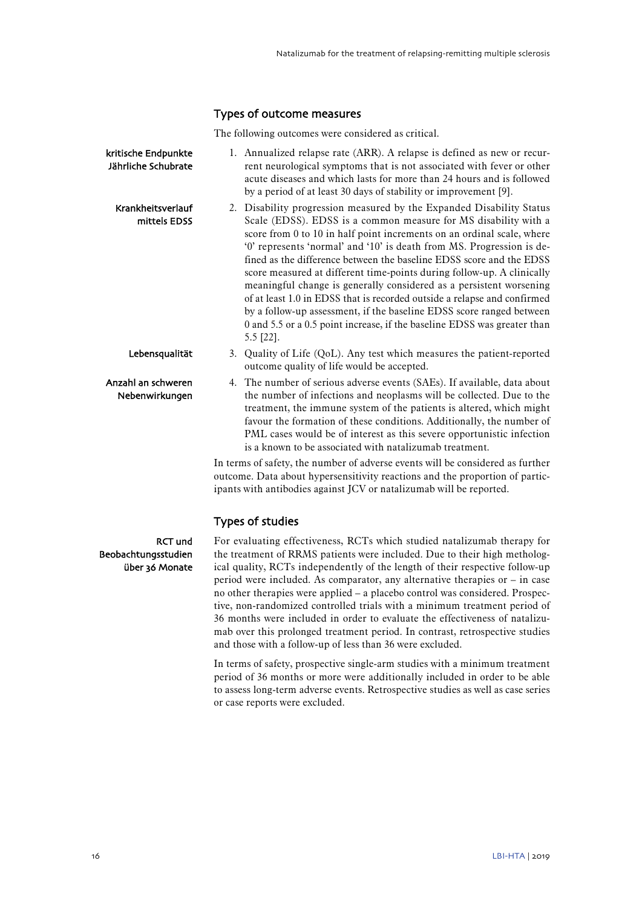### Types of outcome measures

The following outcomes were considered as critical.

kritische Endpunkte Jährliche Schubrate

1. Annualized relapse rate (ARR). A relapse is defined as new or recurrent neurological symptoms that is not associated with fever or other acute diseases and which lasts for more than 24 hours and is followed by a period of at least 30 days of stability or improvement [9].

Krankheitsverlauf mittels EDSS

2. Disability progression measured by the Expanded Disability Status Scale (EDSS). EDSS is a common measure for MS disability with a score from 0 to 10 in half point increments on an ordinal scale, where '0' represents 'normal' and '10' is death from MS. Progression is defined as the difference between the baseline EDSS score and the EDSS score measured at different time-points during follow-up. A clinically meaningful change is generally considered as a persistent worsening of at least 1.0 in EDSS that is recorded outside a relapse and confirmed by a follow-up assessment, if the baseline EDSS score ranged between 0 and 5.5 or a 0.5 point increase, if the baseline EDSS was greater than 5.5 [22].

Lebensqualität

3. Quality of Life (QoL). Any test which measures the patient-reported outcome quality of life would be accepted.

Anzahl an schweren Nebenwirkungen

4. The number of serious adverse events (SAEs). If available, data about the number of infections and neoplasms will be collected. Due to the treatment, the immune system of the patients is altered, which might favour the formation of these conditions. Additionally, the number of PML cases would be of interest as this severe opportunistic infection is a known to be associated with natalizumab treatment.

In terms of safety, the number of adverse events will be considered as further outcome. Data about hypersensitivity reactions and the proportion of participants with antibodies against JCV or natalizumab will be reported.

### Types of studies

RCT und Beobachtungsstudien über 36 Monate

For evaluating effectiveness, RCTs which studied natalizumab therapy for the treatment of RRMS patients were included. Due to their high methodological quality, RCTs independently of the length of their respective follow-up period were included. As comparator, any alternative therapies or – in case no other therapies were applied – a placebo control was considered. Prospective, non-randomized controlled trials with a minimum treatment period of 36 months were included in order to evaluate the effectiveness of natalizumab over this prolonged treatment period. In contrast, retrospective studies and those with a follow-up of less than 36 were excluded.

In terms of safety, prospective single-arm studies with a minimum treatment period of 36 months or more were additionally included in order to be able to assess long-term adverse events. Retrospective studies as well as case series or case reports were excluded.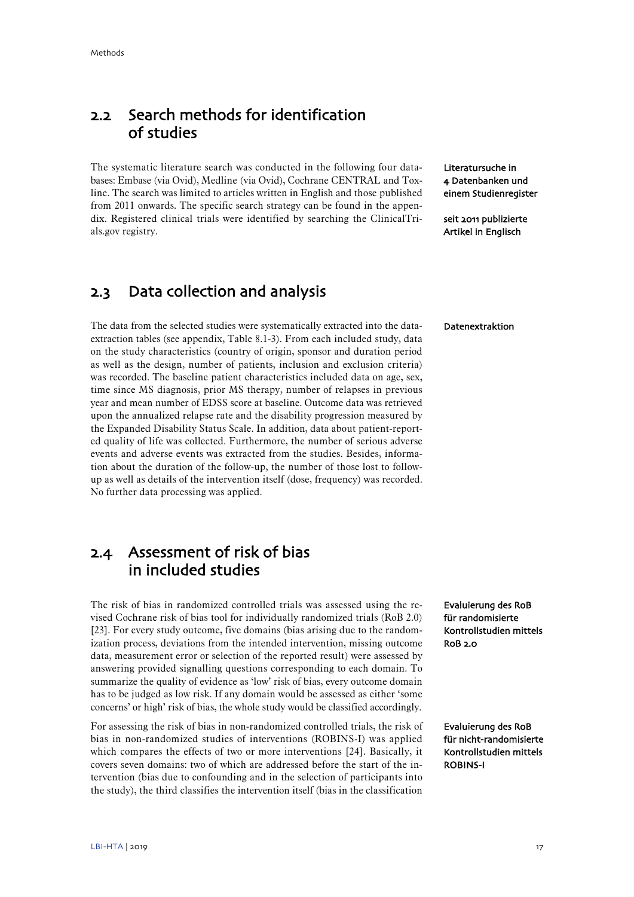## 2.2 Search methods for identification of studies

The systematic literature search was conducted in the following four databases: Embase (via Ovid), Medline (via Ovid), Cochrane CENTRAL and Toxline. The search was limited to articles written in English and those published from 2011 onwards. The specific search strategy can be found in the appendix. Registered clinical trials were identified by searching the ClinicalTrials.gov registry.

**Literatursuche in 4 Datenbanken und einem Studienregister**

**seit 2011 publizierte Artikel in Englisch**

## 2.3 Data collection and analysis

The data from the selected studies were systematically extracted into the data-extraction tables (see appendix, Table 8.1-3). From each included study, data on the study characteristics (country of origin, sponsor and duration period as well as the design, number of patients, inclusion and exclusion criteria) was recorded. The baseline patient characteristics included data on age, sex, time since MS diagnosis, prior MS therapy, number of relapses in previous year and mean number of EDSS score at baseline. Outcome data was retrieved upon the annualized relapse rate and the disability progression measured by the Expanded Disability Status Scale. In addition, data about patient-reported quality of life was collected. Furthermore, the number of serious adverse events and adverse events was extracted from the studies. Besides, information about the duration of the follow-up, the number of those lost to follow-up as well as details of the intervention itself (dose, frequency) was recorded. No further data processing was applied.

**Datenextraktion**

## 2.4 Assessment of risk of bias in included studies

The risk of bias in randomized controlled trials was assessed using the revised Cochrane risk of bias tool for individually randomized trials (RoB 2.0) [23]. For every study outcome, five domains (bias arising due to the randomization process, deviations from the intended intervention, missing outcome data, measurement error or selection of the reported result) were assessed by answering provided signalling questions corresponding to each domain. To summarize the quality of evidence as 'low' risk of bias, every outcome domain has to be judged as low risk. If any domain would be assessed as either 'some concerns' or high' risk of bias, the whole study would be classified accordingly.

**Evaluierung des RoB für randomisierte Kontrollstudien mittels RoB 2.0**

For assessing the risk of bias in non-randomized controlled trials, the risk of bias in non-randomized studies of interventions (ROBINS-I) was applied which compares the effects of two or more interventions [24]. Basically, it covers seven domains: two of which are addressed before the start of the intervention (bias due to confounding and in the selection of participants into the study), the third classifies the intervention itself (bias in the classification

**Evaluierung des RoB für nicht-randomisierte Kontrollstudien mittels ROBINS-I**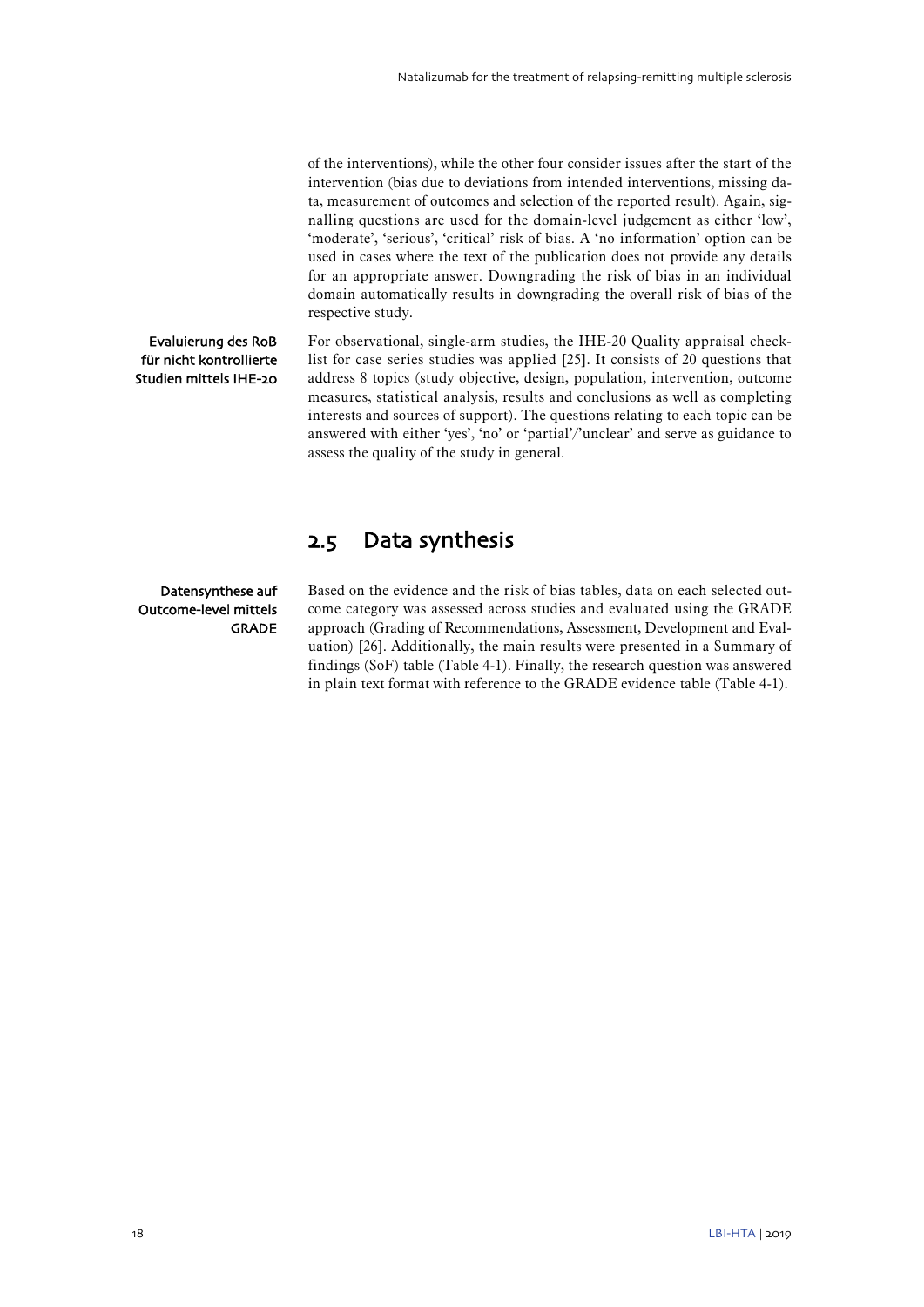of the interventions), while the other four consider issues after the start of the intervention (bias due to deviations from intended interventions, missing data, measurement of outcomes and selection of the reported result). Again, signalling questions are used for the domain-level judgement as either 'low', 'moderate', 'serious', 'critical' risk of bias. A 'no information' option can be used in cases where the text of the publication does not provide any details for an appropriate answer. Downgrading the risk of bias in an individual domain automatically results in downgrading the overall risk of bias of the respective study.

**Evaluierung des RoB für nicht kontrollierte Studien mittels IHE-20**

For observational, single-arm studies, the IHE-20 Quality appraisal checklist for case series studies was applied [25]. It consists of 20 questions that address 8 topics (study objective, design, population, intervention, outcome measures, statistical analysis, results and conclusions as well as completing interests and sources of support). The questions relating to each topic can be answered with either 'yes', 'no' or 'partial'/'unclear' and serve as guidance to assess the quality of the study in general.

## 2.5 Data synthesis

**Datensynthese auf Outcome-level mittels GRADE**

Based on the evidence and the risk of bias tables, data on each selected outcome category was assessed across studies and evaluated using the GRADE approach (Grading of Recommendations, Assessment, Development and Evaluation) [26]. Additionally, the main results were presented in a Summary of findings (SoF) table (Table 4-1). Finally, the research question was answered in plain text format with reference to the GRADE evidence table (Table 4-1).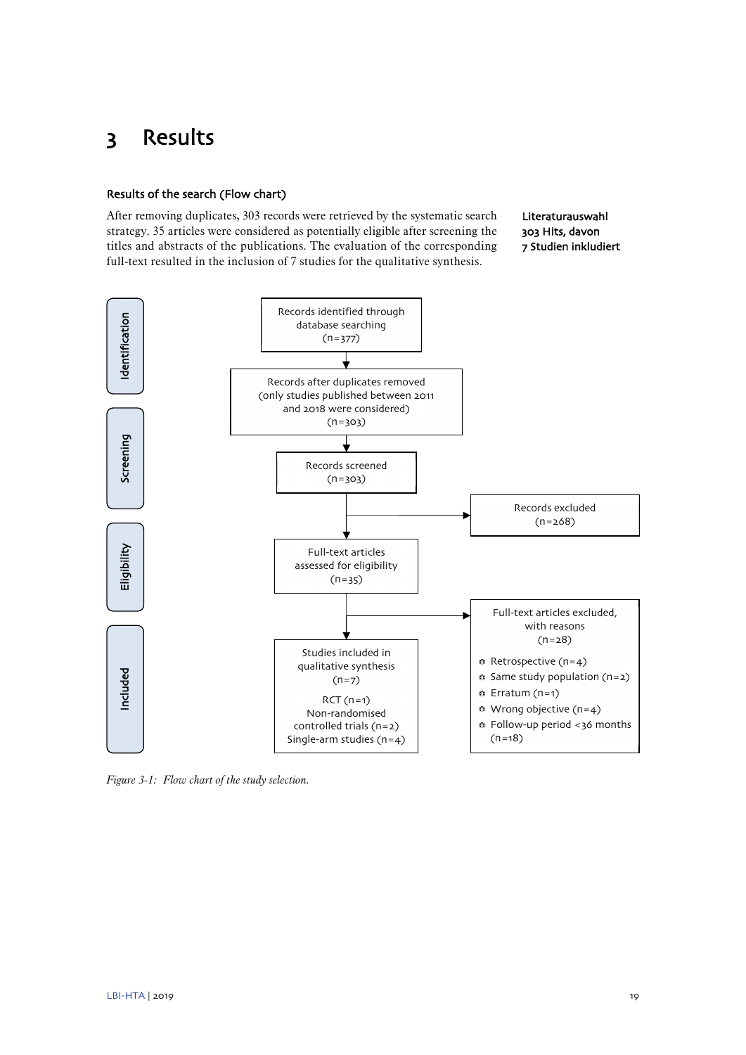# 3 Results

### Results of the search (Flow chart)

After removing duplicates, 303 records were retrieved by the systematic search strategy. 35 articles were considered as potentially eligible after screening the titles and abstracts of the publications. The evaluation of the corresponding full-text resulted in the inclusion of 7 studies for the qualitative synthesis.

**Literaturauswahl 303 Hits, davon 7 Studien inkludiert**

**Identification**

Records identified through database searching (n=377)

↓

Records after duplicates removed (only studies published between 2011 and 2018 were considered) (n=303)

**Screening**

↓

Records screened (n=303) → Records excluded (n=268)

**Eligibility**

↓

Full-text articles assessed for eligibility (n=35) → Full-text articles excluded, with reasons (n=28)

- Retrospective (n=4)
- Same study population (n=2)
- Erratum (n=1)
- Wrong objective (n=4)
- Follow-up period <36 months (n=18)

**Included**

↓

Studies included in qualitative synthesis (n=7)

RCT (n=1)
Non-randomised controlled trials (n=2)
Single-arm studies (n=4)

*Figure 3-1: Flow chart of the study selection.*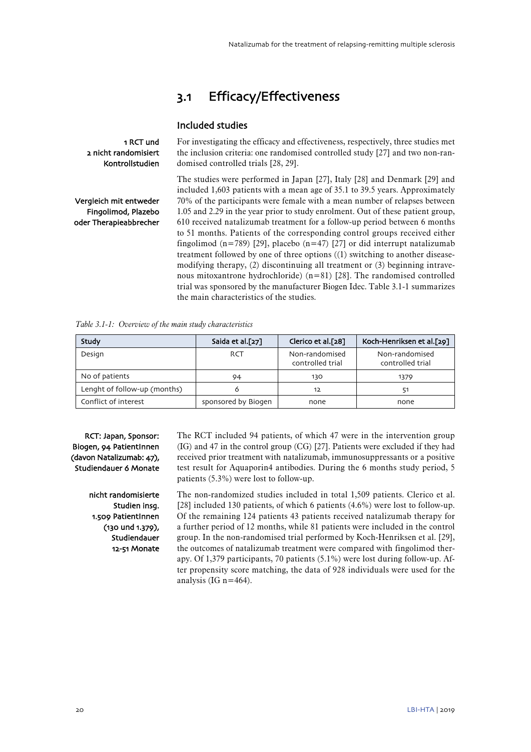## 3.1 Efficacy/Effectiveness

### Included studies

1 RCT und 2 nicht randomisiert Kontrollstudien

For investigating the efficacy and effectiveness, respectively, three studies met the inclusion criteria: one randomised controlled study [27] and two non-randomised controlled trials [28, 29].

Vergleich mit entweder Fingolimod, Plazebo oder Therapieabbrecher

The studies were performed in Japan [27], Italy [28] and Denmark [29] and included 1,603 patients with a mean age of 35.1 to 39.5 years. Approximately 70% of the participants were female with a mean number of relapses between 1.05 and 2.29 in the year prior to study enrolment. Out of these patient group, 610 received natalizumab treatment for a follow-up period between 6 months to 51 months. Patients of the corresponding control groups received either fingolimod (n=789) [29], placebo (n=47) [27] or did interrupt natalizumab treatment followed by one of three options ((1) switching to another disease-modifying therapy, (2) discontinuing all treatment or (3) beginning intravenous mitoxantrone hydrochloride) (n=81) [28]. The randomised controlled trial was sponsored by the manufacturer Biogen Idec. Table 3.1-1 summarizes the main characteristics of the studies.

*Table 3.1-1: Overview of the main study characteristics*

| Study | Saida et al.[27] | Clerico et al.[28] | Koch-Henriksen et al.[29] |
|---|---|---|---|
| Design | RCT | Non-randomised controlled trial | Non-randomised controlled trial |
| No of patients | 94 | 130 | 1379 |
| Lenght of follow-up (months) | 6 | 12 | 51 |
| Conflict of interest | sponsored by Biogen | none | none |

RCT: Japan, Sponsor: Biogen, 94 PatientInnen (davon Natalizumab: 47), Studiendauer 6 Monate

The RCT included 94 patients, of which 47 were in the intervention group (IG) and 47 in the control group (CG) [27]. Patients were excluded if they had received prior treatment with natalizumab, immunosuppressants or a positive test result for Aquaporin4 antibodies. During the 6 months study period, 5 patients (5.3%) were lost to follow-up.

nicht randomisierte Studien insg. 1.509 PatientInnen (130 und 1.379), Studiendauer 12-51 Monate

The non-randomized studies included in total 1,509 patients. Clerico et al. [28] included 130 patients, of which 6 patients (4.6%) were lost to follow-up. Of the remaining 124 patients 43 patients received natalizumab therapy for a further period of 12 months, while 81 patients were included in the control group. In the non-randomised trial performed by Koch-Henriksen et al. [29], the outcomes of natalizumab treatment were compared with fingolimod therapy. Of 1,379 participants, 70 patients (5.1%) were lost during follow-up. After propensity score matching, the data of 928 individuals were used for the analysis (IG n=464).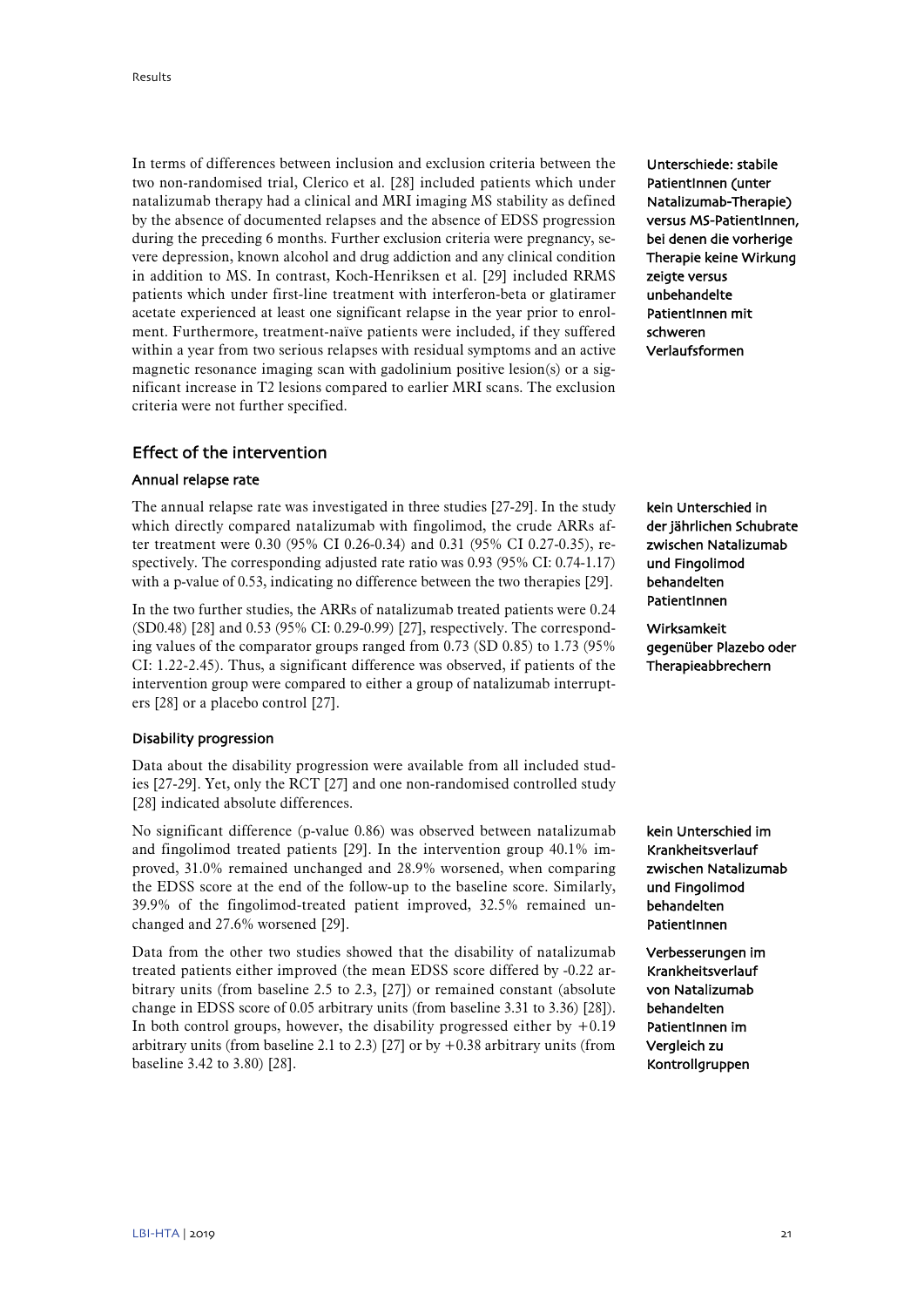In terms of differences between inclusion and exclusion criteria between the two non-randomised trial, Clerico et al. [28] included patients which under natalizumab therapy had a clinical and MRI imaging MS stability as defined by the absence of documented relapses and the absence of EDSS progression during the preceding 6 months. Further exclusion criteria were pregnancy, severe depression, known alcohol and drug addiction and any clinical condition in addition to MS. In contrast, Koch-Henriksen et al. [29] included RRMS patients which under first-line treatment with interferon-beta or glatiramer acetate experienced at least one significant relapse in the year prior to enrolment. Furthermore, treatment-naïve patients were included, if they suffered within a year from two serious relapses with residual symptoms and an active magnetic resonance imaging scan with gadolinium positive lesion(s) or a significant increase in T2 lesions compared to earlier MRI scans. The exclusion criteria were not further specified.

**Unterschiede: stabile PatientInnen (unter Natalizumab-Therapie) versus MS-PatientInnen, bei denen die vorherige Therapie keine Wirkung zeigte versus unbehandelte PatientInnen mit schweren Verlaufsformen**

## Effect of the intervention

### Annual relapse rate

The annual relapse rate was investigated in three studies [27-29]. In the study which directly compared natalizumab with fingolimod, the crude ARRs after treatment were 0.30 (95% CI 0.26-0.34) and 0.31 (95% CI 0.27-0.35), respectively. The corresponding adjusted rate ratio was 0.93 (95% CI: 0.74-1.17) with a p-value of 0.53, indicating no difference between the two therapies [29].

**kein Unterschied in der jährlichen Schubrate zwischen Natalizumab und Fingolimod behandelten PatientInnen**

In the two further studies, the ARRs of natalizumab treated patients were 0.24 (SD0.48) [28] and 0.53 (95% CI: 0.29-0.99) [27], respectively. The corresponding values of the comparator groups ranged from 0.73 (SD 0.85) to 1.73 (95% CI: 1.22-2.45). Thus, a significant difference was observed, if patients of the intervention group were compared to either a group of natalizumab interrupters [28] or a placebo control [27].

**Wirksamkeit gegenüber Plazebo oder Therapieabbrechern**

### Disability progression

Data about the disability progression were available from all included studies [27-29]. Yet, only the RCT [27] and one non-randomised controlled study [28] indicated absolute differences.

No significant difference (p-value 0.86) was observed between natalizumab and fingolimod treated patients [29]. In the intervention group 40.1% improved, 31.0% remained unchanged and 28.9% worsened, when comparing the EDSS score at the end of the follow-up to the baseline score. Similarly, 39.9% of the fingolimod-treated patient improved, 32.5% remained unchanged and 27.6% worsened [29].

**kein Unterschied im Krankheitsverlauf zwischen Natalizumab und Fingolimod behandelten PatientInnen**

Data from the other two studies showed that the disability of natalizumab treated patients either improved (the mean EDSS score differed by -0.22 arbitrary units (from baseline 2.5 to 2.3, [27]) or remained constant (absolute change in EDSS score of 0.05 arbitrary units (from baseline 3.31 to 3.36) [28]). In both control groups, however, the disability progressed either by +0.19 arbitrary units (from baseline 2.1 to 2.3) [27] or by +0.38 arbitrary units (from baseline 3.42 to 3.80) [28].

**Verbesserungen im Krankheitsverlauf von Natalizumab behandelten PatientInnen im Vergleich zu Kontrollgruppen**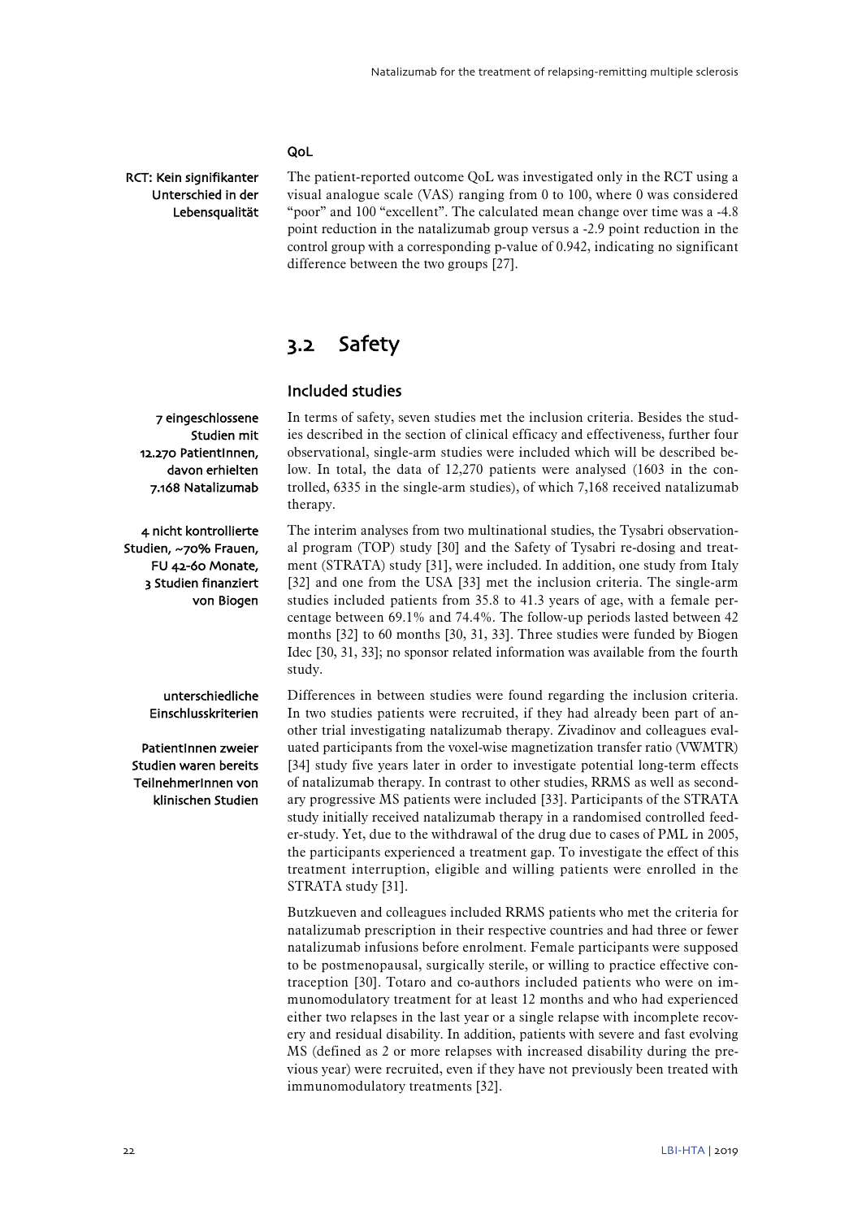### QoL

RCT: Kein signifikanter Unterschied in der Lebensqualität

The patient-reported outcome QoL was investigated only in the RCT using a visual analogue scale (VAS) ranging from 0 to 100, where 0 was considered "poor" and 100 "excellent". The calculated mean change over time was a -4.8 point reduction in the natalizumab group versus a -2.9 point reduction in the control group with a corresponding p-value of 0.942, indicating no significant difference between the two groups [27].

## 3.2 Safety

### Included studies

7 eingeschlossene Studien mit 12.270 PatientInnen, davon erhielten 7.168 Natalizumab

In terms of safety, seven studies met the inclusion criteria. Besides the studies described in the section of clinical efficacy and effectiveness, further four observational, single-arm studies were included which will be described below. In total, the data of 12,270 patients were analysed (1603 in the controlled, 6335 in the single-arm studies), of which 7,168 received natalizumab therapy.

4 nicht kontrollierte Studien, ~70% Frauen, FU 42-60 Monate, 3 Studien finanziert von Biogen

The interim analyses from two multinational studies, the Tysabri observational program (TOP) study [30] and the Safety of Tysabri re-dosing and treatment (STRATA) study [31], were included. In addition, one study from Italy [32] and one from the USA [33] met the inclusion criteria. The single-arm studies included patients from 35.8 to 41.3 years of age, with a female percentage between 69.1% and 74.4%. The follow-up periods lasted between 42 months [32] to 60 months [30, 31, 33]. Three studies were funded by Biogen Idec [30, 31, 33]; no sponsor related information was available from the fourth study.

unterschiedliche Einschlusskriterien

PatientInnen zweier Studien waren bereits TeilnehmerInnen von klinischen Studien

Differences in between studies were found regarding the inclusion criteria. In two studies patients were recruited, if they had already been part of another trial investigating natalizumab therapy. Zivadinov and colleagues evaluated participants from the voxel-wise magnetization transfer ratio (VWMTR) [34] study five years later in order to investigate potential long-term effects of natalizumab therapy. In contrast to other studies, RRMS as well as secondary progressive MS patients were included [33]. Participants of the STRATA study initially received natalizumab therapy in a randomised controlled feeder-study. Yet, due to the withdrawal of the drug due to cases of PML in 2005, the participants experienced a treatment gap. To investigate the effect of this treatment interruption, eligible and willing patients were enrolled in the STRATA study [31].

Butzkueven and colleagues included RRMS patients who met the criteria for natalizumab prescription in their respective countries and had three or fewer natalizumab infusions before enrolment. Female participants were supposed to be postmenopausal, surgically sterile, or willing to practice effective contraception [30]. Totaro and co-authors included patients who were on immunomodulatory treatment for at least 12 months and who had experienced either two relapses in the last year or a single relapse with incomplete recovery and residual disability. In addition, patients with severe and fast evolving MS (defined as 2 or more relapses with increased disability during the previous year) were recruited, even if they have not previously been treated with immunomodulatory treatments [32].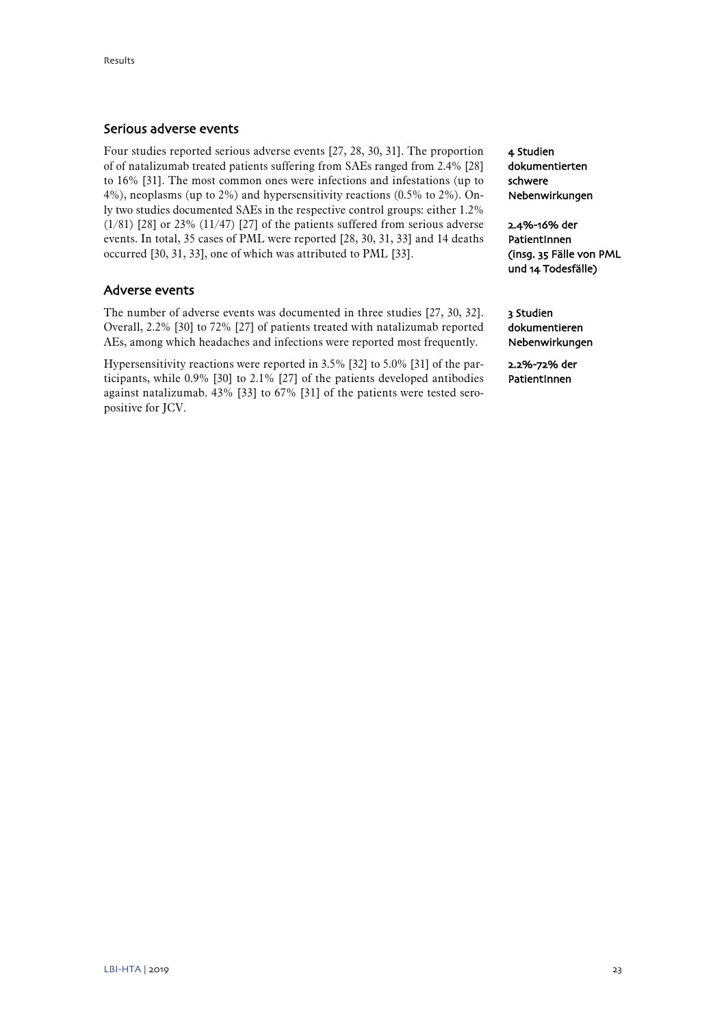## Serious adverse events

Four studies reported serious adverse events [27, 28, 30, 31]. The proportion of of natalizumab treated patients suffering from SAEs ranged from 2.4% [28] to 16% [31]. The most common ones were infections and infestations (up to 4%), neoplasms (up to 2%) and hypersensitivity reactions (0.5% to 2%). Only two studies documented SAEs in the respective control groups: either 1.2% (1/81) [28] or 23% (11/47) [27] of the patients suffered from serious adverse events. In total, 35 cases of PML were reported [28, 30, 31, 33] and 14 deaths occurred [30, 31, 33], one of which was attributed to PML [33].

**4 Studien dokumentierten schwere Nebenwirkungen**

**2.4%-16% der PatientInnen (insg. 35 Fälle von PML und 14 Todesfälle)**

## Adverse events

The number of adverse events was documented in three studies [27, 30, 32]. Overall, 2.2% [30] to 72% [27] of patients treated with natalizumab reported AEs, among which headaches and infections were reported most frequently.

**3 Studien dokumentieren Nebenwirkungen**

Hypersensitivity reactions were reported in 3.5% [32] to 5.0% [31] of the participants, while 0.9% [30] to 2.1% [27] of the patients developed antibodies against natalizumab. 43% [33] to 67% [31] of the patients were tested seropositive for JCV.

**2.2%-72% der PatientInnen**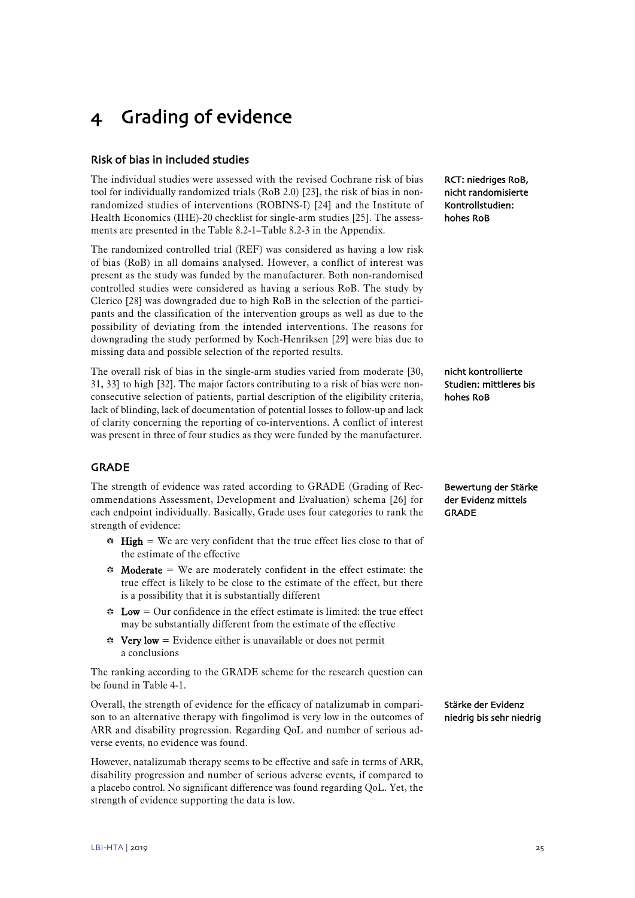# 4 Grading of evidence

## Risk of bias in included studies

RCT: niedriges RoB, nicht randomisierte Kontrollstudien: hohes RoB

The individual studies were assessed with the revised Cochrane risk of bias tool for individually randomized trials (RoB 2.0) [23], the risk of bias in non-randomized studies of interventions (ROBINS-I) [24] and the Institute of Health Economics (IHE)-20 checklist for single-arm studies [25]. The assessments are presented in the Table 8.2-1–Table 8.2-3 in the Appendix.

The randomized controlled trial (REF) was considered as having a low risk of bias (RoB) in all domains analysed. However, a conflict of interest was present as the study was funded by the manufacturer. Both non-randomised controlled studies were considered as having a serious RoB. The study by Clerico [28] was downgraded due to high RoB in the selection of the participants and the classification of the intervention groups as well as due to the possibility of deviating from the intended interventions. The reasons for downgrading the study performed by Koch-Henriksen [29] were bias due to missing data and possible selection of the reported results.

nicht kontrollierte Studien: mittleres bis hohes RoB

The overall risk of bias in the single-arm studies varied from moderate [30, 31, 33] to high [32]. The major factors contributing to a risk of bias were non-consecutive selection of patients, partial description of the eligibility criteria, lack of blinding, lack of documentation of potential losses to follow-up and lack of clarity concerning the reporting of co-interventions. A conflict of interest was present in three of four studies as they were funded by the manufacturer.

## GRADE

Bewertung der Stärke der Evidenz mittels GRADE

The strength of evidence was rated according to GRADE (Grading of Recommendations Assessment, Development and Evaluation) schema [26] for each endpoint individually. Basically, Grade uses four categories to rank the strength of evidence:

- **High** = We are very confident that the true effect lies close to that of the estimate of the effective
- **Moderate** = We are moderately confident in the effect estimate: the true effect is likely to be close to the estimate of the effect, but there is a possibility that it is substantially different
- **Low** = Our confidence in the effect estimate is limited: the true effect may be substantially different from the estimate of the effective
- **Very low** = Evidence either is unavailable or does not permit a conclusions

The ranking according to the GRADE scheme for the research question can be found in Table 4-1.

Stärke der Evidenz niedrig bis sehr niedrig

Overall, the strength of evidence for the efficacy of natalizumab in comparison to an alternative therapy with fingolimod is very low in the outcomes of ARR and disability progression. Regarding QoL and number of serious adverse events, no evidence was found.

However, natalizumab therapy seems to be effective and safe in terms of ARR, disability progression and number of serious adverse events, if compared to a placebo control. No significant difference was found regarding QoL. Yet, the strength of evidence supporting the data is low.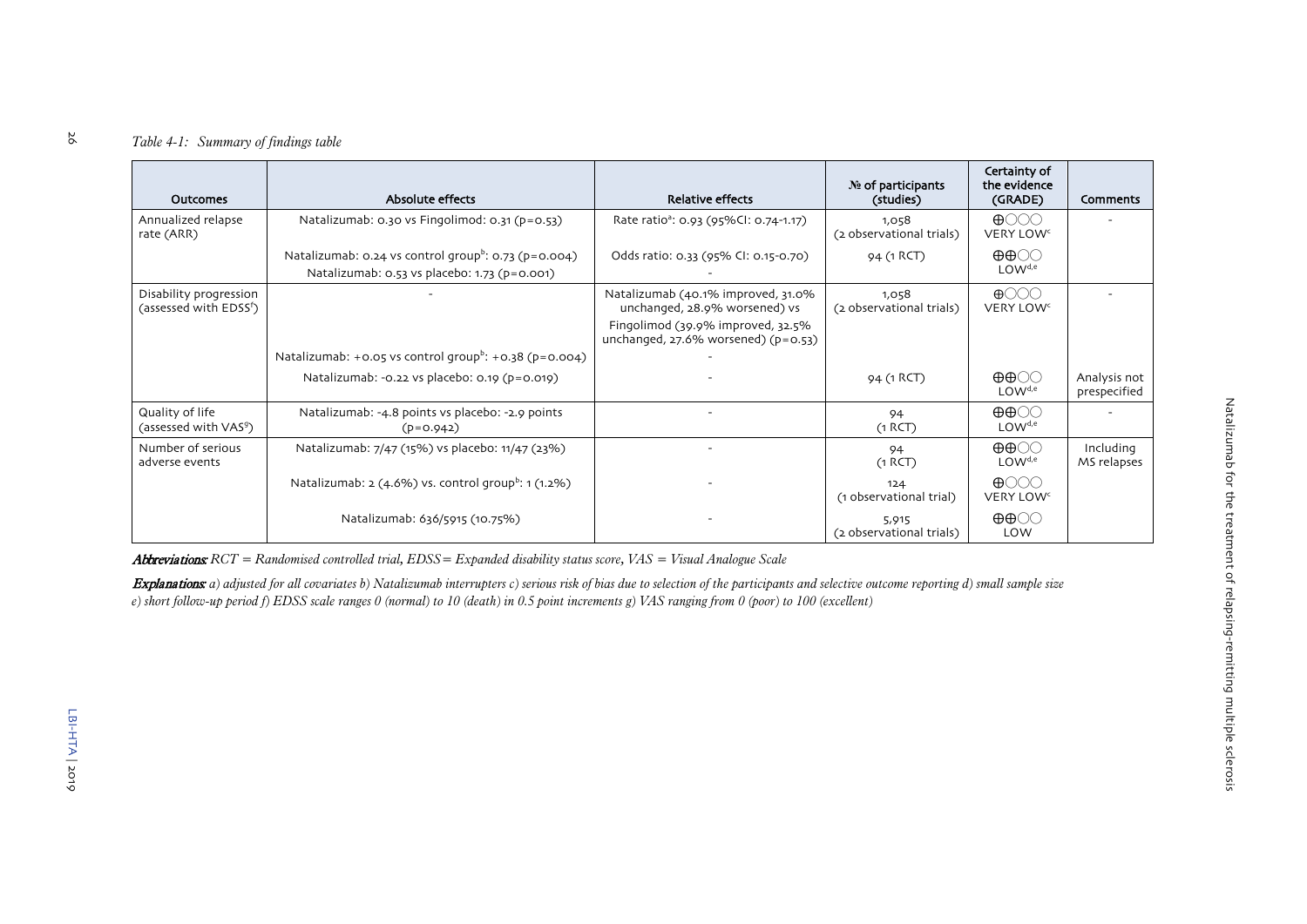*Table 4-1: Summary of findings table*

| Outcomes | Absolute effects | Relative effects | № of participants (studies) | Certainty of the evidence (GRADE) | Comments |
|---|---|---|---|---|---|
| Annualized relapse rate (ARR) | Natalizumab: 0.30 vs Fingolimod: 0.31 (p=0.53) | Rate ratio[a]: 0.93 (95%CI: 0.74-1.17) | 1,058 (2 observational trials) | ⊕◯◯◯ VERY LOW[c] | - |
| | Natalizumab: 0.24 vs control group[b]: 0.73 (p=0.004) | Odds ratio: 0.33 (95% CI: 0.15-0.70) | 94 (1 RCT) | ⊕⊕◯◯ LOW[d,e] | |
| | Natalizumab: 0.53 vs placebo: 1.73 (p=0.001) | - | | | |
| Disability progression (assessed with EDSS[f]) | - | Natalizumab (40.1% improved, 31.0% unchanged, 28.9% worsened) vs Fingolimod (39.9% improved, 32.5% unchanged, 27.6% worsened) (p=0.53) | 1,058 (2 observational trials) | ⊕◯◯◯ VERY LOW[c] | - |
| | Natalizumab: +0.05 vs control group[b]: +0.38 (p=0.004) | - | | | |
| | Natalizumab: -0.22 vs placebo: 0.19 (p=0.019) | - | 94 (1 RCT) | ⊕⊕◯◯ LOW[d,e] | Analysis not prespecified |
| Quality of life (assessed with VAS[g]) | Natalizumab: -4.8 points vs placebo: -2.9 points (p=0.942) | - | 94 (1 RCT) | ⊕⊕◯◯ LOW[d,e] | - |
| Number of serious adverse events | Natalizumab: 7/47 (15%) vs placebo: 11/47 (23%) | - | 94 (1 RCT) | ⊕⊕◯◯ LOW[d,e] | Including MS relapses |
| | Natalizumab: 2 (4.6%) vs. control group[b]: 1 (1.2%) | - | 124 (1 observational trial) | ⊕◯◯◯ VERY LOW[c] | |
| | Natalizumab: 636/5915 (10.75%) | - | 5,915 (2 observational trials) | ⊕⊕◯◯ LOW | |

***Abbreviations:*** *RCT = Randomised controlled trial, EDSS= Expanded disability status score, VAS = Visual Analogue Scale*

***Explanations:*** *a) adjusted for all covariates b) Natalizumab interrupters c) serious risk of bias due to selection of the participants and selective outcome reporting d) small sample size e) short follow-up period f) EDSS scale ranges 0 (normal) to 10 (death) in 0.5 point increments g) VAS ranging from 0 (poor) to 100 (excellent)*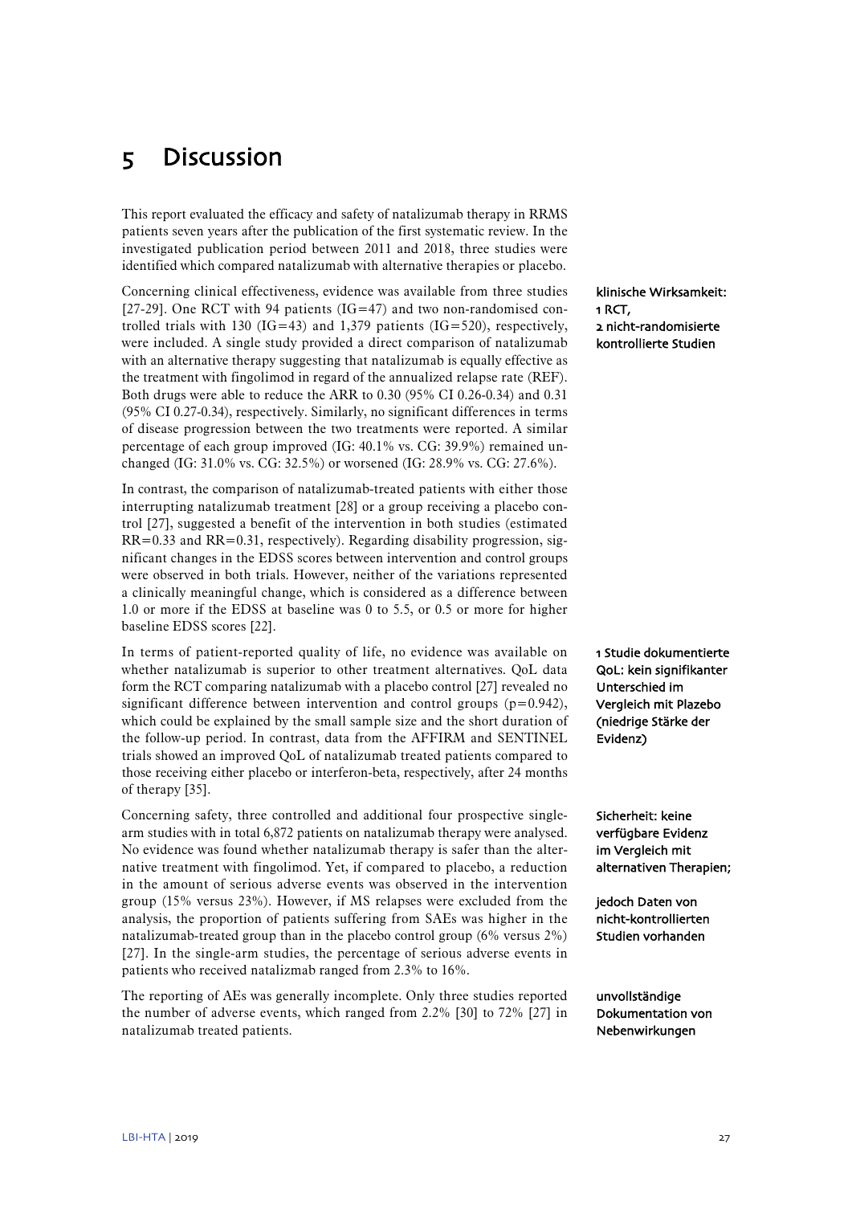# 5 Discussion

This report evaluated the efficacy and safety of natalizumab therapy in RRMS patients seven years after the publication of the first systematic review. In the investigated publication period between 2011 and 2018, three studies were identified which compared natalizumab with alternative therapies or placebo.

**klinische Wirksamkeit: 1 RCT, 2 nicht-randomisierte kontrollierte Studien**

Concerning clinical effectiveness, evidence was available from three studies [27-29]. One RCT with 94 patients (IG=47) and two non-randomised controlled trials with 130 (IG=43) and 1,379 patients (IG=520), respectively, were included. A single study provided a direct comparison of natalizumab with an alternative therapy suggesting that natalizumab is equally effective as the treatment with fingolimod in regard of the annualized relapse rate (REF). Both drugs were able to reduce the ARR to 0.30 (95% CI 0.26-0.34) and 0.31 (95% CI 0.27-0.34), respectively. Similarly, no significant differences in terms of disease progression between the two treatments were reported. A similar percentage of each group improved (IG: 40.1% vs. CG: 39.9%) remained unchanged (IG: 31.0% vs. CG: 32.5%) or worsened (IG: 28.9% vs. CG: 27.6%).

In contrast, the comparison of natalizumab-treated patients with either those interrupting natalizumab treatment [28] or a group receiving a placebo control [27], suggested a benefit of the intervention in both studies (estimated RR=0.33 and RR=0.31, respectively). Regarding disability progression, significant changes in the EDSS scores between intervention and control groups were observed in both trials. However, neither of the variations represented a clinically meaningful change, which is considered as a difference between 1.0 or more if the EDSS at baseline was 0 to 5.5, or 0.5 or more for higher baseline EDSS scores [22].

**1 Studie dokumentierte QoL: kein signifikanter Unterschied im Vergleich mit Plazebo (niedrige Stärke der Evidenz)**

In terms of patient-reported quality of life, no evidence was available on whether natalizumab is superior to other treatment alternatives. QoL data form the RCT comparing natalizumab with a placebo control [27] revealed no significant difference between intervention and control groups ($p=0.942$), which could be explained by the small sample size and the short duration of the follow-up period. In contrast, data from the AFFIRM and SENTINEL trials showed an improved QoL of natalizumab treated patients compared to those receiving either placebo or interferon-beta, respectively, after 24 months of therapy [35].

**Sicherheit: keine verfügbare Evidenz im Vergleich mit alternativen Therapien;**

**jedoch Daten von nicht-kontrollierten Studien vorhanden**

Concerning safety, three controlled and additional four prospective single-arm studies with in total 6,872 patients on natalizumab therapy were analysed. No evidence was found whether natalizumab therapy is safer than the alternative treatment with fingolimod. Yet, if compared to placebo, a reduction in the amount of serious adverse events was observed in the intervention group (15% versus 23%). However, if MS relapses were excluded from the analysis, the proportion of patients suffering from SAEs was higher in the natalizumab-treated group than in the placebo control group (6% versus 2%) [27]. In the single-arm studies, the percentage of serious adverse events in patients who received natalizmab ranged from 2.3% to 16%.

**unvollständige Dokumentation von Nebenwirkungen**

The reporting of AEs was generally incomplete. Only three studies reported the number of adverse events, which ranged from 2.2% [30] to 72% [27] in natalizumab treated patients.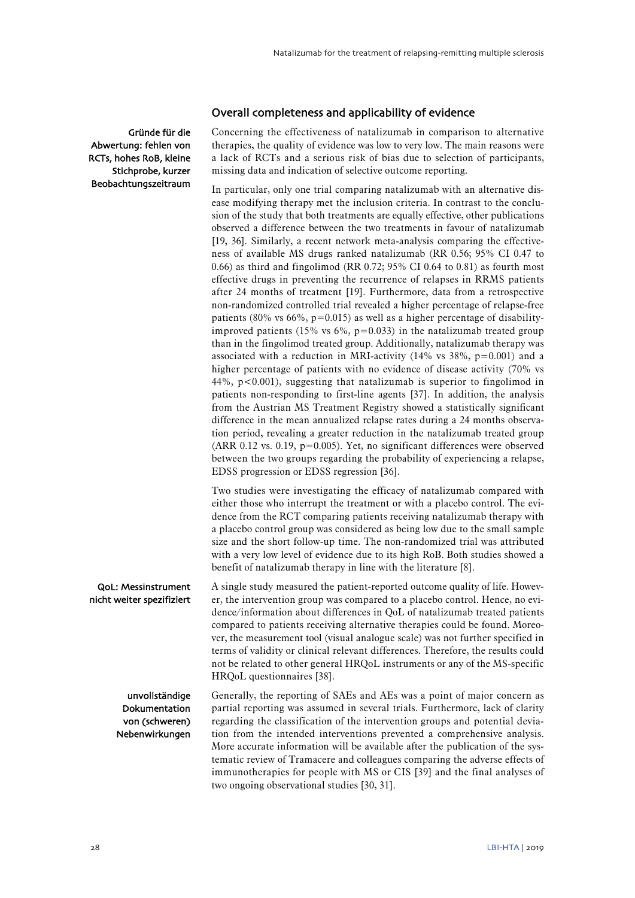## Overall completeness and applicability of evidence

Gründe für die Abwertung: fehlen von RCTs, hohes RoB, kleine Stichprobe, kurzer Beobachtungszeitraum

Concerning the effectiveness of natalizumab in comparison to alternative therapies, the quality of evidence was low to very low. The main reasons were a lack of RCTs and a serious risk of bias due to selection of participants, missing data and indication of selective outcome reporting.

In particular, only one trial comparing natalizumab with an alternative disease modifying therapy met the inclusion criteria. In contrast to the conclusion of the study that both treatments are equally effective, other publications observed a difference between the two treatments in favour of natalizumab [19, 36]. Similarly, a recent network meta-analysis comparing the effectiveness of available MS drugs ranked natalizumab (RR 0.56; 95% CI 0.47 to 0.66) as third and fingolimod (RR 0.72; 95% CI 0.64 to 0.81) as fourth most effective drugs in preventing the recurrence of relapses in RRMS patients after 24 months of treatment [19]. Furthermore, data from a retrospective non-randomized controlled trial revealed a higher percentage of relapse-free patients (80% vs 66%, $p=0.015$) as well as a higher percentage of disability-improved patients (15% vs 6%, $p=0.033$) in the natalizumab treated group than in the fingolimod treated group. Additionally, natalizumab therapy was associated with a reduction in MRI-activity (14% vs 38%, $p=0.001$) and a higher percentage of patients with no evidence of disease activity (70% vs 44%, $p<0.001$), suggesting that natalizumab is superior to fingolimod in patients non-responding to first-line agents [37]. In addition, the analysis from the Austrian MS Treatment Registry showed a statistically significant difference in the mean annualized relapse rates during a 24 months observation period, revealing a greater reduction in the natalizumab treated group (ARR 0.12 vs. 0.19, $p=0.005$). Yet, no significant differences were observed between the two groups regarding the probability of experiencing a relapse, EDSS progression or EDSS regression [36].

Two studies were investigating the efficacy of natalizumab compared with either those who interrupt the treatment or with a placebo control. The evidence from the RCT comparing patients receiving natalizumab therapy with a placebo control group was considered as being low due to the small sample size and the short follow-up time. The non-randomized trial was attributed with a very low level of evidence due to its high RoB. Both studies showed a benefit of natalizumab therapy in line with the literature [8].

QoL: Messinstrument nicht weiter spezifiziert

A single study measured the patient-reported outcome quality of life. However, the intervention group was compared to a placebo control. Hence, no evidence/information about differences in QoL of natalizumab treated patients compared to patients receiving alternative therapies could be found. Moreover, the measurement tool (visual analogue scale) was not further specified in terms of validity or clinical relevant differences. Therefore, the results could not be related to other general HRQoL instruments or any of the MS-specific HRQoL questionnaires [38].

unvollständige Dokumentation von (schweren) Nebenwirkungen

Generally, the reporting of SAEs and AEs was a point of major concern as partial reporting was assumed in several trials. Furthermore, lack of clarity regarding the classification of the intervention groups and potential deviation from the intended interventions prevented a comprehensive analysis. More accurate information will be available after the publication of the systematic review of Tramacere and colleagues comparing the adverse effects of immunotherapies for people with MS or CIS [39] and the final analyses of two ongoing observational studies [30, 31].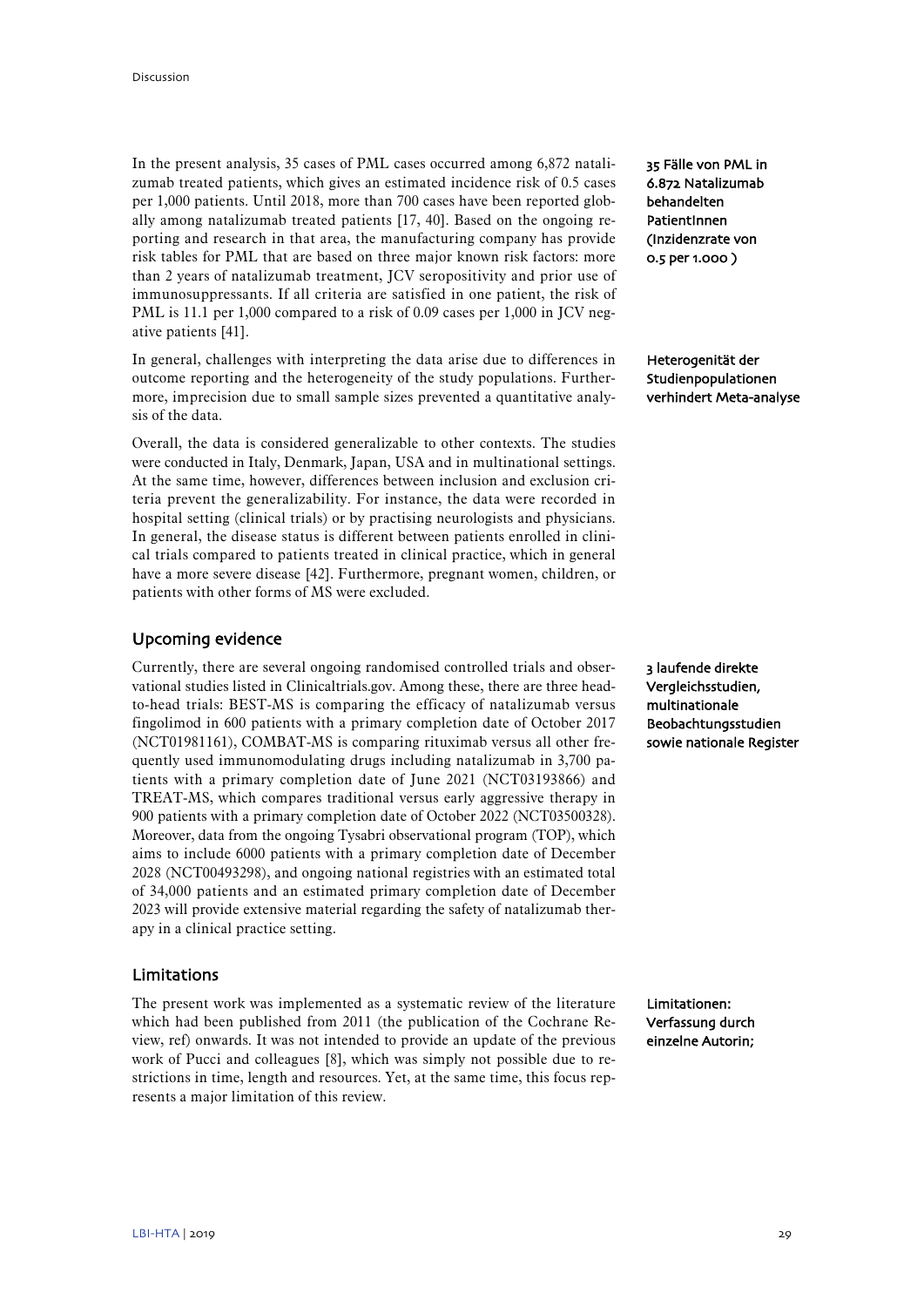In the present analysis, 35 cases of PML cases occurred among 6,872 natalizumab treated patients, which gives an estimated incidence risk of 0.5 cases per 1,000 patients. Until 2018, more than 700 cases have been reported globally among natalizumab treated patients [17, 40]. Based on the ongoing reporting and research in that area, the manufacturing company has provide risk tables for PML that are based on three major known risk factors: more than 2 years of natalizumab treatment, JCV seropositivity and prior use of immunosuppressants. If all criteria are satisfied in one patient, the risk of PML is 11.1 per 1,000 compared to a risk of 0.09 cases per 1,000 in JCV negative patients [41].

**35 Fälle von PML in 6.872 Natalizumab behandelten PatientInnen (Inzidenzrate von 0.5 per 1.000 )**

In general, challenges with interpreting the data arise due to differences in outcome reporting and the heterogeneity of the study populations. Furthermore, imprecision due to small sample sizes prevented a quantitative analysis of the data.

**Heterogenität der Studienpopulationen verhindert Meta-analyse**

Overall, the data is considered generalizable to other contexts. The studies were conducted in Italy, Denmark, Japan, USA and in multinational settings. At the same time, however, differences between inclusion and exclusion criteria prevent the generalizability. For instance, the data were recorded in hospital setting (clinical trials) or by practising neurologists and physicians. In general, the disease status is different between patients enrolled in clinical trials compared to patients treated in clinical practice, which in general have a more severe disease [42]. Furthermore, pregnant women, children, or patients with other forms of MS were excluded.

## Upcoming evidence

Currently, there are several ongoing randomised controlled trials and observational studies listed in Clinicaltrials.gov. Among these, there are three head-to-head trials: BEST-MS is comparing the efficacy of natalizumab versus fingolimod in 600 patients with a primary completion date of October 2017 (NCT01981161), COMBAT-MS is comparing rituximab versus all other frequently used immunomodulating drugs including natalizumab in 3,700 patients with a primary completion date of June 2021 (NCT03193866) and TREAT-MS, which compares traditional versus early aggressive therapy in 900 patients with a primary completion date of October 2022 (NCT03500328). Moreover, data from the ongoing Tysabri observational program (TOP), which aims to include 6000 patients with a primary completion date of December 2028 (NCT00493298), and ongoing national registries with an estimated total of 34,000 patients and an estimated primary completion date of December 2023 will provide extensive material regarding the safety of natalizumab therapy in a clinical practice setting.

**3 laufende direkte Vergleichsstudien, multinationale Beobachtungsstudien sowie nationale Register**

## Limitations

The present work was implemented as a systematic review of the literature which had been published from 2011 (the publication of the Cochrane Review, ref) onwards. It was not intended to provide an update of the previous work of Pucci and colleagues [8], which was simply not possible due to restrictions in time, length and resources. Yet, at the same time, this focus represents a major limitation of this review.

**Limitationen: Verfassung durch einzelne Autorin;**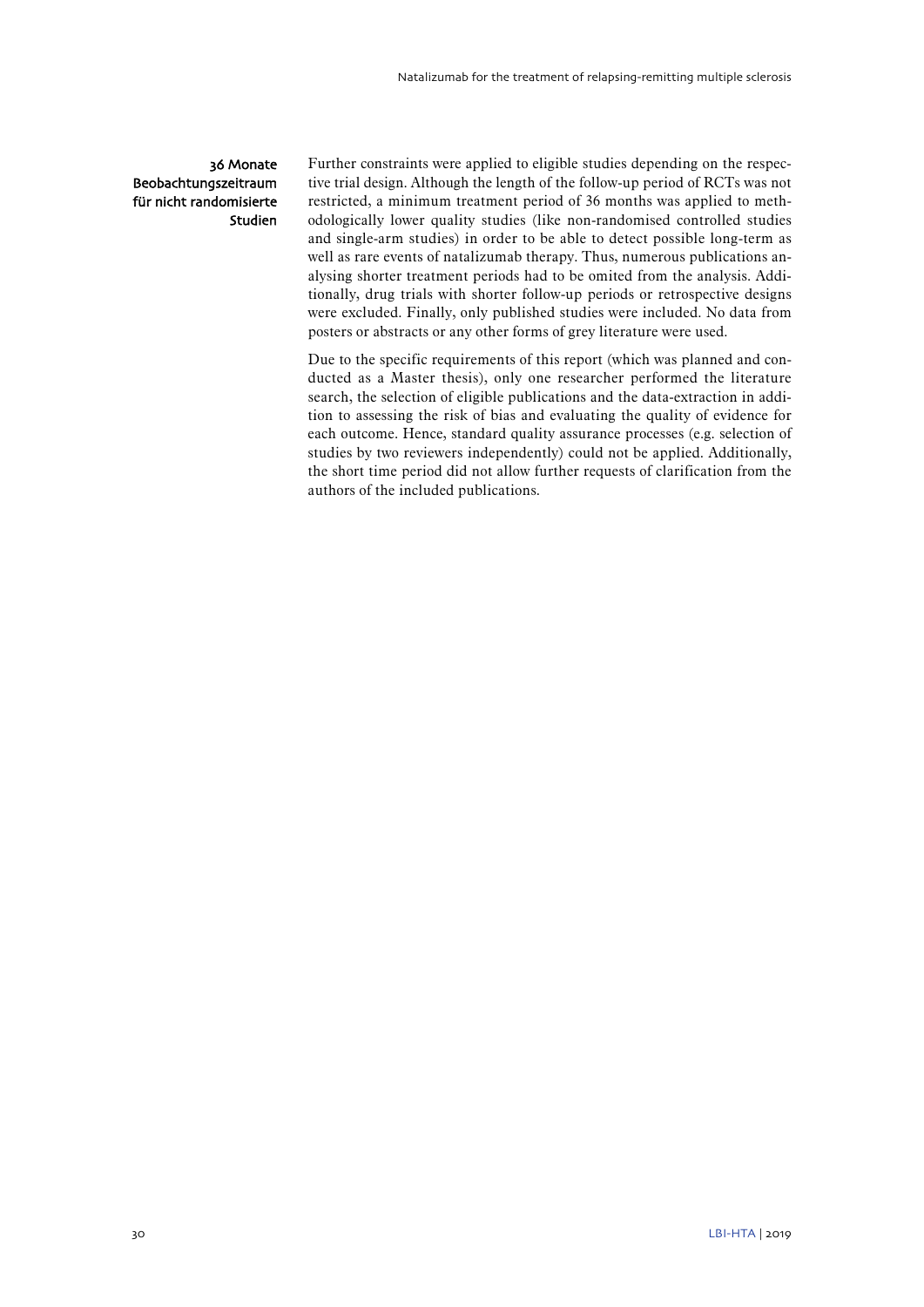36 Monate Beobachtungszeitraum für nicht randomisierte Studien

Further constraints were applied to eligible studies depending on the respective trial design. Although the length of the follow-up period of RCTs was not restricted, a minimum treatment period of 36 months was applied to methodologically lower quality studies (like non-randomised controlled studies and single-arm studies) in order to be able to detect possible long-term as well as rare events of natalizumab therapy. Thus, numerous publications analysing shorter treatment periods had to be omited from the analysis. Additionally, drug trials with shorter follow-up periods or retrospective designs were excluded. Finally, only published studies were included. No data from posters or abstracts or any other forms of grey literature were used.

Due to the specific requirements of this report (which was planned and conducted as a Master thesis), only one researcher performed the literature search, the selection of eligible publications and the data-extraction in addition to assessing the risk of bias and evaluating the quality of evidence for each outcome. Hence, standard quality assurance processes (e.g. selection of studies by two reviewers independently) could not be applied. Additionally, the short time period did not allow further requests of clarification from the authors of the included publications.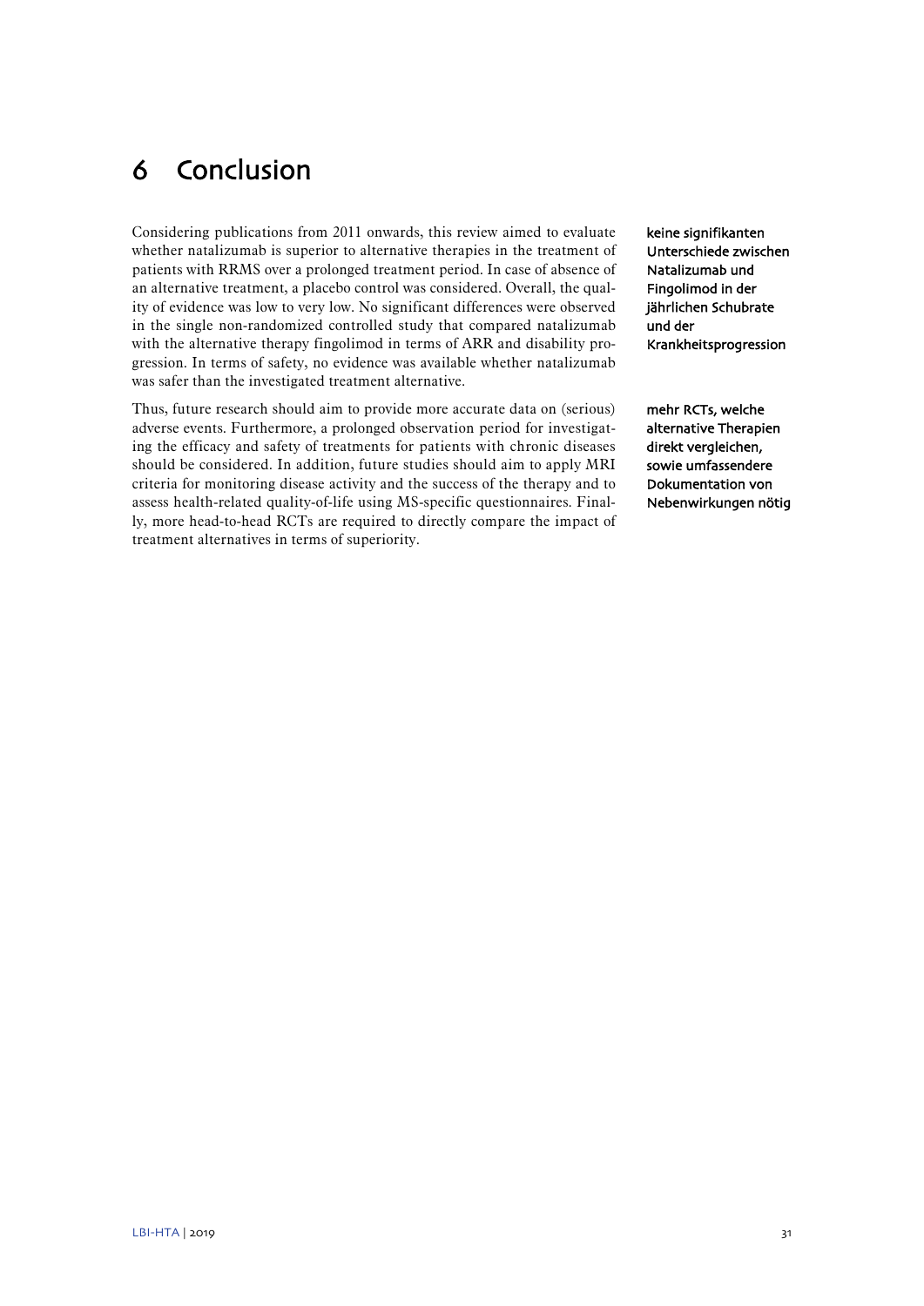# 6 Conclusion

Considering publications from 2011 onwards, this review aimed to evaluate whether natalizumab is superior to alternative therapies in the treatment of patients with RRMS over a prolonged treatment period. In case of absence of an alternative treatment, a placebo control was considered. Overall, the quality of evidence was low to very low. No significant differences were observed in the single non-randomized controlled study that compared natalizumab with the alternative therapy fingolimod in terms of ARR and disability progression. In terms of safety, no evidence was available whether natalizumab was safer than the investigated treatment alternative.

**keine signifikanten Unterschiede zwischen Natalizumab und Fingolimod in der jährlichen Schubrate und der Krankheitsprogression**

Thus, future research should aim to provide more accurate data on (serious) adverse events. Furthermore, a prolonged observation period for investigating the efficacy and safety of treatments for patients with chronic diseases should be considered. In addition, future studies should aim to apply MRI criteria for monitoring disease activity and the success of the therapy and to assess health-related quality-of-life using MS-specific questionnaires. Finally, more head-to-head RCTs are required to directly compare the impact of treatment alternatives in terms of superiority.

**mehr RCTs, welche alternative Therapien direkt vergleichen, sowie umfassendere Dokumentation von Nebenwirkungen nötig**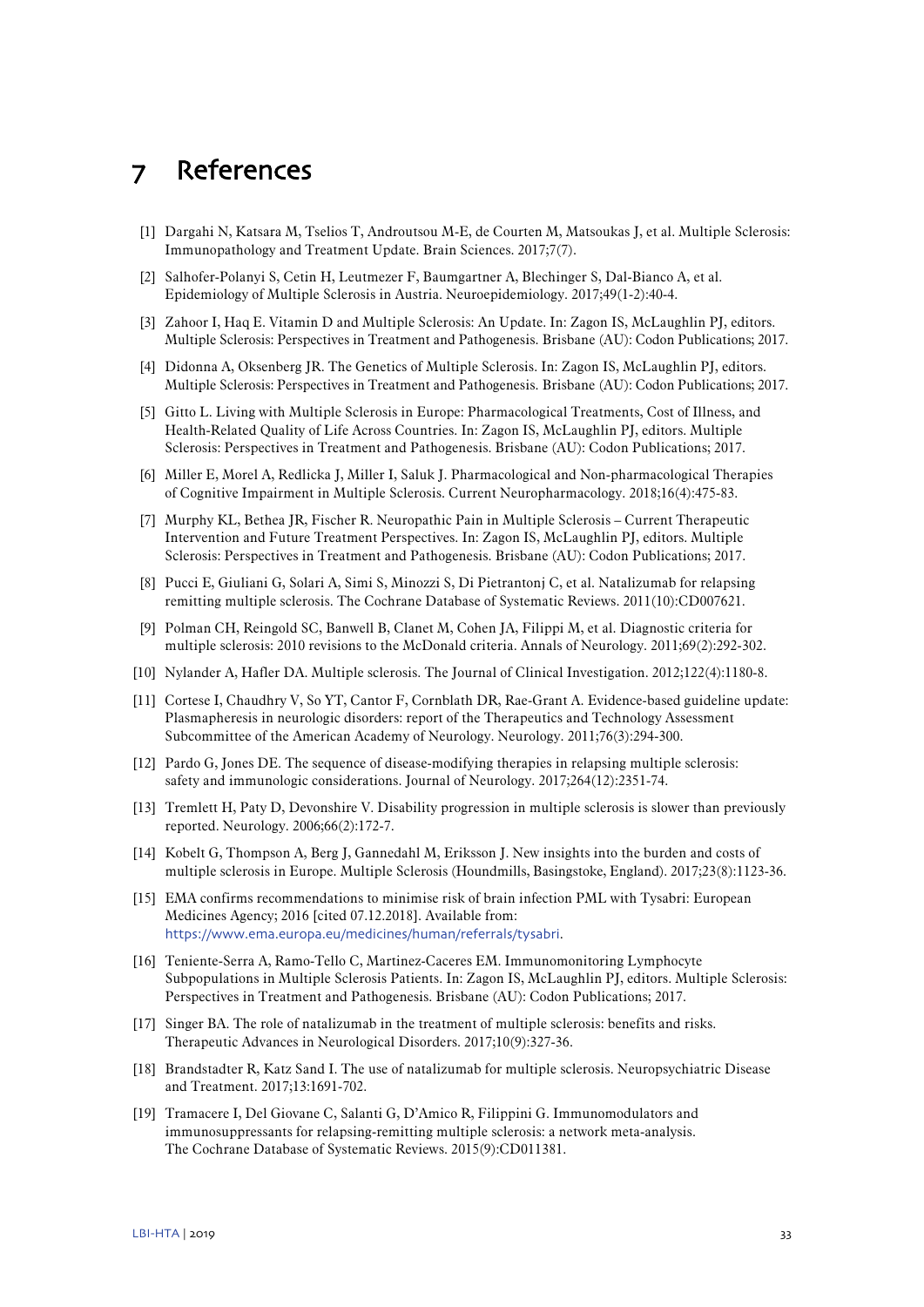# 7 References

[1] Dargahi N, Katsara M, Tselios T, Androutsou M-E, de Courten M, Matsoukas J, et al. Multiple Sclerosis: Immunopathology and Treatment Update. Brain Sciences. 2017;7(7).

[2] Salhofer-Polanyi S, Cetin H, Leutmezer F, Baumgartner A, Blechinger S, Dal-Bianco A, et al. Epidemiology of Multiple Sclerosis in Austria. Neuroepidemiology. 2017;49(1-2):40-4.

[3] Zahoor I, Haq E. Vitamin D and Multiple Sclerosis: An Update. In: Zagon IS, McLaughlin PJ, editors. Multiple Sclerosis: Perspectives in Treatment and Pathogenesis. Brisbane (AU): Codon Publications; 2017.

[4] Didonna A, Oksenberg JR. The Genetics of Multiple Sclerosis. In: Zagon IS, McLaughlin PJ, editors. Multiple Sclerosis: Perspectives in Treatment and Pathogenesis. Brisbane (AU): Codon Publications; 2017.

[5] Gitto L. Living with Multiple Sclerosis in Europe: Pharmacological Treatments, Cost of Illness, and Health-Related Quality of Life Across Countries. In: Zagon IS, McLaughlin PJ, editors. Multiple Sclerosis: Perspectives in Treatment and Pathogenesis. Brisbane (AU): Codon Publications; 2017.

[6] Miller E, Morel A, Redlicka J, Miller I, Saluk J. Pharmacological and Non-pharmacological Therapies of Cognitive Impairment in Multiple Sclerosis. Current Neuropharmacology. 2018;16(4):475-83.

[7] Murphy KL, Bethea JR, Fischer R. Neuropathic Pain in Multiple Sclerosis – Current Therapeutic Intervention and Future Treatment Perspectives. In: Zagon IS, McLaughlin PJ, editors. Multiple Sclerosis: Perspectives in Treatment and Pathogenesis. Brisbane (AU): Codon Publications; 2017.

[8] Pucci E, Giuliani G, Solari A, Simi S, Minozzi S, Di Pietrantonj C, et al. Natalizumab for relapsing remitting multiple sclerosis. The Cochrane Database of Systematic Reviews. 2011(10):CD007621.

[9] Polman CH, Reingold SC, Banwell B, Clanet M, Cohen JA, Filippi M, et al. Diagnostic criteria for multiple sclerosis: 2010 revisions to the McDonald criteria. Annals of Neurology. 2011;69(2):292-302.

[10] Nylander A, Hafler DA. Multiple sclerosis. The Journal of Clinical Investigation. 2012;122(4):1180-8.

[11] Cortese I, Chaudhry V, So YT, Cantor F, Cornblath DR, Rae-Grant A. Evidence-based guideline update: Plasmapheresis in neurologic disorders: report of the Therapeutics and Technology Assessment Subcommittee of the American Academy of Neurology. Neurology. 2011;76(3):294-300.

[12] Pardo G, Jones DE. The sequence of disease-modifying therapies in relapsing multiple sclerosis: safety and immunologic considerations. Journal of Neurology. 2017;264(12):2351-74.

[13] Tremlett H, Paty D, Devonshire V. Disability progression in multiple sclerosis is slower than previously reported. Neurology. 2006;66(2):172-7.

[14] Kobelt G, Thompson A, Berg J, Gannedahl M, Eriksson J. New insights into the burden and costs of multiple sclerosis in Europe. Multiple Sclerosis (Houndmills, Basingstoke, England). 2017;23(8):1123-36.

[15] EMA confirms recommendations to minimise risk of brain infection PML with Tysabri: European Medicines Agency; 2016 [cited 07.12.2018]. Available from: https://www.ema.europa.eu/medicines/human/referrals/tysabri.

[16] Teniente-Serra A, Ramo-Tello C, Martinez-Caceres EM. Immunomonitoring Lymphocyte Subpopulations in Multiple Sclerosis Patients. In: Zagon IS, McLaughlin PJ, editors. Multiple Sclerosis: Perspectives in Treatment and Pathogenesis. Brisbane (AU): Codon Publications; 2017.

[17] Singer BA. The role of natalizumab in the treatment of multiple sclerosis: benefits and risks. Therapeutic Advances in Neurological Disorders. 2017;10(9):327-36.

[18] Brandstadter R, Katz Sand I. The use of natalizumab for multiple sclerosis. Neuropsychiatric Disease and Treatment. 2017;13:1691-702.

[19] Tramacere I, Del Giovane C, Salanti G, D'Amico R, Filippini G. Immunomodulators and immunosuppressants for relapsing-remitting multiple sclerosis: a network meta-analysis. The Cochrane Database of Systematic Reviews. 2015(9):CD011381.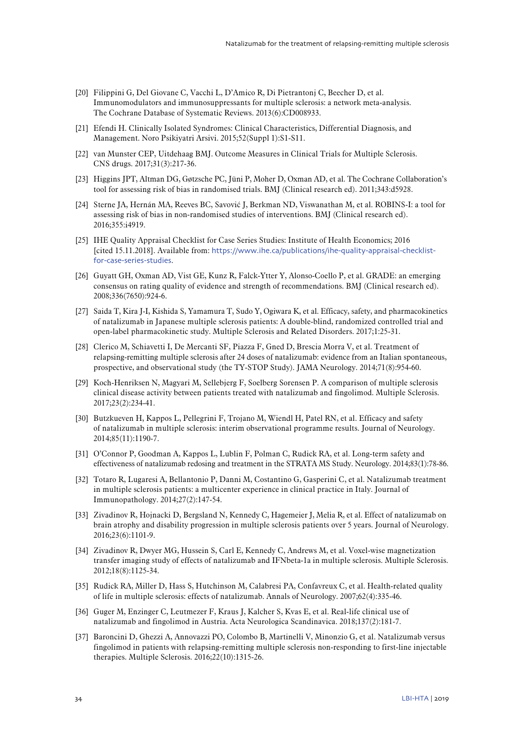[20] Filippini G, Del Giovane C, Vacchi L, D'Amico R, Di Pietrantonj C, Beecher D, et al. Immunomodulators and immunosuppressants for multiple sclerosis: a network meta-analysis. The Cochrane Database of Systematic Reviews. 2013(6):CD008933.

[21] Efendi H. Clinically Isolated Syndromes: Clinical Characteristics, Differential Diagnosis, and Management. Noro Psikiyatri Arsivi. 2015;52(Suppl 1):S1-S11.

[22] van Munster CEP, Uitdehaag BMJ. Outcome Measures in Clinical Trials for Multiple Sclerosis. CNS drugs. 2017;31(3):217-36.

[23] Higgins JPT, Altman DG, Gøtzsche PC, Jüni P, Moher D, Oxman AD, et al. The Cochrane Collaboration's tool for assessing risk of bias in randomised trials. BMJ (Clinical research ed). 2011;343:d5928.

[24] Sterne JA, Hernán MA, Reeves BC, Savović J, Berkman ND, Viswanathan M, et al. ROBINS-I: a tool for assessing risk of bias in non-randomised studies of interventions. BMJ (Clinical research ed). 2016;355:i4919.

[25] IHE Quality Appraisal Checklist for Case Series Studies: Institute of Health Economics; 2016 [cited 15.11.2018]. Available from: https://www.ihe.ca/publications/ihe-quality-appraisal-checklist-for-case-series-studies.

[26] Guyatt GH, Oxman AD, Vist GE, Kunz R, Falck-Ytter Y, Alonso-Coello P, et al. GRADE: an emerging consensus on rating quality of evidence and strength of recommendations. BMJ (Clinical research ed). 2008;336(7650):924-6.

[27] Saida T, Kira J-I, Kishida S, Yamamura T, Sudo Y, Ogiwara K, et al. Efficacy, safety, and pharmacokinetics of natalizumab in Japanese multiple sclerosis patients: A double-blind, randomized controlled trial and open-label pharmacokinetic study. Multiple Sclerosis and Related Disorders. 2017;1:25-31.

[28] Clerico M, Schiavetti I, De Mercanti SF, Piazza F, Gned D, Brescia Morra V, et al. Treatment of relapsing-remitting multiple sclerosis after 24 doses of natalizumab: evidence from an Italian spontaneous, prospective, and observational study (the TY-STOP Study). JAMA Neurology. 2014;71(8):954-60.

[29] Koch-Henriksen N, Magyari M, Sellebjerg F, Soelberg Sorensen P. A comparison of multiple sclerosis clinical disease activity between patients treated with natalizumab and fingolimod. Multiple Sclerosis. 2017;23(2):234-41.

[30] Butzkueven H, Kappos L, Pellegrini F, Trojano M, Wiendl H, Patel RN, et al. Efficacy and safety of natalizumab in multiple sclerosis: interim observational programme results. Journal of Neurology. 2014;85(11):1190-7.

[31] O'Connor P, Goodman A, Kappos L, Lublin F, Polman C, Rudick RA, et al. Long-term safety and effectiveness of natalizumab redosing and treatment in the STRATA MS Study. Neurology. 2014;83(1):78-86.

[32] Totaro R, Lugaresi A, Bellantonio P, Danni M, Costantino G, Gasperini C, et al. Natalizumab treatment in multiple sclerosis patients: a multicenter experience in clinical practice in Italy. Journal of Immunopathology. 2014;27(2):147-54.

[33] Zivadinov R, Hojnacki D, Bergsland N, Kennedy C, Hagemeier J, Melia R, et al. Effect of natalizumab on brain atrophy and disability progression in multiple sclerosis patients over 5 years. Journal of Neurology. 2016;23(6):1101-9.

[34] Zivadinov R, Dwyer MG, Hussein S, Carl E, Kennedy C, Andrews M, et al. Voxel-wise magnetization transfer imaging study of effects of natalizumab and IFNbeta-1a in multiple sclerosis. Multiple Sclerosis. 2012;18(8):1125-34.

[35] Rudick RA, Miller D, Hass S, Hutchinson M, Calabresi PA, Confavreux C, et al. Health-related quality of life in multiple sclerosis: effects of natalizumab. Annals of Neurology. 2007;62(4):335-46.

[36] Guger M, Enzinger C, Leutmezer F, Kraus J, Kalcher S, Kvas E, et al. Real-life clinical use of natalizumab and fingolimod in Austria. Acta Neurologica Scandinavica. 2018;137(2):181-7.

[37] Baroncini D, Ghezzi A, Annovazzi PO, Colombo B, Martinelli V, Minonzio G, et al. Natalizumab versus fingolimod in patients with relapsing-remitting multiple sclerosis non-responding to first-line injectable therapies. Multiple Sclerosis. 2016;22(10):1315-26.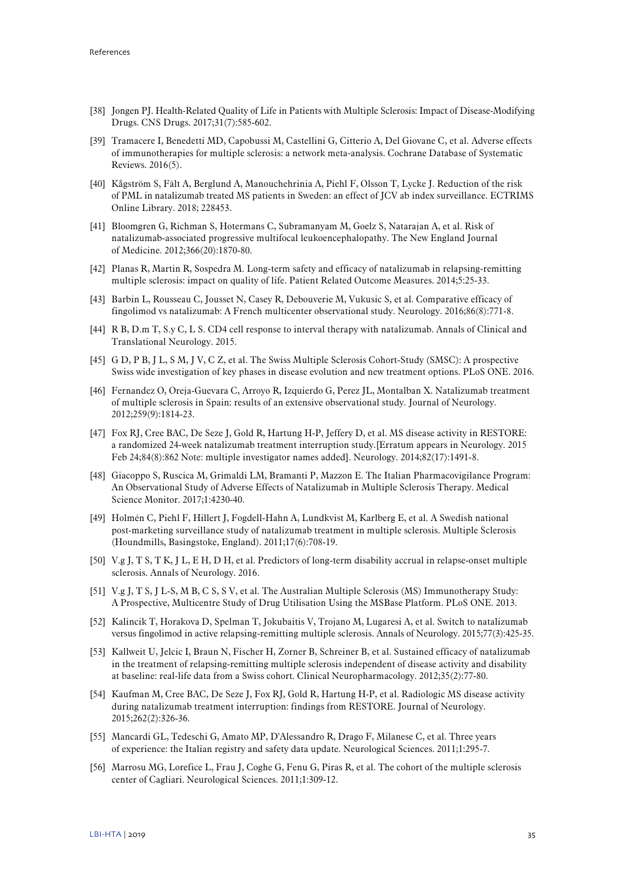- [38] Jongen PJ. Health-Related Quality of Life in Patients with Multiple Sclerosis: Impact of Disease-Modifying Drugs. CNS Drugs. 2017;31(7):585-602.
- [39] Tramacere I, Benedetti MD, Capobussi M, Castellini G, Citterio A, Del Giovane C, et al. Adverse effects of immunotherapies for multiple sclerosis: a network meta-analysis. Cochrane Database of Systematic Reviews. 2016(5).
- [40] Kågström S, Fält A, Berglund A, Manouchehrinia A, Piehl F, Olsson T, Lycke J. Reduction of the risk of PML in natalizumab treated MS patients in Sweden: an effect of JCV ab index surveillance. ECTRIMS Online Library. 2018; 228453.
- [41] Bloomgren G, Richman S, Hotermans C, Subramanyam M, Goelz S, Natarajan A, et al. Risk of natalizumab-associated progressive multifocal leukoencephalopathy. The New England Journal of Medicine. 2012;366(20):1870-80.
- [42] Planas R, Martin R, Sospedra M. Long-term safety and efficacy of natalizumab in relapsing-remitting multiple sclerosis: impact on quality of life. Patient Related Outcome Measures. 2014;5:25-33.
- [43] Barbin L, Rousseau C, Jousset N, Casey R, Debouverie M, Vukusic S, et al. Comparative efficacy of fingolimod vs natalizumab: A French multicenter observational study. Neurology. 2016;86(8):771-8.
- [44] R B, D.m T, S.y C, L S. CD4 cell response to interval therapy with natalizumab. Annals of Clinical and Translational Neurology. 2015.
- [45] G D, P B, J L, S M, J V, C Z, et al. The Swiss Multiple Sclerosis Cohort-Study (SMSC): A prospective Swiss wide investigation of key phases in disease evolution and new treatment options. PLoS ONE. 2016.
- [46] Fernandez O, Oreja-Guevara C, Arroyo R, Izquierdo G, Perez JL, Montalban X. Natalizumab treatment of multiple sclerosis in Spain: results of an extensive observational study. Journal of Neurology. 2012;259(9):1814-23.
- [47] Fox RJ, Cree BAC, De Seze J, Gold R, Hartung H-P, Jeffery D, et al. MS disease activity in RESTORE: a randomized 24-week natalizumab treatment interruption study.[Erratum appears in Neurology. 2015 Feb 24;84(8):862 Note: multiple investigator names added]. Neurology. 2014;82(17):1491-8.
- [48] Giacoppo S, Ruscica M, Grimaldi LM, Bramanti P, Mazzon E. The Italian Pharmacovigilance Program: An Observational Study of Adverse Effects of Natalizumab in Multiple Sclerosis Therapy. Medical Science Monitor. 2017;1:4230-40.
- [49] Holmén C, Piehl F, Hillert J, Fogdell-Hahn A, Lundkvist M, Karlberg E, et al. A Swedish national post-marketing surveillance study of natalizumab treatment in multiple sclerosis. Multiple Sclerosis (Houndmills, Basingstoke, England). 2011;17(6):708-19.
- [50] V.g J, T S, T K, J L, E H, D H, et al. Predictors of long-term disability accrual in relapse-onset multiple sclerosis. Annals of Neurology. 2016.
- [51] V.g J, T S, J L-S, M B, C S, S V, et al. The Australian Multiple Sclerosis (MS) Immunotherapy Study: A Prospective, Multicentre Study of Drug Utilisation Using the MSBase Platform. PLoS ONE. 2013.
- [52] Kalincik T, Horakova D, Spelman T, Jokubaitis V, Trojano M, Lugaresi A, et al. Switch to natalizumab versus fingolimod in active relapsing-remitting multiple sclerosis. Annals of Neurology. 2015;77(3):425-35.
- [53] Kallweit U, Jelcic I, Braun N, Fischer H, Zorner B, Schreiner B, et al. Sustained efficacy of natalizumab in the treatment of relapsing-remitting multiple sclerosis independent of disease activity and disability at baseline: real-life data from a Swiss cohort. Clinical Neuropharmacology. 2012;35(2):77-80.
- [54] Kaufman M, Cree BAC, De Seze J, Fox RJ, Gold R, Hartung H-P, et al. Radiologic MS disease activity during natalizumab treatment interruption: findings from RESTORE. Journal of Neurology. 2015;262(2):326-36.
- [55] Mancardi GL, Tedeschi G, Amato MP, D'Alessandro R, Drago F, Milanese C, et al. Three years of experience: the Italian registry and safety data update. Neurological Sciences. 2011;1:295-7.
- [56] Marrosu MG, Lorefice L, Frau J, Coghe G, Fenu G, Piras R, et al. The cohort of the multiple sclerosis center of Cagliari. Neurological Sciences. 2011;1:309-12.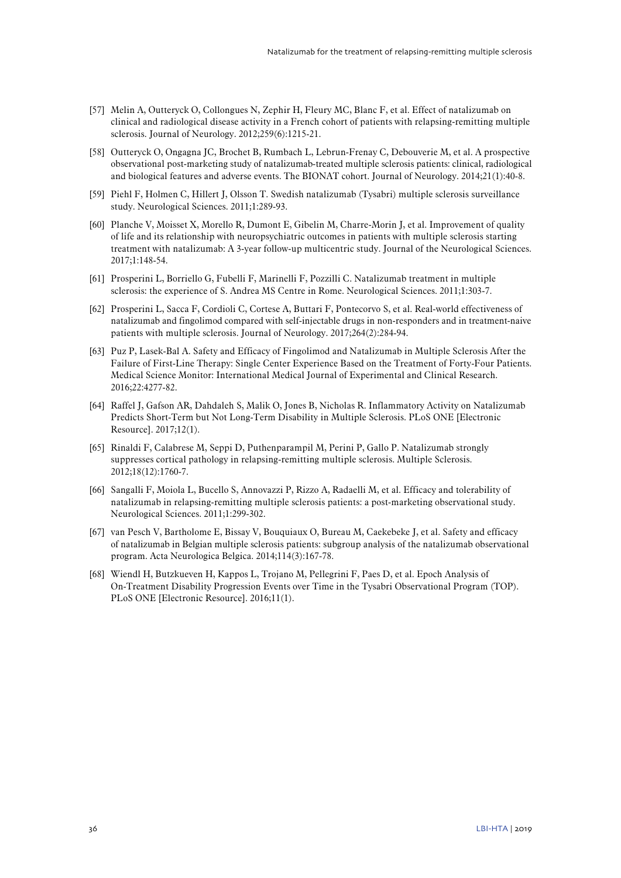[57] Melin A, Outteryck O, Collongues N, Zephir H, Fleury MC, Blanc F, et al. Effect of natalizumab on clinical and radiological disease activity in a French cohort of patients with relapsing-remitting multiple sclerosis. Journal of Neurology. 2012;259(6):1215-21.

[58] Outteryck O, Ongagna JC, Brochet B, Rumbach L, Lebrun-Frenay C, Debouverie M, et al. A prospective observational post-marketing study of natalizumab-treated multiple sclerosis patients: clinical, radiological and biological features and adverse events. The BIONAT cohort. Journal of Neurology. 2014;21(1):40-8.

[59] Piehl F, Holmen C, Hillert J, Olsson T. Swedish natalizumab (Tysabri) multiple sclerosis surveillance study. Neurological Sciences. 2011;1:289-93.

[60] Planche V, Moisset X, Morello R, Dumont E, Gibelin M, Charre-Morin J, et al. Improvement of quality of life and its relationship with neuropsychiatric outcomes in patients with multiple sclerosis starting treatment with natalizumab: A 3-year follow-up multicentric study. Journal of the Neurological Sciences. 2017;1:148-54.

[61] Prosperini L, Borriello G, Fubelli F, Marinelli F, Pozzilli C. Natalizumab treatment in multiple sclerosis: the experience of S. Andrea MS Centre in Rome. Neurological Sciences. 2011;1:303-7.

[62] Prosperini L, Sacca F, Cordioli C, Cortese A, Buttari F, Pontecorvo S, et al. Real-world effectiveness of natalizumab and fingolimod compared with self-injectable drugs in non-responders and in treatment-naive patients with multiple sclerosis. Journal of Neurology. 2017;264(2):284-94.

[63] Puz P, Lasek-Bal A. Safety and Efficacy of Fingolimod and Natalizumab in Multiple Sclerosis After the Failure of First-Line Therapy: Single Center Experience Based on the Treatment of Forty-Four Patients. Medical Science Monitor: International Medical Journal of Experimental and Clinical Research. 2016;22:4277-82.

[64] Raffel J, Gafson AR, Dahdaleh S, Malik O, Jones B, Nicholas R. Inflammatory Activity on Natalizumab Predicts Short-Term but Not Long-Term Disability in Multiple Sclerosis. PLoS ONE [Electronic Resource]. 2017;12(1).

[65] Rinaldi F, Calabrese M, Seppi D, Puthenparampil M, Perini P, Gallo P. Natalizumab strongly suppresses cortical pathology in relapsing-remitting multiple sclerosis. Multiple Sclerosis. 2012;18(12):1760-7.

[66] Sangalli F, Moiola L, Bucello S, Annovazzi P, Rizzo A, Radaelli M, et al. Efficacy and tolerability of natalizumab in relapsing-remitting multiple sclerosis patients: a post-marketing observational study. Neurological Sciences. 2011;1:299-302.

[67] van Pesch V, Bartholome E, Bissay V, Bouquiaux O, Bureau M, Caekebeke J, et al. Safety and efficacy of natalizumab in Belgian multiple sclerosis patients: subgroup analysis of the natalizumab observational program. Acta Neurologica Belgica. 2014;114(3):167-78.

[68] Wiendl H, Butzkueven H, Kappos L, Trojano M, Pellegrini F, Paes D, et al. Epoch Analysis of On-Treatment Disability Progression Events over Time in the Tysabri Observational Program (TOP). PLoS ONE [Electronic Resource]. 2016;11(1).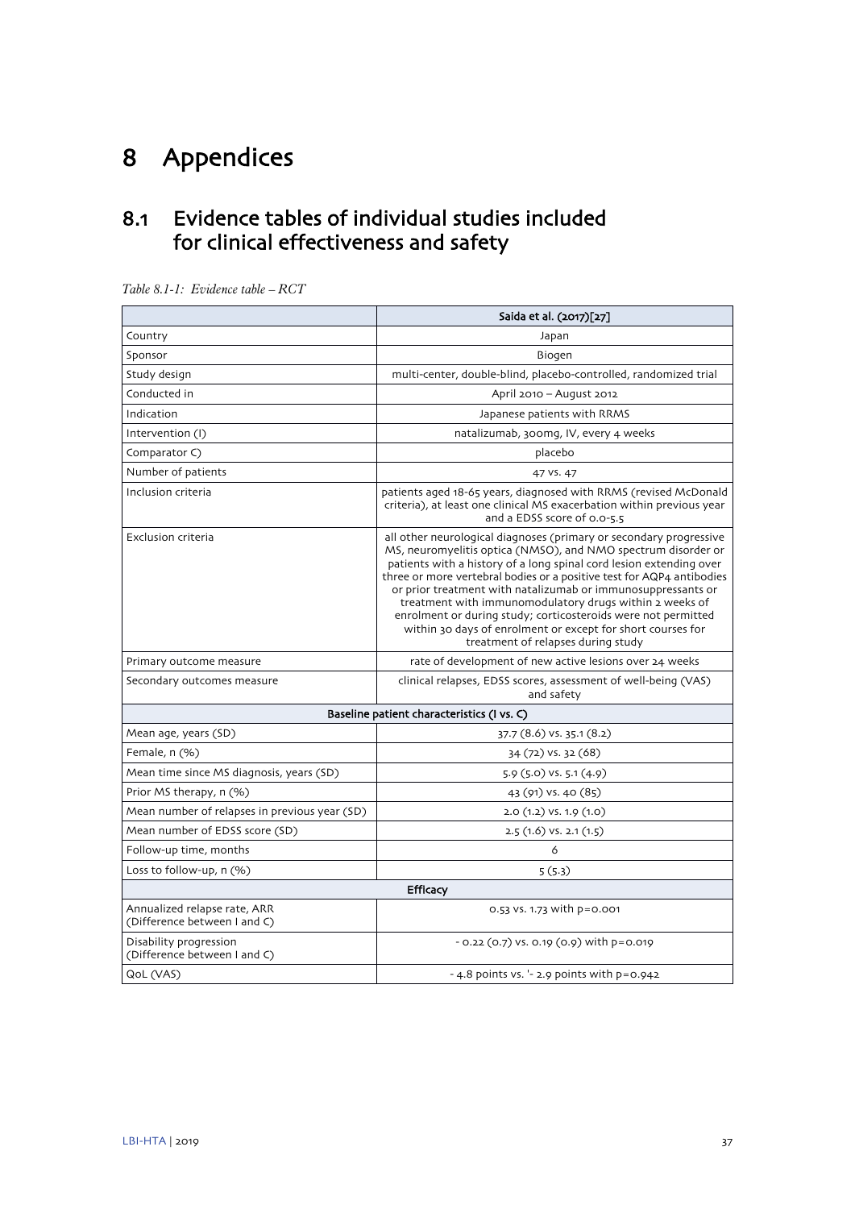// Page 39 of 56 — running footer ("LBI-HTA | 2019") and page number 37 omitted
# 8 Appendices

## 8.1 Evidence tables of individual studies included for clinical effectiveness and safety

*Table 8.1-1: Evidence table – RCT*

| | Saida et al. (2017)[27] |
|---|---|
| Country | Japan |
| Sponsor | Biogen |
| Study design | multi-center, double-blind, placebo-controlled, randomized trial |
| Conducted in | April 2010 – August 2012 |
| Indication | Japanese patients with RRMS |
| Intervention (I) | natalizumab, 300mg, IV, every 4 weeks |
| Comparator C) | placebo |
| Number of patients | 47 vs. 47 |
| Inclusion criteria | patients aged 18-65 years, diagnosed with RRMS (revised McDonald criteria), at least one clinical MS exacerbation within previous year and a EDSS score of 0.0-5.5 |
| Exclusion criteria | all other neurological diagnoses (primary or secondary progressive MS, neuromyelitis optica (NMSO), and NMO spectrum disorder or patients with a history of a long spinal cord lesion extending over three or more vertebral bodies or a positive test for AQP4 antibodies or prior treatment with natalizumab or immunosuppressants or treatment with immunomodulatory drugs within 2 weeks of enrolment or during study; corticosteroids were not permitted within 30 days of enrolment or except for short courses for treatment of relapses during study |
| Primary outcome measure | rate of development of new active lesions over 24 weeks |
| Secondary outcomes measure | clinical relapses, EDSS scores, assessment of well-being (VAS) and safety |
| **Baseline patient characteristics (I vs. C)** | |
| Mean age, years (SD) | 37.7 (8.6) vs. 35.1 (8.2) |
| Female, n (%) | 34 (72) vs. 32 (68) |
| Mean time since MS diagnosis, years (SD) | 5.9 (5.0) vs. 5.1 (4.9) |
| Prior MS therapy, n (%) | 43 (91) vs. 40 (85) |
| Mean number of relapses in previous year (SD) | 2.0 (1.2) vs. 1.9 (1.0) |
| Mean number of EDSS score (SD) | 2.5 (1.6) vs. 2.1 (1.5) |
| Follow-up time, months | 6 |
| Loss to follow-up, n (%) | 5 (5.3) |
| **Efficacy** | |
| Annualized relapse rate, ARR (Difference between I and C) | 0.53 vs. 1.73 with p=0.001 |
| Disability progression (Difference between I and C) | - 0.22 (0.7) vs. 0.19 (0.9) with p=0.019 |
| QoL (VAS) | - 4.8 points vs. '- 2.9 points with p=0.942 |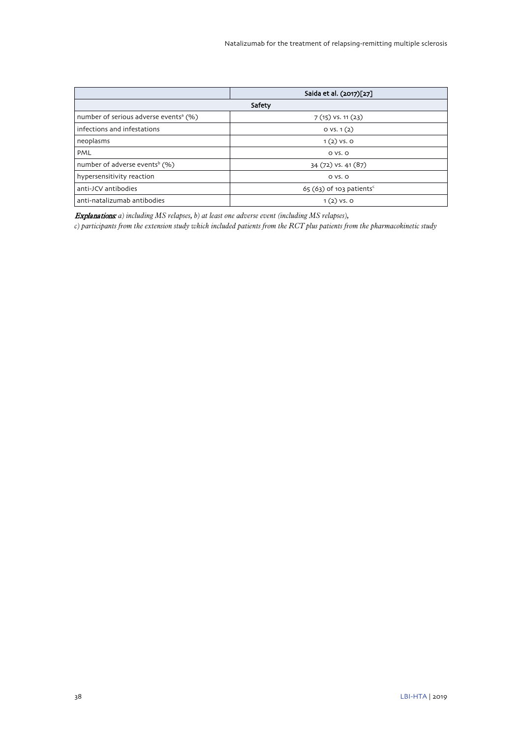| | Saida et al. (2017)[27] |
|---|---|
| **Safety** | |
| number of serious adverse events[a] (%) | 7 (15) vs. 11 (23) |
| infections and infestations | 0 vs. 1 (2) |
| neoplasms | 1 (2) vs. 0 |
| PML | 0 vs. 0 |
| number of adverse events[b] (%) | 34 (72) vs. 41 (87) |
| hypersensitivity reaction | 0 vs. 0 |
| anti-JCV antibodies | 65 (63) of 103 patients[c] |
| anti-natalizumab antibodies | 1 (2) vs. 0 |

***Explanations:*** *a) including MS relapses, b) at least one adverse event (including MS relapses),*
*c) participants from the extension study which included patients from the RCT plus patients from the pharmacokinetic study*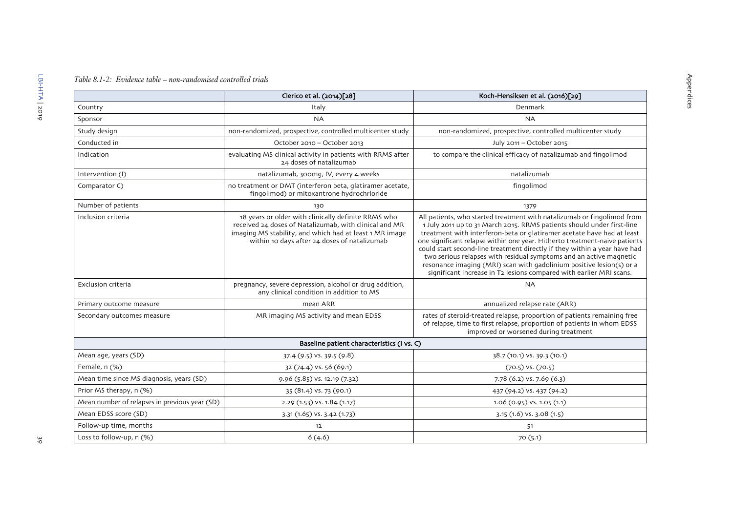*Table 8.1-2: Evidence table – non-randomised controlled trials*

| | Clerico et al. (2014)[28] | Koch-Hensiksen et al. (2016)[29] |
|---|---|---|
| Country | Italy | Denmark |
| Sponsor | NA | NA |
| Study design | non-randomized, prospective, controlled multicenter study | non-randomized, prospective, controlled multicenter study |
| Conducted in | October 2010 – October 2013 | July 2011 – October 2015 |
| Indication | evaluating MS clinical activity in patients with RRMS after 24 doses of natalizumab | to compare the clinical efficacy of natalizumab and fingolimod |
| Intervention (I) | natalizumab, 300mg, IV, every 4 weeks | natalizumab |
| Comparator C) | no treatment or DMT (interferon beta, glatiramer acetate, fingolimod) or mitoxantrone hydrochrloride | fingolimod |
| Number of patients | 130 | 1379 |
| Inclusion criteria | 18 years or older with clinically definite RRMS who received 24 doses of Natalizumab, with clinical and MR imaging MS stability, and which had at least 1 MR image within 10 days after 24 doses of natalizumab | All patients, who started treatment with natalizumab or fingolimod from 1 July 2011 up to 31 March 2015. RRMS patients should under first-line treatment with interferon-beta or glatiramer acetate have had at least one significant relapse within one year. Hitherto treatment-naive patients could start second-line treatment directly if they within a year have had two serious relapses with residual symptoms and an active magnetic resonance imaging (MRI) scan with gadolinium positive lesion(s) or a significant increase in T2 lesions compared with earlier MRI scans. |
| Exclusion criteria | pregnancy, severe depression, alcohol or drug addition, any clinical condition in addition to MS | NA |
| Primary outcome measure | mean ARR | annualized relapse rate (ARR) |
| Secondary outcomes measure | MR imaging MS activity and mean EDSS | rates of steroid-treated relapse, proportion of patients remaining free of relapse, time to first relapse, proportion of patients in whom EDSS improved or worsened during treatment |
| **Baseline patient characteristics (I vs. C)** | | |
| Mean age, years (SD) | 37.4 (9.5) vs. 39.5 (9.8) | 38.7 (10.1) vs. 39.3 (10.1) |
| Female, n (%) | 32 (74.4) vs. 56 (69.1) | (70.5) vs. (70.5) |
| Mean time since MS diagnosis, years (SD) | 9.96 (5.85) vs. 12.19 (7.32) | 7.78 (6.2) vs. 7.69 (6.3) |
| Prior MS therapy, n (%) | 35 (81.4) vs. 73 (90.1) | 437 (94.2) vs. 437 (94.2) |
| Mean number of relapses in previous year (SD) | 2.29 (1.53) vs. 1.84 (1.17) | 1.06 (0.95) vs. 1.05 (1.1) |
| Mean EDSS score (SD) | 3.31 (1.65) vs. 3.42 (1.73) | 3.15 (1.6) vs. 3.08 (1.5) |
| Follow-up time, months | 12 | 51 |
| Loss to follow-up, n (%) | 6 (4.6) | 70 (5.1) |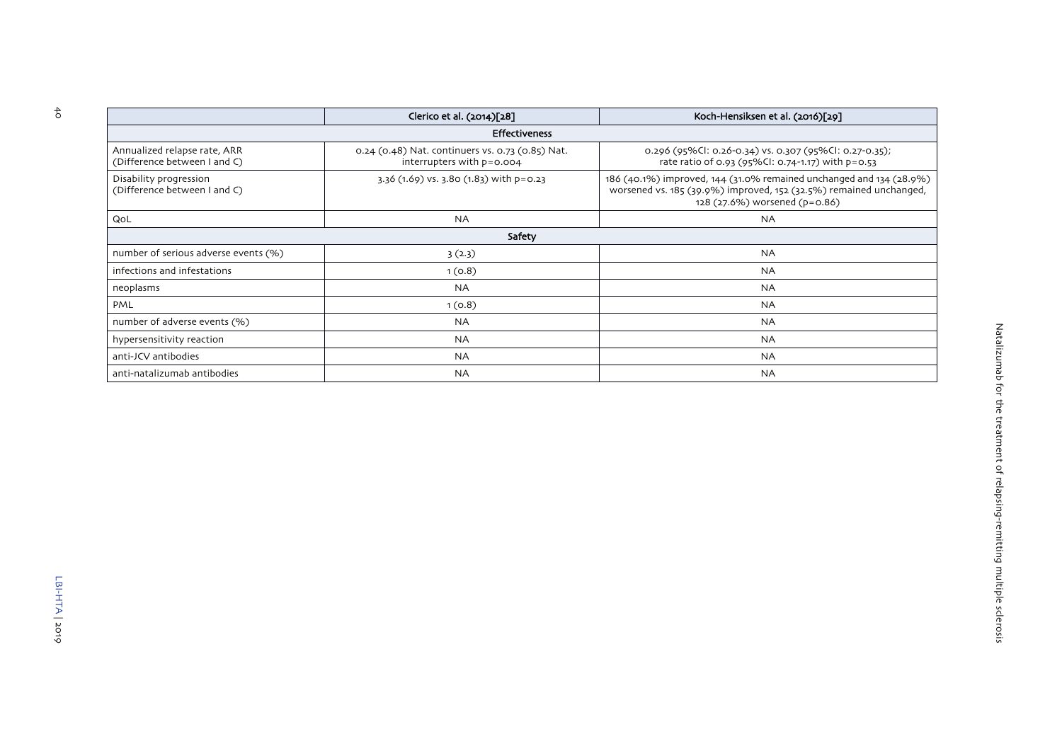| | Clerico et al. (2014)[28] | Koch-Hensiksen et al. (2016)[29] |
|---|---|---|
| **Effectiveness** | | |
| Annualized relapse rate, ARR (Difference between I and C) | 0.24 (0.48) Nat. continuers vs. 0.73 (0.85) Nat. interrupters with p=0.004 | 0.296 (95%CI: 0.26-0.34) vs. 0.307 (95%CI: 0.27-0.35); rate ratio of 0.93 (95%CI: 0.74-1.17) with p=0.53 |
| Disability progression (Difference between I and C) | 3.36 (1.69) vs. 3.80 (1.83) with p=0.23 | 186 (40.1%) improved, 144 (31.0% remained unchanged and 134 (28.9%) worsened vs. 185 (39.9%) improved, 152 (32.5%) remained unchanged, 128 (27.6%) worsened (p=0.86) |
| QoL | NA | NA |
| **Safety** | | |
| number of serious adverse events (%) | 3 (2.3) | NA |
| infections and infestations | 1 (0.8) | NA |
| neoplasms | NA | NA |
| PML | 1 (0.8) | NA |
| number of adverse events (%) | NA | NA |
| hypersensitivity reaction | NA | NA |
| anti-JCV antibodies | NA | NA |
| anti-natalizumab antibodies | NA | NA |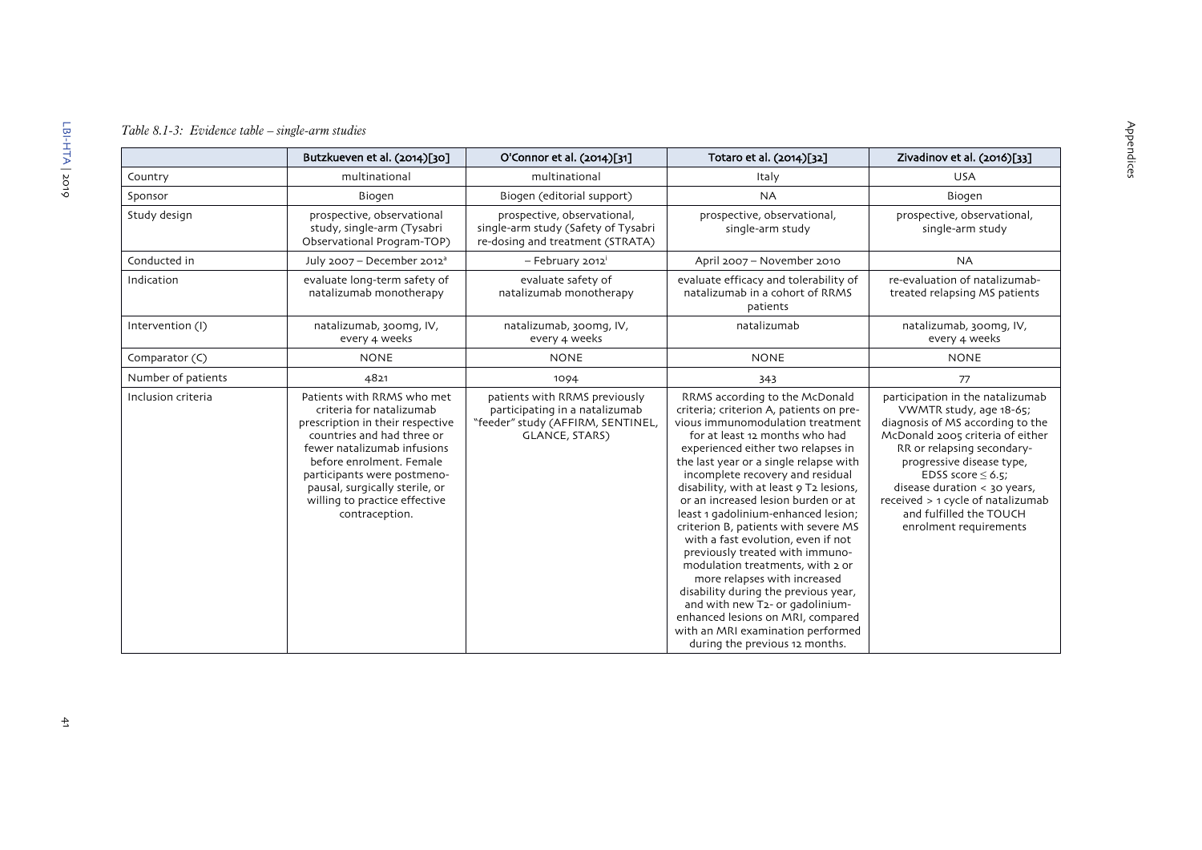*Table 8.1-3: Evidence table – single-arm studies*

| | Butzkueven et al. (2014)[30] | O'Connor et al. (2014)[31] | Totaro et al. (2014)[32] | Zivadinov et al. (2016)[33] |
|---|---|---|---|---|
| Country | multinational | multinational | Italy | USA |
| Sponsor | Biogen | Biogen (editorial support) | NA | Biogen |
| Study design | prospective, observational study, single-arm (Tysabri Observational Program-TOP) | prospective, observational, single-arm study (Safety of Tysabri re-dosing and treatment (STRATA) | prospective, observational, single-arm study | prospective, observational, single-arm study |
| Conducted in | July 2007 – December 2012[a] | – February 2012[i] | April 2007 – November 2010 | NA |
| Indication | evaluate long-term safety of natalizumab monotherapy | evaluate safety of natalizumab monotherapy | evaluate efficacy and tolerability of natalizumab in a cohort of RRMS patients | re-evaluation of natalizumab-treated relapsing MS patients |
| Intervention (I) | natalizumab, 300mg, IV, every 4 weeks | natalizumab, 300mg, IV, every 4 weeks | natalizumab | natalizumab, 300mg, IV, every 4 weeks |
| Comparator (C) | NONE | NONE | NONE | NONE |
| Number of patients | 4821 | 1094 | 343 | 77 |
| Inclusion criteria | Patients with RRMS who met criteria for natalizumab prescription in their respective countries and had three or fewer natalizumab infusions before enrolment. Female participants were postmenopausal, surgically sterile, or willing to practice effective contraception. | patients with RRMS previously participating in a natalizumab "feeder" study (AFFIRM, SENTINEL, GLANCE, STARS) | RRMS according to the McDonald criteria; criterion A, patients on previous immunomodulation treatment for at least 12 months who had experienced either two relapses in the last year or a single relapse with incomplete recovery and residual disability, with at least 9 T2 lesions, or an increased lesion burden or at least 1 gadolinium-enhanced lesion; criterion B, patients with severe MS with a fast evolution, even if not previously treated with immunomodulation treatments, with 2 or more relapses with increased disability during the previous year, and with new T2- or gadolinium-enhanced lesions on MRI, compared with an MRI examination performed during the previous 12 months. | participation in the natalizumab VWMTR study, age 18-65; diagnosis of MS according to the McDonald 2005 criteria of either RR or relapsing secondary-progressive disease type, EDSS score ≤ 6.5; disease duration < 30 years, received > 1 cycle of natalizumab and fulfilled the TOUCH enrolment requirements |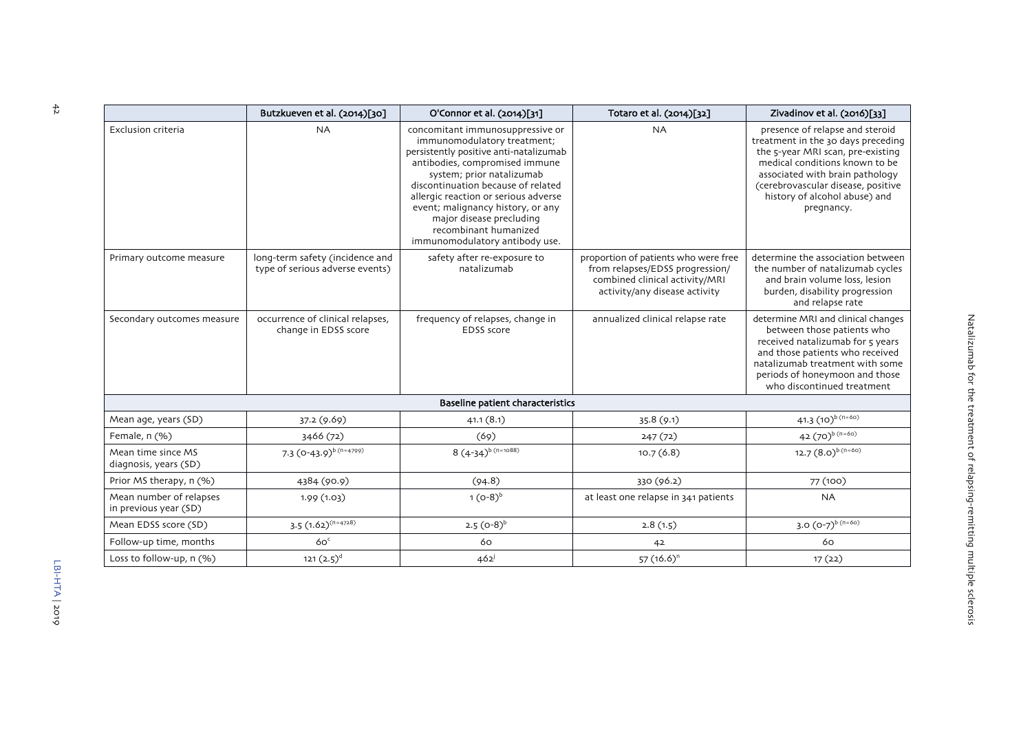| | Butzkueven et al. (2014)[30] | O'Connor et al. (2014)[31] | Totaro et al. (2014)[32] | Zivadinov et al. (2016)[33] |
|---|---|---|---|---|
| Exclusion criteria | NA | concomitant immunosuppressive or immunomodulatory treatment; persistently positive anti-natalizumab antibodies, compromised immune system; prior natalizumab discontinuation because of related allergic reaction or serious adverse event; malignancy history, or any major disease precluding recombinant humanized immunomodulatory antibody use. | NA | presence of relapse and steroid treatment in the 30 days preceding the 5-year MRI scan, pre-existing medical conditions known to be associated with brain pathology (cerebrovascular disease, positive history of alcohol abuse) and pregnancy. |
| Primary outcome measure | long-term safety (incidence and type of serious adverse events) | safety after re-exposure to natalizumab | proportion of patients who were free from relapses/EDSS progression/ combined clinical activity/MRI activity/any disease activity | determine the association between the number of natalizumab cycles and brain volume loss, lesion burden, disability progression and relapse rate |
| Secondary outcomes measure | occurrence of clinical relapses, change in EDSS score | frequency of relapses, change in EDSS score | annualized clinical relapse rate | determine MRI and clinical changes between those patients who received natalizumab for 5 years and those patients who received natalizumab treatment with some periods of honeymoon and those who discontinued treatment |
| **Baseline patient characteristics** | | | | |
| Mean age, years (SD) | 37.2 (9.69) | 41.1 (8.1) | 35.8 (9.1) | 41.3 (10)[b (n=60)] |
| Female, n (%) | 3466 (72) | (69) | 247 (72) | 42 (70)[b (n=60)] |
| Mean time since MS diagnosis, years (SD) | 7.3 (0-43.9)[b (n=4799)] | 8 (4-34)[b (n=1088)] | 10.7 (6.8) | 12.7 (8.0)[b (n=60)] |
| Prior MS therapy, n (%) | 4384 (90.9) | (94.8) | 330 (96.2) | 77 (100) |
| Mean number of relapses in previous year (SD) | 1.99 (1.03) | 1 (0-8)[b] | at least one relapse in 341 patients | NA |
| Mean EDSS score (SD) | 3.5 (1.62)[(n=4728)] | 2.5 (0-8)[b] | 2.8 (1.5) | 3.0 (0-7)[b (n=60)] |
| Follow-up time, months | 60[c] | 60 | 42 | 60 |
| Loss to follow-up, n (%) | 121 (2.5)[d] | 462[j] | 57 (16.6)[n] | 17 (22) |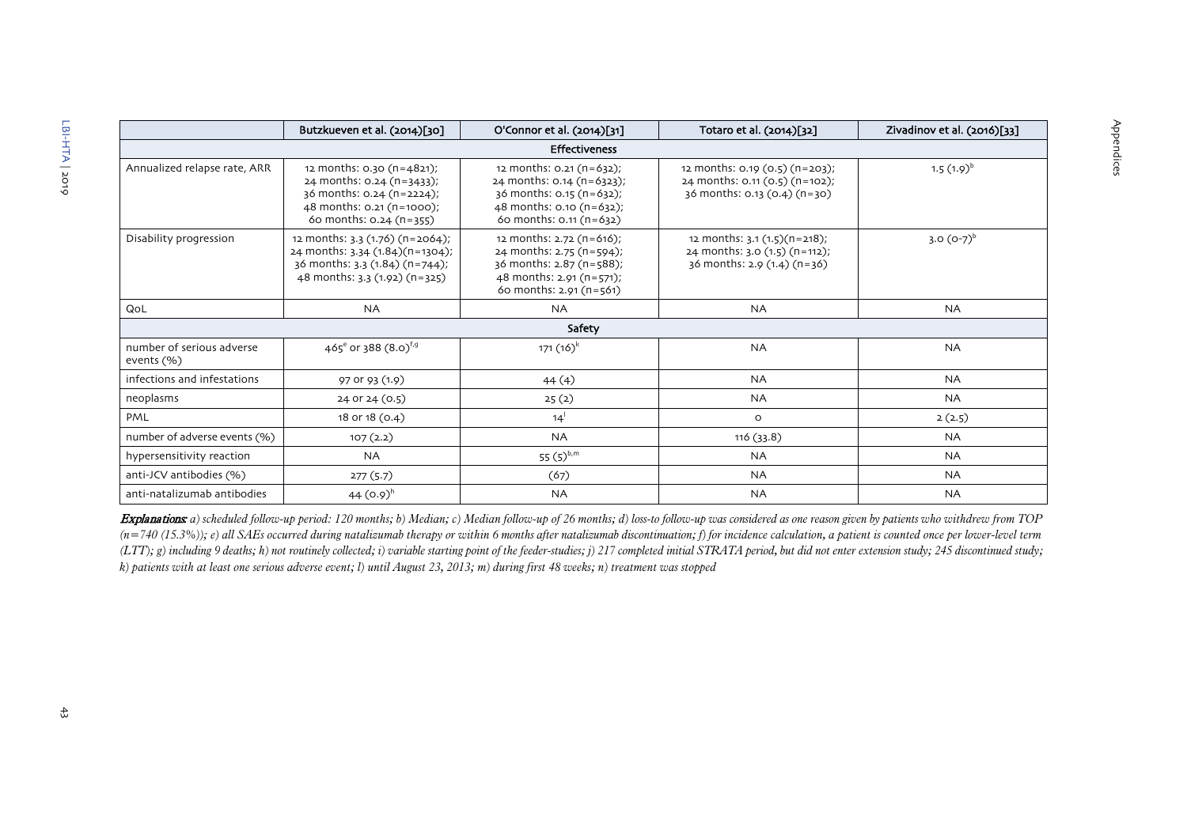| | Butzkueven et al. (2014)[30] | O'Connor et al. (2014)[31] | Totaro et al. (2014)[32] | Zivadinov et al. (2016)[33] |
|---|---|---|---|---|
| **Effectiveness** | | | | |
| Annualized relapse rate, ARR | 12 months: 0.30 (n=4821);<br>24 months: 0.24 (n=3433);<br>36 months: 0.24 (n=2224);<br>48 months: 0.21 (n=1000);<br>60 months: 0.24 (n=355) | 12 months: 0.21 (n=632);<br>24 months: 0.14 (n=6323);<br>36 months: 0.15 (n=632);<br>48 months: 0.10 (n=632);<br>60 months: 0.11 (n=632) | 12 months: 0.19 (0.5) (n=203);<br>24 months: 0.11 (0.5) (n=102);<br>36 months: 0.13 (0.4) (n=30) | 1.5 (1.9)[b] |
| Disability progression | 12 months: 3.3 (1.76) (n=2064);<br>24 months: 3.34 (1.84)(n=1304);<br>36 months: 3.3 (1.84) (n=744);<br>48 months: 3.3 (1.92) (n=325) | 12 months: 2.72 (n=616);<br>24 months: 2.75 (n=594);<br>36 months: 2.87 (n=588);<br>48 months: 2.91 (n=571);<br>60 months: 2.91 (n=561) | 12 months: 3.1 (1.5)(n=218);<br>24 months: 3.0 (1.5) (n=112);<br>36 months: 2.9 (1.4) (n=36) | 3.0 (0-7)[b] |
| QoL | NA | NA | NA | NA |
| **Safety** | | | | |
| number of serious adverse events (%) | 465[e] or 388 (8.0)[f,g] | 171 (16)[k] | NA | NA |
| infections and infestations | 97 or 93 (1.9) | 44 (4) | NA | NA |
| neoplasms | 24 or 24 (0.5) | 25 (2) | NA | NA |
| PML | 18 or 18 (0.4) | 14[l] | 0 | 2 (2.5) |
| number of adverse events (%) | 107 (2.2) | NA | 116 (33.8) | NA |
| hypersensitivity reaction | NA | 55 (5)[b,m] | NA | NA |
| anti-JCV antibodies (%) | 277 (5.7) | (67) | NA | NA |
| anti-natalizumab antibodies | 44 (0.9)[h] | NA | NA | NA |

***Explanations:*** *a) scheduled follow-up period: 120 months; b) Median; c) Median follow-up of 26 months; d) loss-to follow-up was considered as one reason given by patients who withdrew from TOP (n=740 (15.3%)); e) all SAEs occurred during natalizumab therapy or within 6 months after natalizumab discontinuation; f) for incidence calculation, a patient is counted once per lower-level term (LTT); g) including 9 deaths; h) not routinely collected; i) variable starting point of the feeder-studies; j) 217 completed initial STRATA period, but did not enter extension study; 245 discontinued study; k) patients with at least one serious adverse event; l) until August 23, 2013; m) during first 48 weeks; n) treatment was stopped*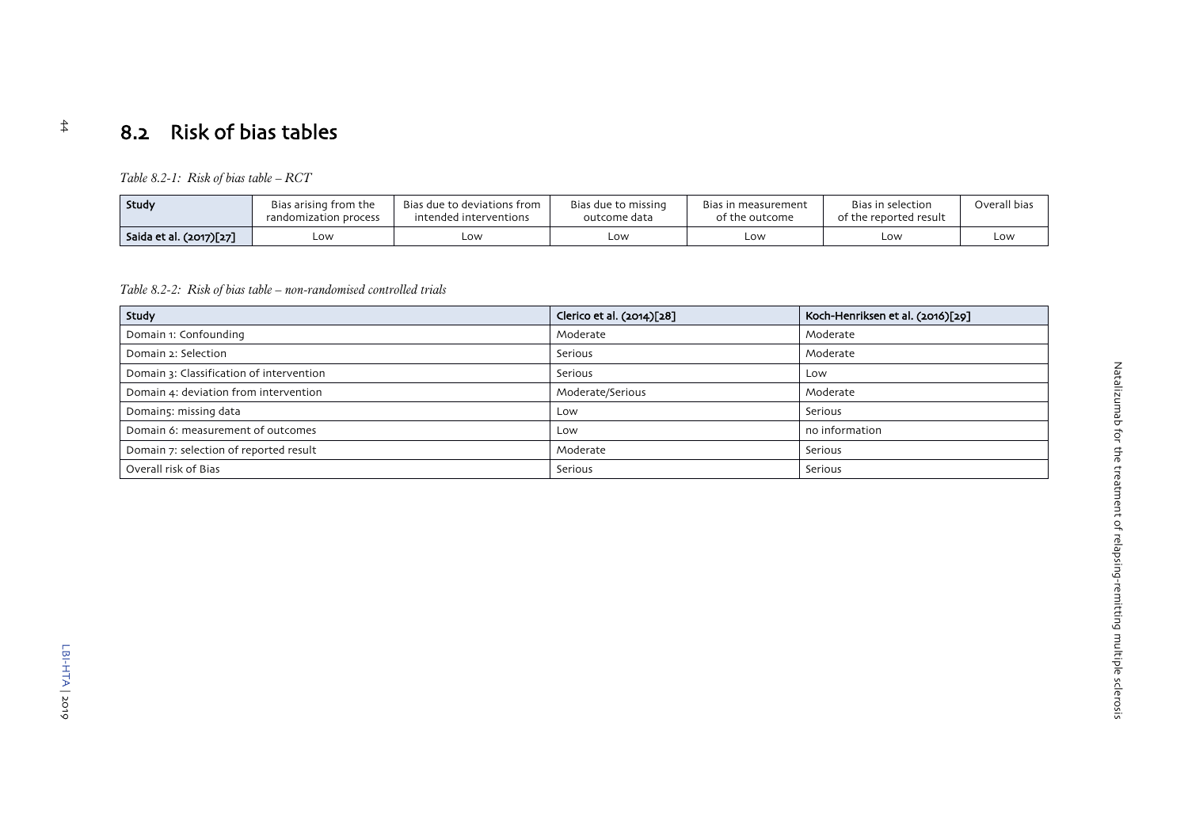## 8.2 Risk of bias tables

*Table 8.2-1: Risk of bias table – RCT*

| Study | Bias arising from the randomization process | Bias due to deviations from intended interventions | Bias due to missing outcome data | Bias in measurement of the outcome | Bias in selection of the reported result | Overall bias |
|---|---|---|---|---|---|---|
| **Saida et al. (2017)[27]** | Low | Low | Low | Low | Low | Low |

*Table 8.2-2: Risk of bias table – non-randomised controlled trials*

| Study | Clerico et al. (2014)[28] | Koch-Henriksen et al. (2016)[29] |
|---|---|---|
| Domain 1: Confounding | Moderate | Moderate |
| Domain 2: Selection | Serious | Moderate |
| Domain 3: Classification of intervention | Serious | Low |
| Domain 4: deviation from intervention | Moderate/Serious | Moderate |
| Domain5: missing data | Low | Serious |
| Domain 6: measurement of outcomes | Low | no information |
| Domain 7: selection of reported result | Moderate | Serious |
| Overall risk of Bias | Serious | Serious |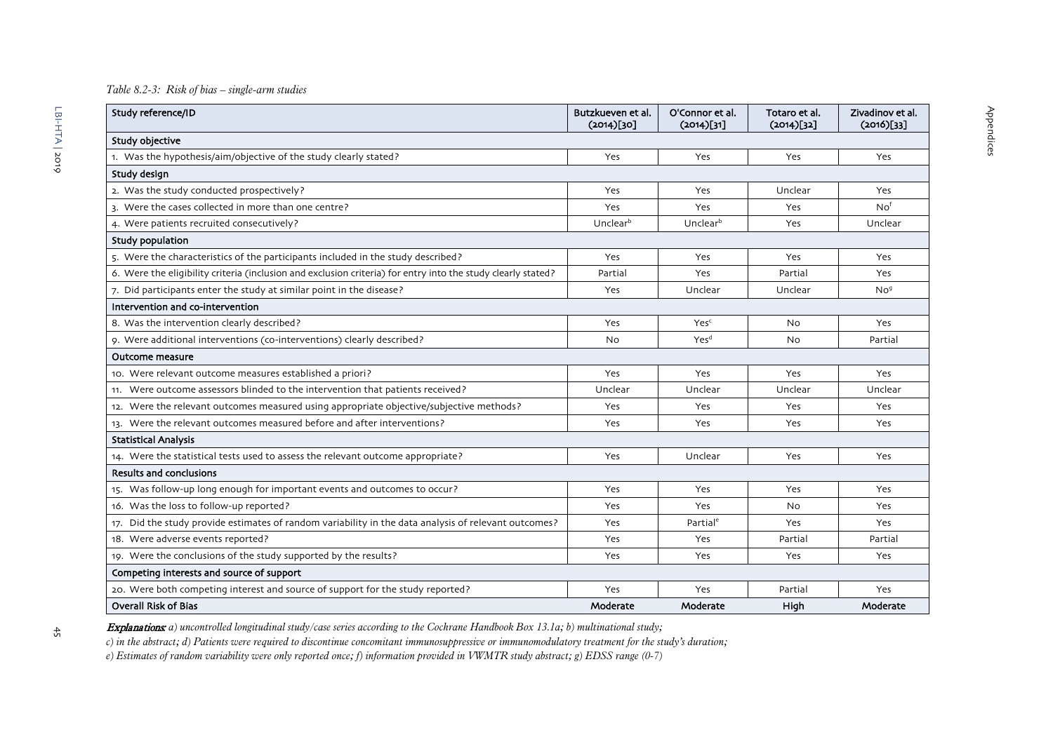*Table 8.2-3: Risk of bias – single-arm studies*

| Study reference/ID | Butzkueven et al. (2014)[30] | O'Connor et al. (2014)[31] | Totaro et al. (2014)[32] | Zivadinov et al. (2016)[33] |
|---|---|---|---|---|
| **Study objective** | | | | |
| 1. Was the hypothesis/aim/objective of the study clearly stated? | Yes | Yes | Yes | Yes |
| **Study design** | | | | |
| 2. Was the study conducted prospectively? | Yes | Yes | Unclear | Yes |
| 3. Were the cases collected in more than one centre? | Yes | Yes | Yes | No[f] |
| 4. Were patients recruited consecutively? | Unclear[b] | Unclear[b] | Yes | Unclear |
| **Study population** | | | | |
| 5. Were the characteristics of the participants included in the study described? | Yes | Yes | Yes | Yes |
| 6. Were the eligibility criteria (inclusion and exclusion criteria) for entry into the study clearly stated? | Partial | Yes | Partial | Yes |
| 7. Did participants enter the study at similar point in the disease? | Yes | Unclear | Unclear | No[g] |
| **Intervention and co-intervention** | | | | |
| 8. Was the intervention clearly described? | Yes | Yes[c] | No | Yes |
| 9. Were additional interventions (co-interventions) clearly described? | No | Yes[d] | No | Partial |
| **Outcome measure** | | | | |
| 10. Were relevant outcome measures established a priori? | Yes | Yes | Yes | Yes |
| 11. Were outcome assessors blinded to the intervention that patients received? | Unclear | Unclear | Unclear | Unclear |
| 12. Were the relevant outcomes measured using appropriate objective/subjective methods? | Yes | Yes | Yes | Yes |
| 13. Were the relevant outcomes measured before and after interventions? | Yes | Yes | Yes | Yes |
| **Statistical Analysis** | | | | |
| 14. Were the statistical tests used to assess the relevant outcome appropriate? | Yes | Unclear | Yes | Yes |
| **Results and conclusions** | | | | |
| 15. Was follow-up long enough for important events and outcomes to occur? | Yes | Yes | Yes | Yes |
| 16. Was the loss to follow-up reported? | Yes | Yes | No | Yes |
| 17. Did the study provide estimates of random variability in the data analysis of relevant outcomes? | Yes | Partial[e] | Yes | Yes |
| 18. Were adverse events reported? | Yes | Yes | Partial | Partial |
| 19. Were the conclusions of the study supported by the results? | Yes | Yes | Yes | Yes |
| **Competing interests and source of support** | | | | |
| 20. Were both competing interest and source of support for the study reported? | Yes | Yes | Partial | Yes |
| **Overall Risk of Bias** | **Moderate** | **Moderate** | **High** | **Moderate** |

***Explanations:*** *a) uncontrolled longitudinal study/case series according to the Cochrane Handbook Box 13.1a; b) multinational study; c) in the abstract; d) Patients were required to discontinue concomitant immunosuppressive or immunomodulatory treatment for the study's duration; e) Estimates of random variability were only reported once; f) information provided in VWMTR study abstract; g) EDSS range (0-7)*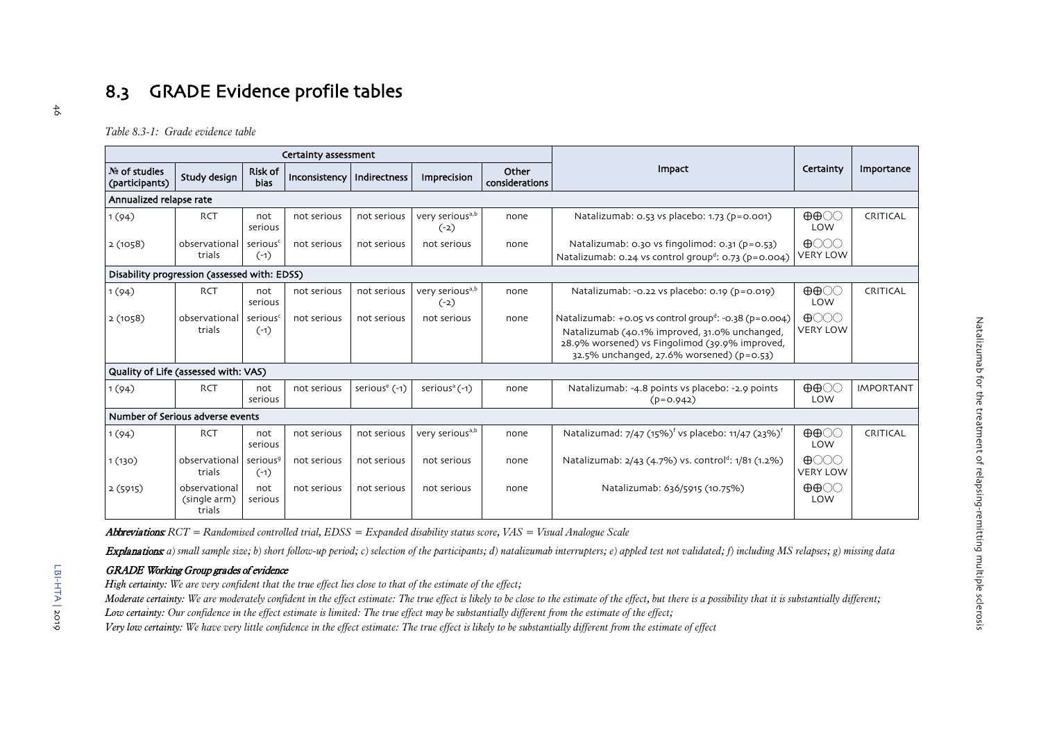## 8.3 GRADE Evidence profile tables

*Table 8.3-1: Grade evidence table*

| Certainty assessment | | | | | | | Impact | Certainty | Importance |
|---|---|---|---|---|---|---|---|---|---|
| № of studies (participants) | Study design | Risk of bias | Inconsistency | Indirectness | Imprecision | Other considerations | | | |
| **Annualized relapse rate** | | | | | | | | | |
| 1 (94) | RCT | not serious | not serious | not serious | very serious[a,b] (-2) | none | Natalizumab: 0.53 vs placebo: 1.73 (p=0.001) | ⊕⊕◯◯ LOW | CRITICAL |
| 2 (1058) | observational trials | serious[c] (-1) | not serious | not serious | not serious | none | Natalizumab: 0.30 vs fingolimod: 0.31 (p=0.53) Natalizumab: 0.24 vs control group[d]: 0.73 (p=0.004) | ⊕◯◯◯ VERY LOW | |
| **Disability progression (assessed with: EDSS)** | | | | | | | | | |
| 1 (94) | RCT | not serious | not serious | not serious | very serious[a,b] (-2) | none | Natalizumab: -0.22 vs placebo: 0.19 (p=0.019) | ⊕⊕◯◯ LOW | CRITICAL |
| 2 (1058) | observational trials | serious[c] (-1) | not serious | not serious | not serious | none | Natalizumab: +0.05 vs control group[d]: -0.38 (p=0.004) Natalizumab (40.1% improved, 31.0% unchanged, 28.9% worsened) vs Fingolimod (39.9% improved, 32.5% unchanged, 27.6% worsened) (p=0.53) | ⊕◯◯◯ VERY LOW | |
| **Quality of Life (assessed with: VAS)** | | | | | | | | | |
| 1 (94) | RCT | not serious | not serious | serious[e] (-1) | serious[a] (-1) | none | Natalizumab: -4.8 points vs placebo: -2.9 points (p=0.942) | ⊕⊕◯◯ LOW | IMPORTANT |
| **Number of Serious adverse events** | | | | | | | | | |
| 1 (94) | RCT | not serious | not serious | not serious | very serious[a,b] | none | Natalizumad: 7/47 (15%)[f] vs placebo: 11/47 (23%)[f] | ⊕⊕◯◯ LOW | CRITICAL |
| 1 (130) | observational trials | serious[g] (-1) | not serious | not serious | not serious | none | Natalizumab: 2/43 (4.7%) vs. control[d]: 1/81 (1.2%) | ⊕◯◯◯ VERY LOW | |
| 2 (5915) | observational (single arm) trials | not serious | not serious | not serious | not serious | none | Natalizumab: 636/5915 (10.75%) | ⊕⊕◯◯ LOW | |

***Abbreviations:*** *RCT = Randomised controlled trial, EDSS = Expanded disability status score, VAS = Visual Analogue Scale*

***Explanations:*** *a) small sample size; b) short follow-up period; c) selection of the participants; d) natalizumab interrupters; e) appled test not validated; f) including MS relapses; g) missing data*

***GRADE Working Group grades of evidence***

*High certainty: We are very confident that the true effect lies close to that of the estimate of the effect;*

*Moderate certainty: We are moderately confident in the effect estimate: The true effect is likely to be close to the estimate of the effect, but there is a possibility that it is substantially different;*

*Low certainty: Our confidence in the effect estimate is limited: The true effect may be substantially different from the estimate of the effect;*

*Very low certainty: We have very little confidence in the effect estimate: The true effect is likely to be substantially different from the estimate of effect*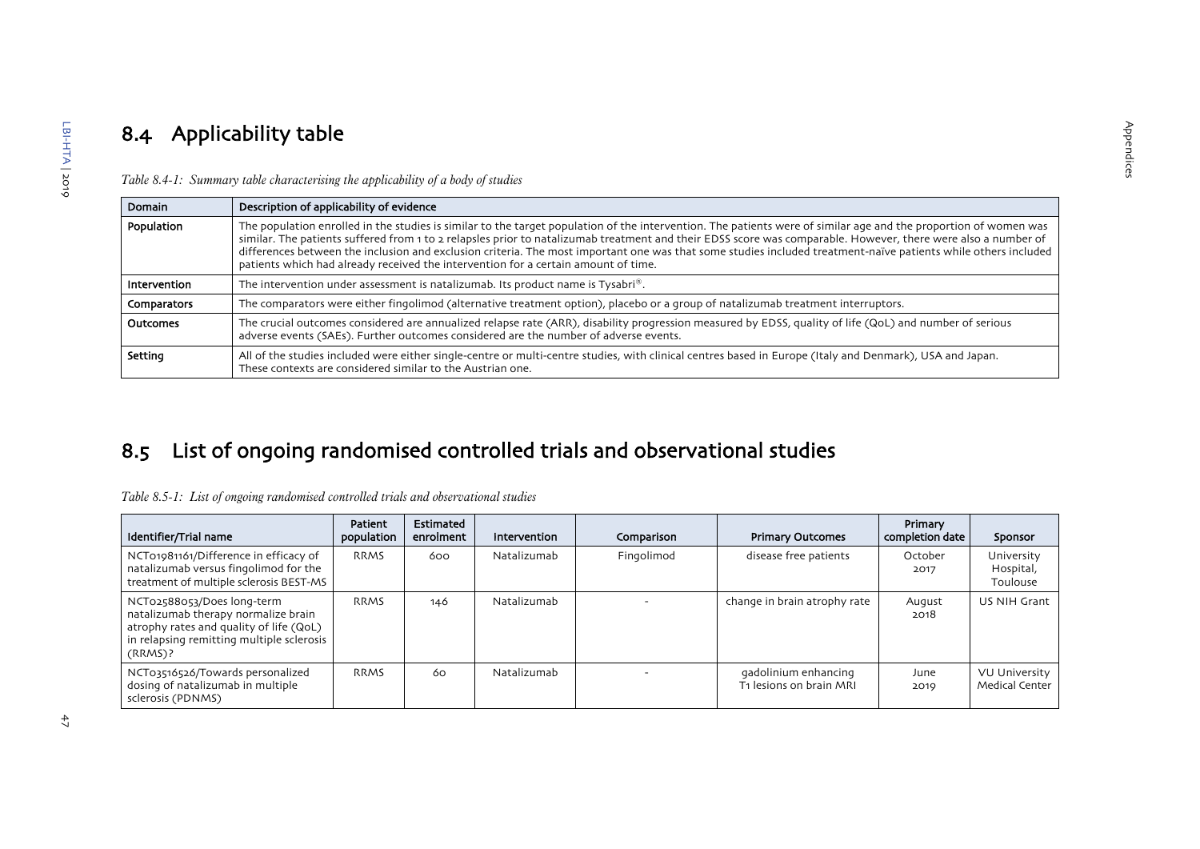## 8.4 Applicability table

*Table 8.4-1: Summary table characterising the applicability of a body of studies*

| Domain | Description of applicability of evidence |
|---|---|
| Population | The population enrolled in the studies is similar to the target population of the intervention. The patients were of similar age and the proportion of women was similar. The patients suffered from 1 to 2 relapses prior to natalizumab treatment and their EDSS score was comparable. However, there were also a number of differences between the inclusion and exclusion criteria. The most important one was that some studies included treatment-naïve patients while others included patients which had already received the intervention for a certain amount of time. |
| Intervention | The intervention under assessment is natalizumab. Its product name is Tysabri®. |
| Comparators | The comparators were either fingolimod (alternative treatment option), placebo or a group of natalizumab treatment interruptors. |
| Outcomes | The crucial outcomes considered are annualized relapse rate (ARR), disability progression measured by EDSS, quality of life (QoL) and number of serious adverse events (SAEs). Further outcomes considered are the number of adverse events. |
| Setting | All of the studies included were either single-centre or multi-centre studies, with clinical centres based in Europe (Italy and Denmark), USA and Japan. These contexts are considered similar to the Austrian one. |

## 8.5 List of ongoing randomised controlled trials and observational studies

*Table 8.5-1: List of ongoing randomised controlled trials and observational studies*

| Identifier/Trial name | Patient population | Estimated enrolment | Intervention | Comparison | Primary Outcomes | Primary completion date | Sponsor |
|---|---|---|---|---|---|---|---|
| NCT01981161/Difference in efficacy of natalizumab versus fingolimod for the treatment of multiple sclerosis BEST-MS | RRMS | 600 | Natalizumab | Fingolimod | disease free patients | October 2017 | University Hospital, Toulouse |
| NCT02588053/Does long-term natalizumab therapy normalize brain atrophy rates and quality of life (QoL) in relapsing remitting multiple sclerosis (RRMS)? | RRMS | 146 | Natalizumab | - | change in brain atrophy rate | August 2018 | US NIH Grant |
| NCT03516526/Towards personalized dosing of natalizumab in multiple sclerosis (PDNMS) | RRMS | 60 | Natalizumab | - | gadolinium enhancing T1 lesions on brain MRI | June 2019 | VU University Medical Center |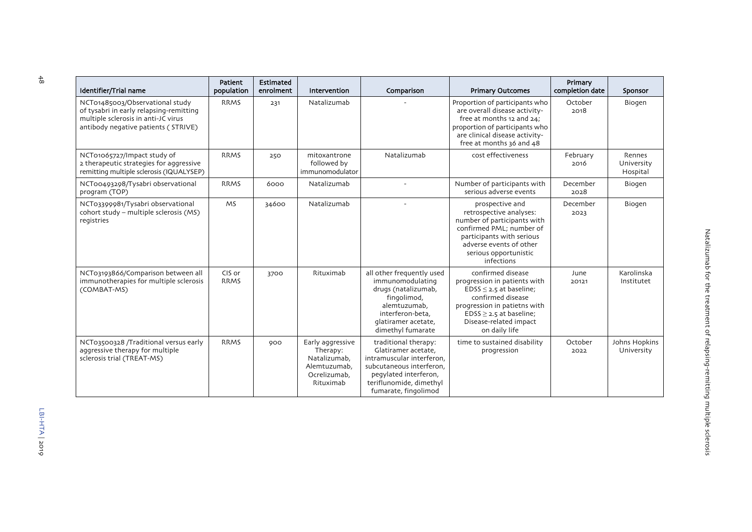| Identifier/Trial name | Patient population | Estimated enrolment | Intervention | Comparison | Primary Outcomes | Primary completion date | Sponsor |
|---|---|---|---|---|---|---|---|
| NCT01485003/Observational study of tysabri in early relapsing-remitting multiple sclerosis in anti-JC virus antibody negative patients ( STRIVE) | RRMS | 231 | Natalizumab | - | Proportion of participants who are overall disease activity-free at months 12 and 24; proportion of participants who are clinical disease activity-free at months 36 and 48 | October 2018 | Biogen |
| NCT01065727/Impact study of 2 therapeutic strategies for aggressive remitting multiple sclerosis (IQUALYSEP) | RRMS | 250 | mitoxantrone followed by immunomodulator | Natalizumab | cost effectiveness | February 2016 | Rennes University Hospital |
| NCT00493298/Tysabri observational program (TOP) | RRMS | 6000 | Natalizumab | - | Number of participants with serious adverse events | December 2028 | Biogen |
| NCT03399981/Tysabri observational cohort study – multiple sclerosis (MS) registries | MS | 34600 | Natalizumab | - | prospective and retrospective analyses: number of participants with confirmed PML; number of participants with serious adverse events of other serious opportunistic infections | December 2023 | Biogen |
| NCT03193866/Comparison between all immunotherapies for multiple sclerosis (COMBAT-MS) | CIS or RRMS | 3700 | Rituximab | all other frequently used immunomodulating drugs (natalizumab, fingolimod, alemtuzumab, interferon-beta, glatiramer acetate, dimethyl fumarate | confirmed disease progression in patients with EDSS $\leq$ 2.5 at baseline; confirmed disease progression in patietns with EDSS $\geq$ 2.5 at baseline; Disease-related impact on daily life | June 20121 | Karolinska Institutet |
| NCT03500328 /Traditional versus early aggressive therapy for multiple sclerosis trial (TREAT-MS) | RRMS | 900 | Early aggressive Therapy: Natalizumab, Alemtuzumab, Ocrelizumab, Rituximab | traditional therapy: Glatiramer acetate, intramuscular interferon, subcutaneous interferon, pegylated interferon, teriflunomide, dimethyl fumarate, fingolimod | time to sustained disability progression | October 2022 | Johns Hopkins University |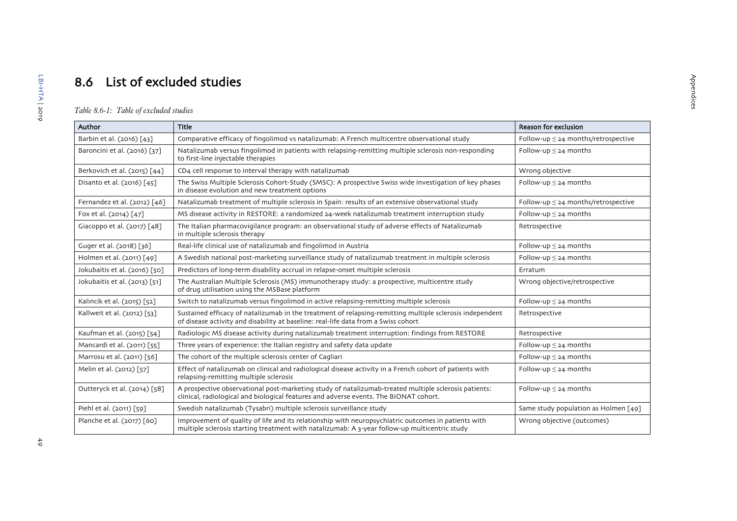## 8.6 List of excluded studies

*Table 8.6-1: Table of excluded studies*

| Author | Title | Reason for exclusion |
|---|---|---|
| Barbin et al. (2016) [43] | Comparative efficacy of fingolimod vs natalizumab: A French multicentre observational study | Follow-up ≤ 24 months/retrospective |
| Baroncini et al. (2016) [37] | Natalizumab versus fingolimod in patients with relapsing-remitting multiple sclerosis non-responding to first-line injectable therapies | Follow-up ≤ 24 months |
| Berkovich et al. (2015) [44] | CD4 cell response to interval therapy with natalizumab | Wrong objective |
| Disanto et al. (2016) [45] | The Swiss Multiple Sclerosis Cohort-Study (SMSC): A prospective Swiss wide investigation of key phases in disease evolution and new treatment options | Follow-up ≤ 24 months |
| Fernandez et al. (2012) [46] | Natalizumab treatment of multiple sclerosis in Spain: results of an extensive observational study | Follow-up ≤ 24 months/retrospective |
| Fox et al. (2014) [47] | MS disease activity in RESTORE: a randomized 24-week natalizumab treatment interruption study | Follow-up ≤ 24 months |
| Giacoppo et al. (2017) [48] | The Italian pharmacovigilance program: an observational study of adverse effects of Natalizumab in multiple sclerosis therapy | Retrospective |
| Guger et al. (2018) [36] | Real-life clinical use of natalizumab and fingolimod in Austria | Follow-up ≤ 24 months |
| Holmen et al. (2011) [49] | A Swedish national post-marketing surveillance study of natalizumab treatment in multiple sclerosis | Follow-up ≤ 24 months |
| Jokubaitis et al. (2016) [50] | Predictors of long-term disability accrual in relapse-onset multiple sclerosis | Erratum |
| Jokubaitis et al. (2013) [51] | The Australian Multiple Sclerosis (MS) immunotherapy study: a prospective, multicentre study of drug utilisation using the MSBase platform | Wrong objective/retrospective |
| Kalincik et al. (2015) [52] | Switch to natalizumab versus fingolimod in active relapsing-remitting multiple sclerosis | Follow-up ≤ 24 months |
| Kallweit et al. (2012) [53] | Sustained efficacy of natalizumab in the treatment of relapsing-remitting multiple sclerosis independent of disease activity and disability at baseline: real-life data from a Swiss cohort | Retrospective |
| Kaufman et al. (2015) [54] | Radiologic MS disease activity during natalizumab treatment interruption: findings from RESTORE | Retrospective |
| Mancardi et al. (2011) [55] | Three years of experience: the Italian registry and safety data update | Follow-up ≤ 24 months |
| Marrosu et al. (2011) [56] | The cohort of the multiple sclerosis center of Cagliari | Follow-up ≤ 24 months |
| Melin et al. (2012) [57] | Effect of natalizumab on clinical and radiological disease activity in a French cohort of patients with relapsing-remitting multiple sclerosis | Follow-up ≤ 24 months |
| Outteryck et al. (2014) [58] | A prospective observational post-marketing study of natalizumab-treated multiple sclerosis patients: clinical, radiological and biological features and adverse events. The BIONAT cohort. | Follow-up ≤ 24 months |
| Piehl et al. (2011) [59] | Swedish natalizumab (Tysabri) multiple sclerosis surveillance study | Same study population as Holmen [49] |
| Planche et al. (2017) [60] | Improvement of quality of life and its relationship with neuropsychiatric outcomes in patients with multiple sclerosis starting treatment with natalizumab: A 3-year follow-up multicentric study | Wrong objective (outcomes) |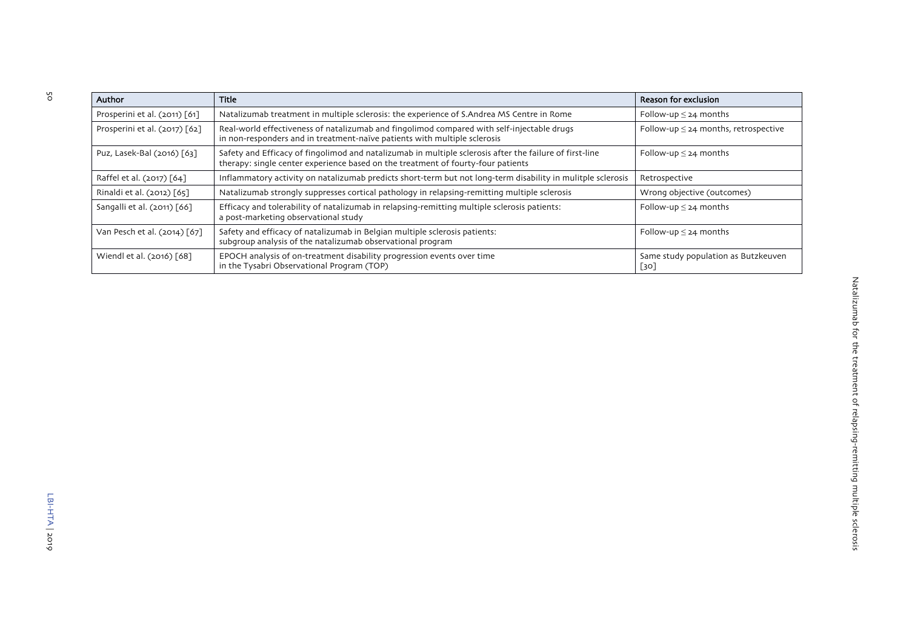| Author | Title | Reason for exclusion |
|---|---|---|
| Prosperini et al. (2011) [61] | Natalizumab treatment in multiple sclerosis: the experience of S.Andrea MS Centre in Rome | Follow-up ≤ 24 months |
| Prosperini et al. (2017) [62] | Real-world effectiveness of natalizumab and fingolimod compared with self-injectable drugs in non-responders and in treatment-naïve patients with multiple sclerosis | Follow-up ≤ 24 months, retrospective |
| Puz, Lasek-Bal (2016) [63] | Safety and Efficacy of fingolimod and natalizumab in multiple sclerosis after the failure of first-line therapy: single center experience based on the treatment of fourty-four patients | Follow-up ≤ 24 months |
| Raffel et al. (2017) [64] | Inflammatory activity on natalizumab predicts short-term but not long-term disability in mulitple sclerosis | Retrospective |
| Rinaldi et al. (2012) [65] | Natalizumab strongly suppresses cortical pathology in relapsing-remitting multiple sclerosis | Wrong objective (outcomes) |
| Sangalli et al. (2011) [66] | Efficacy and tolerability of natalizumab in relapsing-remitting multiple sclerosis patients: a post-marketing observational study | Follow-up ≤ 24 months |
| Van Pesch et al. (2014) [67] | Safety and efficacy of natalizumab in Belgian multiple sclerosis patients: subgroup analysis of the natalizumab observational program | Follow-up ≤ 24 months |
| Wiendl et al. (2016) [68] | EPOCH analysis of on-treatment disability progression events over time in the Tysabri Observational Program (TOP) | Same study population as Butzkeuven [30] |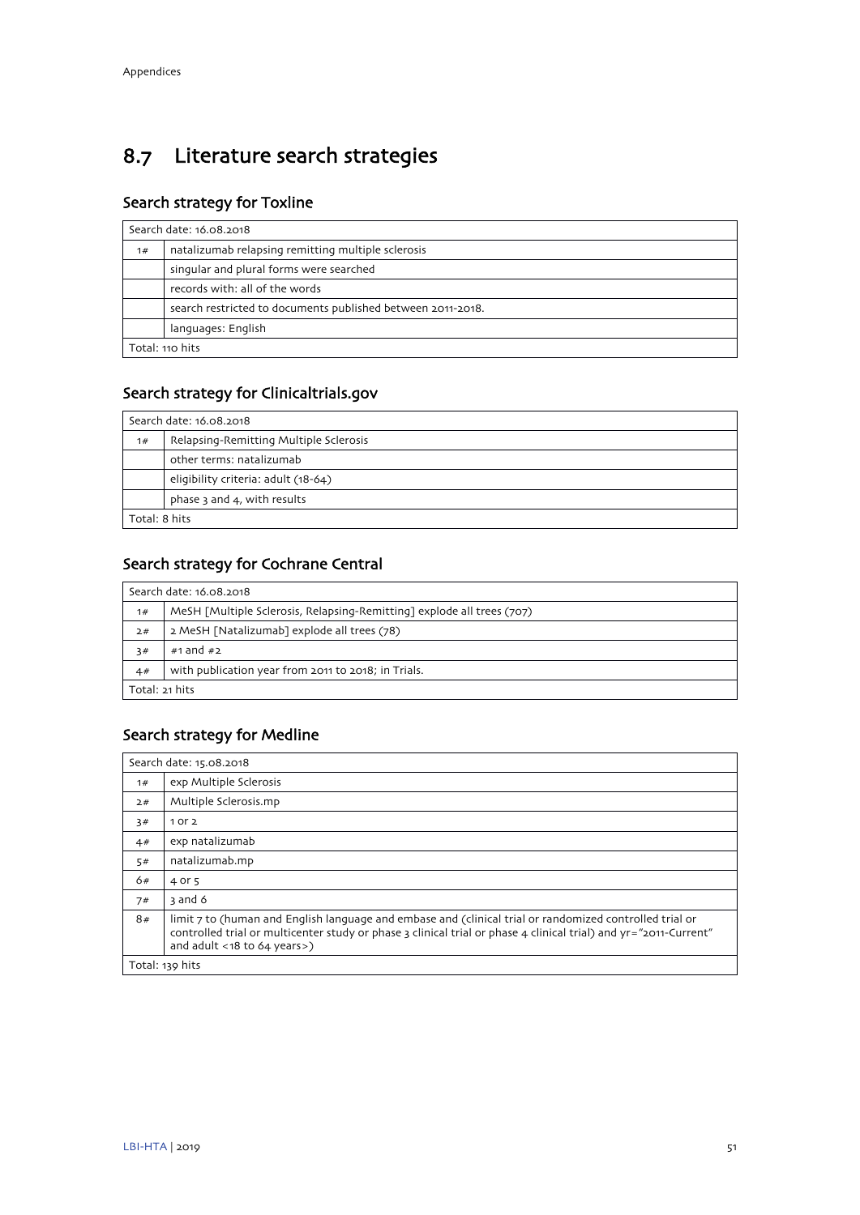## 8.7 Literature search strategies

### Search strategy for Toxline

| Search date: 16.08.2018 | |
|---|---|
| 1# | natalizumab relapsing remitting multiple sclerosis |
| | singular and plural forms were searched |
| | records with: all of the words |
| | search restricted to documents published between 2011-2018. |
| | languages: English |
| Total: 110 hits | |

### Search strategy for Clinicaltrials.gov

| Search date: 16.08.2018 | |
|---|---|
| 1# | Relapsing-Remitting Multiple Sclerosis |
| | other terms: natalizumab |
| | eligibility criteria: adult (18-64) |
| | phase 3 and 4, with results |
| Total: 8 hits | |

### Search strategy for Cochrane Central

| Search date: 16.08.2018 | |
|---|---|
| 1# | MeSH [Multiple Sclerosis, Relapsing-Remitting] explode all trees (707) |
| 2# | 2 MeSH [Natalizumab] explode all trees (78) |
| 3# | #1 and #2 |
| 4# | with publication year from 2011 to 2018; in Trials. |
| Total: 21 hits | |

### Search strategy for Medline

| Search date: 15.08.2018 | |
|---|---|
| 1# | exp Multiple Sclerosis |
| 2# | Multiple Sclerosis.mp |
| 3# | 1 or 2 |
| 4# | exp natalizumab |
| 5# | natalizumab.mp |
| 6# | 4 or 5 |
| 7# | 3 and 6 |
| 8# | limit 7 to (human and English language and embase and (clinical trial or randomized controlled trial or controlled trial or multicenter study or phase 3 clinical trial or phase 4 clinical trial) and yr="2011-Current" and adult <18 to 64 years>) |
| Total: 139 hits | |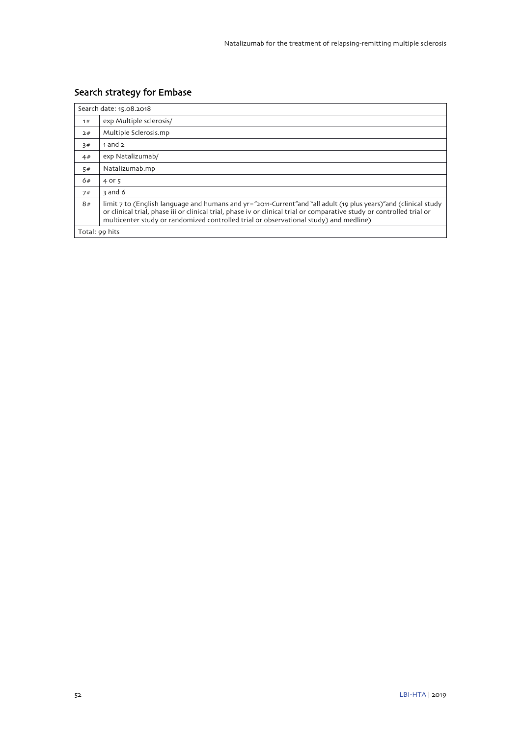## Search strategy for Embase

| Search date: 15.08.2018 | |
|---|---|
| 1# | exp Multiple sclerosis/ |
| 2# | Multiple Sclerosis.mp |
| 3# | 1 and 2 |
| 4# | exp Natalizumab/ |
| 5# | Natalizumab.mp |
| 6# | 4 or 5 |
| 7# | 3 and 6 |
| 8# | limit 7 to (English language and humans and yr="2011-Current"and "all adult (19 plus years)"and (clinical study or clinical trial, phase iii or clinical trial, phase iv or clinical trial or comparative study or controlled trial or multicenter study or randomized controlled trial or observational study) and medline) |
| Total: 99 hits | |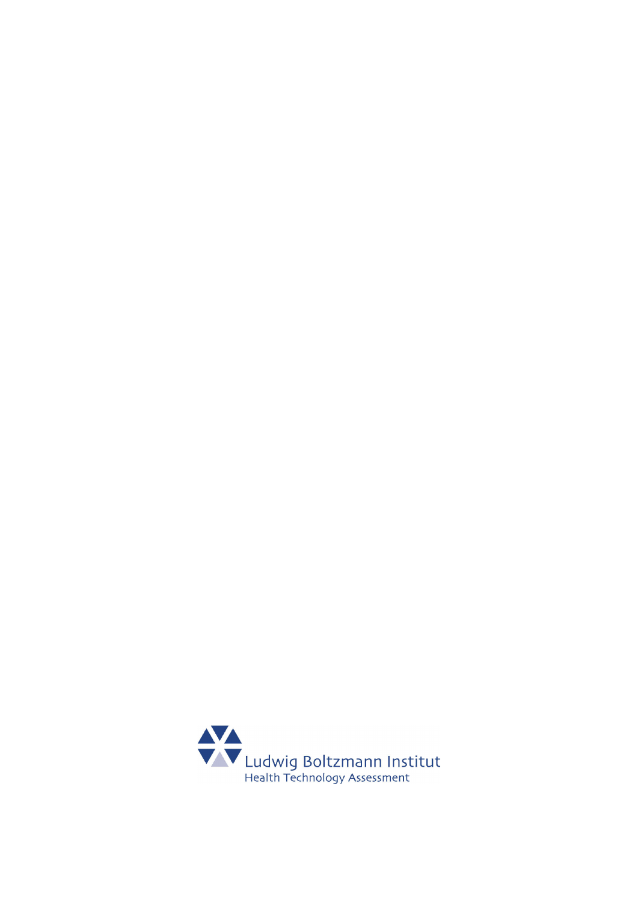Ludwig Boltzmann Institut
Health Technology Assessment